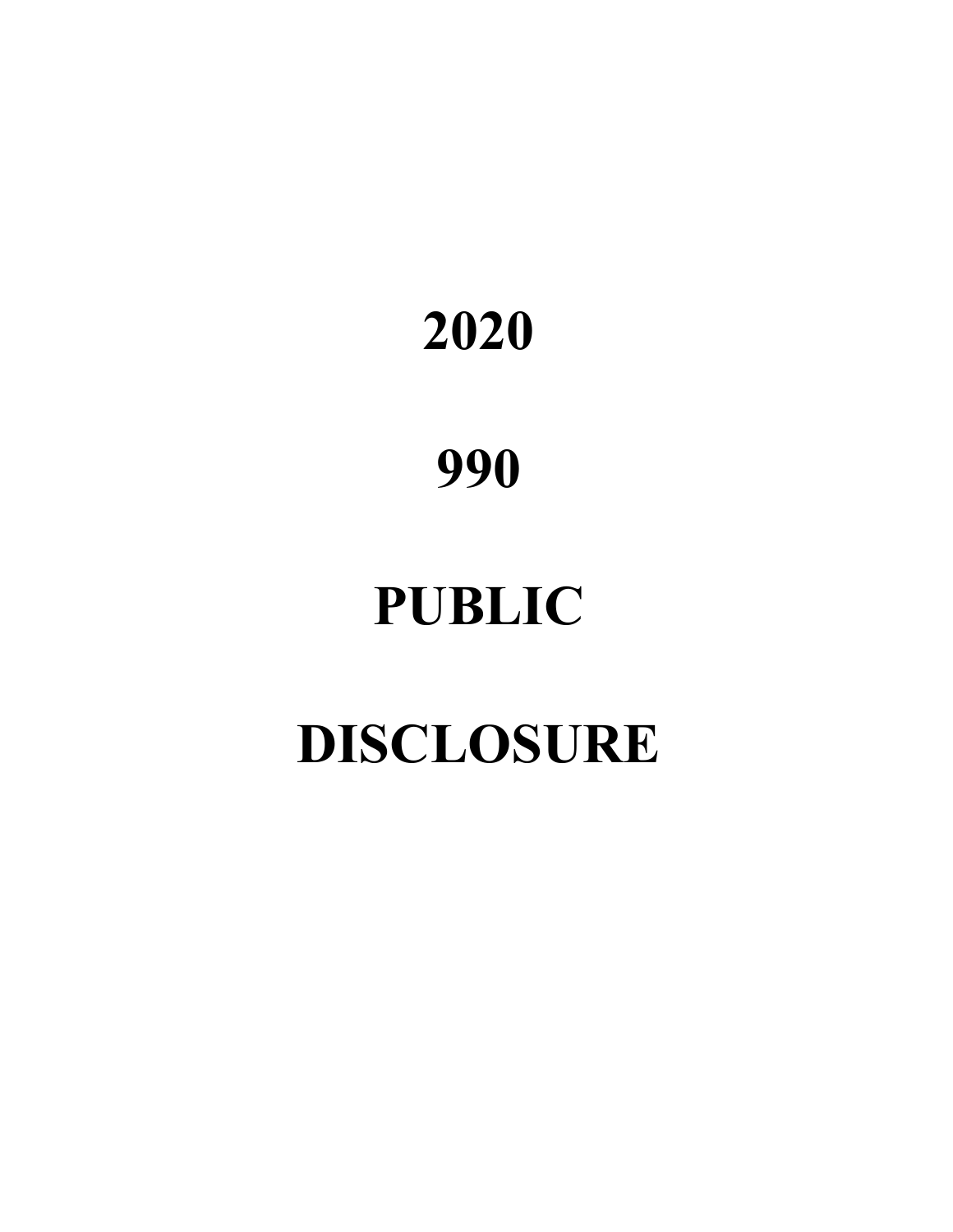# 2020

# 990

# PUBLIC

# DISCLOSURE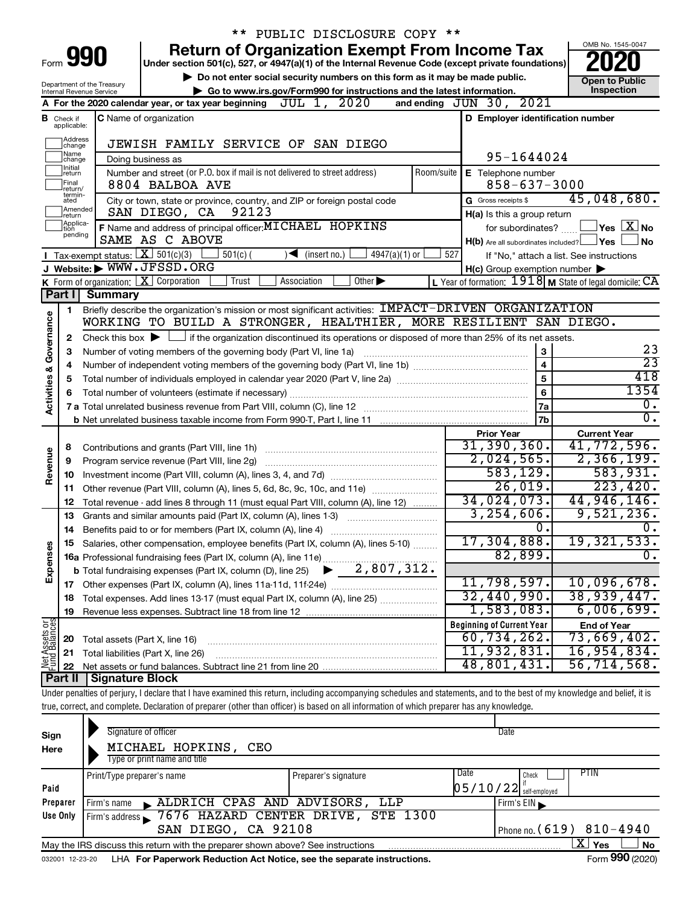\*\* PUBLIC DISCLOSURE COPY \*\*

# Form 990 — Return of Organization Exempt From Income Tax

Under section 501(c), 527, or 4947(a)(1) of the Internal Revenue Code (except private foundations)

▶ Do not enter social security numbers on this form as it may be made public.

▶ Go to www.irs.gov/Form990 for instructions and the latest information.

Department of the Treasury
Internal Revenue Service

OMB No. 1545-0047

**2020**

**Open to Public Inspection**

**A** For the 2020 calendar year, or tax year beginning JUL 1, 2020 and ending JUN 30, 2021

**B** Check if applicable: Address change, Name change, Initial return, Final return/terminated, Amended return, Application pending

**C** Name of organization: JEWISH FAMILY SERVICE OF SAN DIEGO

Doing business as

Number and street (or P.O. box if mail is not delivered to street address): 8804 BALBOA AVE — Room/suite

City or town, state or province, country, and ZIP or foreign postal code: SAN DIEGO, CA 92123

**D** Employer identification number: 95-1644024

**E** Telephone number: 858-637-3000

**G** Gross receipts $ 45,048,680.

**F** Name and address of principal officer: MICHAEL HOPKINS, SAME AS C ABOVE

H(a) Is this a group return for subordinates? ☐ Yes ☒ No

H(b) Are all subordinates included? ☐ Yes ☐ No — If "No," attach a list. See instructions

H(c) Group exemption number ▶

**I** Tax-exempt status: ☒ 501(c)(3) ☐ 501(c) ( ) ◀ (insert no.) ☐ 4947(a)(1) or ☐ 527

**J** Website: ▶ WWW.JFSSD.ORG

**K** Form of organization: ☒ Corporation ☐ Trust ☐ Association ☐ Other ▶

**L** Year of formation: 1918 **M** State of legal domicile: CA

## Part I Summary

**Activities & Governance**

1 Briefly describe the organization's mission or most significant activities: IMPACT-DRIVEN ORGANIZATION WORKING TO BUILD A STRONGER, HEALTHIER, MORE RESILIENT SAN DIEGO.

2 Check this box ▶ ☐ if the organization discontinued its operations or disposed of more than 25% of its net assets.

| Line | Description | | Value |
|---|---|---|---|
| 3 | Number of voting members of the governing body (Part VI, line 1a) | 3 | 23 |
| 4 | Number of independent voting members of the governing body (Part VI, line 1b) | 4 | 23 |
| 5 | Total number of individuals employed in calendar year 2020 (Part V, line 2a) | 5 | 418 |
| 6 | Total number of volunteers (estimate if necessary) | 6 | 1354 |
| 7a | Total unrelated business revenue from Part VIII, column (C), line 12 | 7a | 0. |
| 7b | Net unrelated business taxable income from Form 990-T, Part I, line 11 | 7b | 0. |

| | Line | Description | Prior Year | Current Year |
|---|---|---|---|---|
| Revenue | 8 | Contributions and grants (Part VIII, line 1h) | 31,390,360. | 41,772,596. |
| | 9 | Program service revenue (Part VIII, line 2g) | 2,024,565. | 2,366,199. |
| | 10 | Investment income (Part VIII, column (A), lines 3, 4, and 7d) | 583,129. | 583,931. |
| | 11 | Other revenue (Part VIII, column (A), lines 5, 6d, 8c, 9c, 10c, and 11e) | 26,019. | 223,420. |
| | 12 | Total revenue - add lines 8 through 11 (must equal Part VIII, column (A), line 12) | 34,024,073. | 44,946,146. |
| Expenses | 13 | Grants and similar amounts paid (Part IX, column (A), lines 1-3) | 3,254,606. | 9,521,236. |
| | 14 | Benefits paid to or for members (Part IX, column (A), line 4) | 0. | 0. |
| | 15 | Salaries, other compensation, employee benefits (Part IX, column (A), lines 5-10) | 17,304,888. | 19,321,533. |
| | 16a | Professional fundraising fees (Part IX, column (A), line 11e) | 82,899. | 0. |
| | b | Total fundraising expenses (Part IX, column (D), line 25) ▶ 2,807,312. | | |
| | 17 | Other expenses (Part IX, column (A), lines 11a-11d, 11f-24e) | 11,798,597. | 10,096,678. |
| | 18 | Total expenses. Add lines 13-17 (must equal Part IX, column (A), line 25) | 32,440,990. | 38,939,447. |
| | 19 | Revenue less expenses. Subtract line 18 from line 12 | 1,583,083. | 6,006,699. |

| | Line | Description | Beginning of Current Year | End of Year |
|---|---|---|---|---|
| Net Assets or Fund Balances | 20 | Total assets (Part X, line 16) | 60,734,262. | 73,669,402. |
| | 21 | Total liabilities (Part X, line 26) | 11,932,831. | 16,954,834. |
| | 22 | Net assets or fund balances. Subtract line 21 from line 20 | 48,801,431. | 56,714,568. |

## Part II Signature Block

Under penalties of perjury, I declare that I have examined this return, including accompanying schedules and statements, and to the best of my knowledge and belief, it is true, correct, and complete. Declaration of preparer (other than officer) is based on all information of which preparer has any knowledge.

**Sign Here**

Signature of officer — Date

MICHAEL HOPKINS, CEO
Type or print name and title

**Paid Preparer Use Only**

| Print/Type preparer's name | Preparer's signature | Date | Check if self-employed | PTIN |
|---|---|---|---|---|
| | | 05/10/22 | | |

Firm's name ▶ ALDRICH CPAS AND ADVISORS, LLP — Firm's EIN ▶

Firm's address ▶ 7676 HAZARD CENTER DRIVE, STE 1300, SAN DIEGO, CA 92108 — Phone no. (619) 810-4940

May the IRS discuss this return with the preparer shown above? See instructions ☒ Yes ☐ No

032001 12-23-20 LHA For Paperwork Reduction Act Notice, see the separate instructions. Form **990** (2020)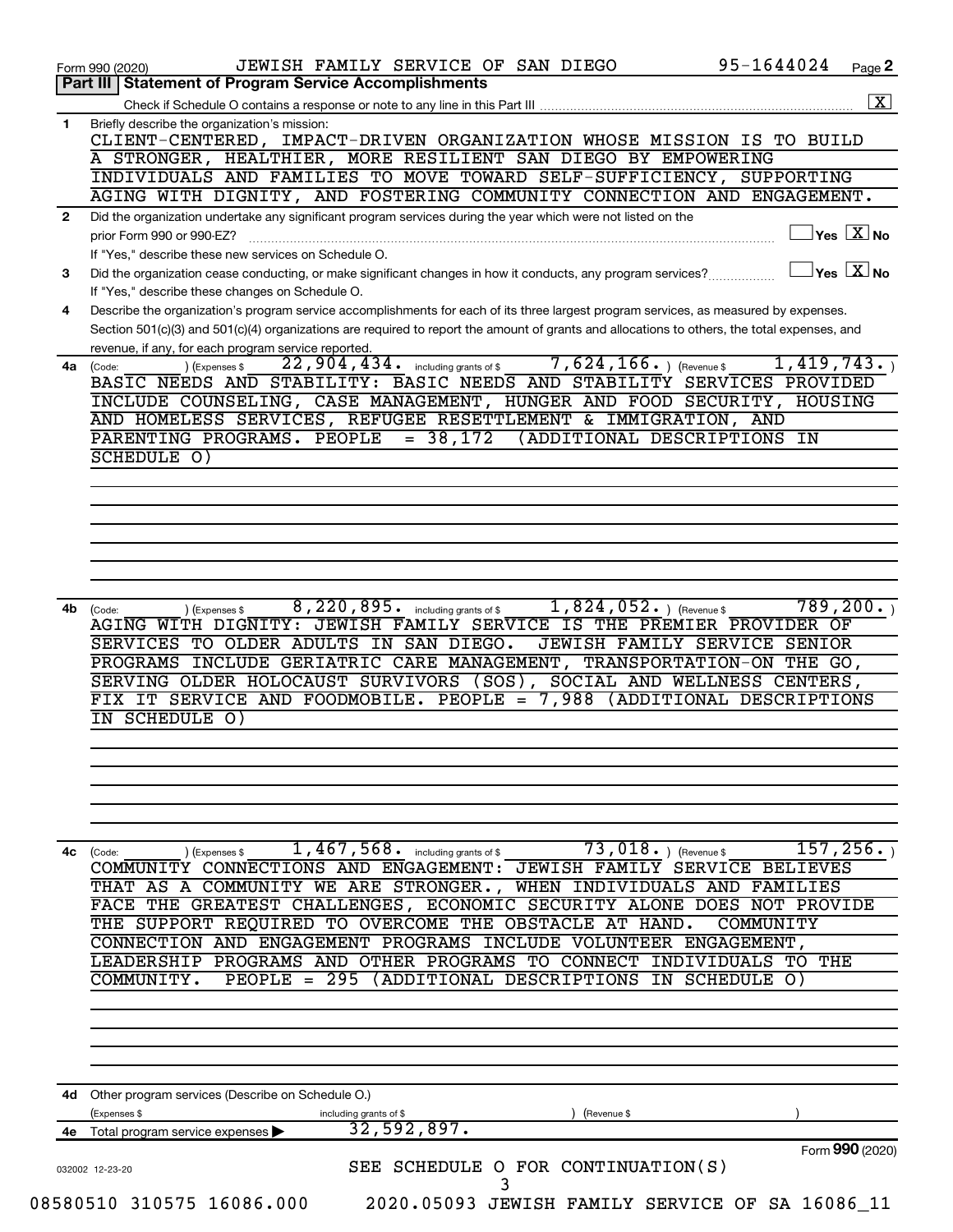Form 990 (2020) JEWISH FAMILY SERVICE OF SAN DIEGO 95-1644024 Page 2

## Part III | Statement of Program Service Accomplishments

Check if Schedule O contains a response or note to any line in this Part III .......... [X]

**1** Briefly describe the organization's mission:

CLIENT-CENTERED, IMPACT-DRIVEN ORGANIZATION WHOSE MISSION IS TO BUILD A STRONGER, HEALTHIER, MORE RESILIENT SAN DIEGO BY EMPOWERING INDIVIDUALS AND FAMILIES TO MOVE TOWARD SELF-SUFFICIENCY, SUPPORTING AGING WITH DIGNITY, AND FOSTERING COMMUNITY CONNECTION AND ENGAGEMENT.

**2** Did the organization undertake any significant program services during the year which were not listed on the prior Form 990 or 990-EZ? .......... [ ] Yes [X] No

If "Yes," describe these new services on Schedule O.

**3** Did the organization cease conducting, or make significant changes in how it conducts, any program services? .......... [ ] Yes [X] No

If "Yes," describe these changes on Schedule O.

**4** Describe the organization's program service accomplishments for each of its three largest program services, as measured by expenses. Section 501(c)(3) and 501(c)(4) organizations are required to report the amount of grants and allocations to others, the total expenses, and revenue, if any, for each program service reported.

**4a** (Code: ) (Expenses $ 22,904,434. including grants of $ 7,624,166. ) (Revenue $ 1,419,743. )

BASIC NEEDS AND STABILITY: BASIC NEEDS AND STABILITY SERVICES PROVIDED INCLUDE COUNSELING, CASE MANAGEMENT, HUNGER AND FOOD SECURITY, HOUSING AND HOMELESS SERVICES, REFUGEE RESETTLEMENT & IMMIGRATION, AND PARENTING PROGRAMS. PEOPLE = 38,172 (ADDITIONAL DESCRIPTIONS IN SCHEDULE O)

**4b** (Code: ) (Expenses $ 8,220,895. including grants of $ 1,824,052. ) (Revenue $ 789,200. )

AGING WITH DIGNITY: JEWISH FAMILY SERVICE IS THE PREMIER PROVIDER OF SERVICES TO OLDER ADULTS IN SAN DIEGO. JEWISH FAMILY SERVICE SENIOR PROGRAMS INCLUDE GERIATRIC CARE MANAGEMENT, TRANSPORTATION-ON THE GO, SERVING OLDER HOLOCAUST SURVIVORS (SOS), SOCIAL AND WELLNESS CENTERS, FIX IT SERVICE AND FOODMOBILE. PEOPLE = 7,988 (ADDITIONAL DESCRIPTIONS IN SCHEDULE O)

**4c** (Code: ) (Expenses $ 1,467,568. including grants of $ 73,018. ) (Revenue $ 157,256. )

COMMUNITY CONNECTIONS AND ENGAGEMENT: JEWISH FAMILY SERVICE BELIEVES THAT AS A COMMUNITY WE ARE STRONGER., WHEN INDIVIDUALS AND FAMILIES FACE THE GREATEST CHALLENGES, ECONOMIC SECURITY ALONE DOES NOT PROVIDE THE SUPPORT REQUIRED TO OVERCOME THE OBSTACLE AT HAND. COMMUNITY CONNECTION AND ENGAGEMENT PROGRAMS INCLUDE VOLUNTEER ENGAGEMENT, LEADERSHIP PROGRAMS AND OTHER PROGRAMS TO CONNECT INDIVIDUALS TO THE COMMUNITY. PEOPLE = 295 (ADDITIONAL DESCRIPTIONS IN SCHEDULE O)

**4d** Other program services (Describe on Schedule O.)

(Expenses $ including grants of $ ) (Revenue $ )

**4e** Total program service expenses ▶ 32,592,897.

Form **990** (2020)

032002 12-23-20

SEE SCHEDULE O FOR CONTINUATION(S)

08580510 310575 16086.000 2020.05093 JEWISH FAMILY SERVICE OF SA 16086_11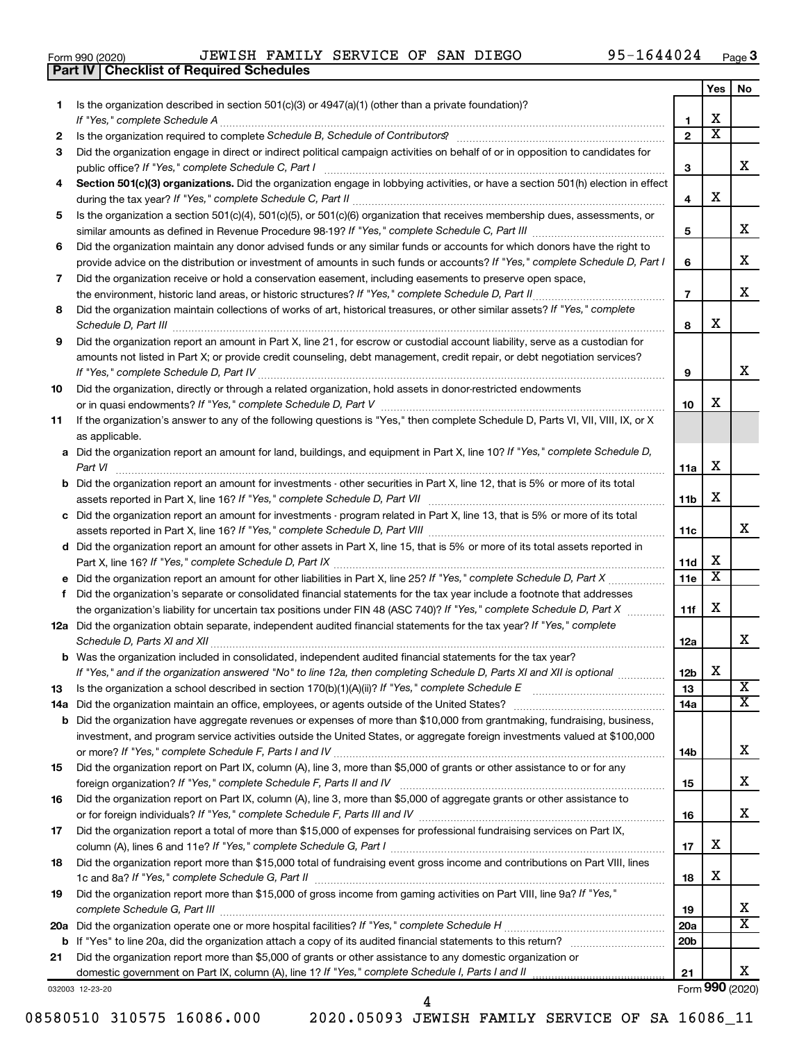Form 990 (2020) JEWISH FAMILY SERVICE OF SAN DIEGO 95-1644024 Page 3

**Part IV | Checklist of Required Schedules**

| | | | Yes | No |
|---|---|---|---|---|
| 1 | Is the organization described in section 501(c)(3) or 4947(a)(1) (other than a private foundation)? *If "Yes," complete Schedule A* | 1 | X | |
| 2 | Is the organization required to complete *Schedule B, Schedule of Contributors*? | 2 | X | |
| 3 | Did the organization engage in direct or indirect political campaign activities on behalf of or in opposition to candidates for public office? *If "Yes," complete Schedule C, Part I* | 3 | | X |
| 4 | **Section 501(c)(3) organizations.** Did the organization engage in lobbying activities, or have a section 501(h) election in effect during the tax year? *If "Yes," complete Schedule C, Part II* | 4 | X | |
| 5 | Is the organization a section 501(c)(4), 501(c)(5), or 501(c)(6) organization that receives membership dues, assessments, or similar amounts as defined in Revenue Procedure 98-19? *If "Yes," complete Schedule C, Part III* | 5 | | X |
| 6 | Did the organization maintain any donor advised funds or any similar funds or accounts for which donors have the right to provide advice on the distribution or investment of amounts in such funds or accounts? *If "Yes," complete Schedule D, Part I* | 6 | | X |
| 7 | Did the organization receive or hold a conservation easement, including easements to preserve open space, the environment, historic land areas, or historic structures? *If "Yes," complete Schedule D, Part II* | 7 | | X |
| 8 | Did the organization maintain collections of works of art, historical treasures, or other similar assets? *If "Yes," complete Schedule D, Part III* | 8 | X | |
| 9 | Did the organization report an amount in Part X, line 21, for escrow or custodial account liability, serve as a custodian for amounts not listed in Part X; or provide credit counseling, debt management, credit repair, or debt negotiation services? *If "Yes," complete Schedule D, Part IV* | 9 | | X |
| 10 | Did the organization, directly or through a related organization, hold assets in donor-restricted endowments or in quasi endowments? *If "Yes," complete Schedule D, Part V* | 10 | X | |
| 11 | If the organization's answer to any of the following questions is "Yes," then complete Schedule D, Parts VI, VII, VIII, IX, or X as applicable. | | | |
| a | Did the organization report an amount for land, buildings, and equipment in Part X, line 10? *If "Yes," complete Schedule D, Part VI* | 11a | X | |
| b | Did the organization report an amount for investments - other securities in Part X, line 12, that is 5% or more of its total assets reported in Part X, line 16? *If "Yes," complete Schedule D, Part VII* | 11b | X | |
| c | Did the organization report an amount for investments - program related in Part X, line 13, that is 5% or more of its total assets reported in Part X, line 16? *If "Yes," complete Schedule D, Part VIII* | 11c | | X |
| d | Did the organization report an amount for other assets in Part X, line 15, that is 5% or more of its total assets reported in Part X, line 16? *If "Yes," complete Schedule D, Part IX* | 11d | X | |
| e | Did the organization report an amount for other liabilities in Part X, line 25? *If "Yes," complete Schedule D, Part X* | 11e | X | |
| f | Did the organization's separate or consolidated financial statements for the tax year include a footnote that addresses the organization's liability for uncertain tax positions under FIN 48 (ASC 740)? *If "Yes," complete Schedule D, Part X* | 11f | X | |
| 12a | Did the organization obtain separate, independent audited financial statements for the tax year? *If "Yes," complete Schedule D, Parts XI and XII* | 12a | | X |
| b | Was the organization included in consolidated, independent audited financial statements for the tax year? *If "Yes," and if the organization answered "No" to line 12a, then completing Schedule D, Parts XI and XII is optional* | 12b | X | |
| 13 | Is the organization a school described in section 170(b)(1)(A)(ii)? *If "Yes," complete Schedule E* | 13 | | X |
| 14a | Did the organization maintain an office, employees, or agents outside of the United States? | 14a | | X |
| b | Did the organization have aggregate revenues or expenses of more than $10,000 from grantmaking, fundraising, business, investment, and program service activities outside the United States, or aggregate foreign investments valued at $100,000 or more? *If "Yes," complete Schedule F, Parts I and IV* | 14b | | X |
| 15 | Did the organization report on Part IX, column (A), line 3, more than $5,000 of grants or other assistance to or for any foreign organization? *If "Yes," complete Schedule F, Parts II and IV* | 15 | | X |
| 16 | Did the organization report on Part IX, column (A), line 3, more than $5,000 of aggregate grants or other assistance to or for foreign individuals? *If "Yes," complete Schedule F, Parts III and IV* | 16 | | X |
| 17 | Did the organization report a total of more than $15,000 of expenses for professional fundraising services on Part IX, column (A), lines 6 and 11e? *If "Yes," complete Schedule G, Part I* | 17 | X | |
| 18 | Did the organization report more than $15,000 total of fundraising event gross income and contributions on Part VIII, lines 1c and 8a? *If "Yes," complete Schedule G, Part II* | 18 | X | |
| 19 | Did the organization report more than $15,000 of gross income from gaming activities on Part VIII, line 9a? *If "Yes," complete Schedule G, Part III* | 19 | | X |
| 20a | Did the organization operate one or more hospital facilities? *If "Yes," complete Schedule H* | 20a | | X |
| b | If "Yes" to line 20a, did the organization attach a copy of its audited financial statements to this return? | 20b | | |
| 21 | Did the organization report more than $5,000 of grants or other assistance to any domestic organization or domestic government on Part IX, column (A), line 1? *If "Yes," complete Schedule I, Parts I and II* | 21 | | X |

032003 12-23-20 Form **990** (2020)

08580510 310575 16086.000 2020.05093 JEWISH FAMILY SERVICE OF SA 16086_11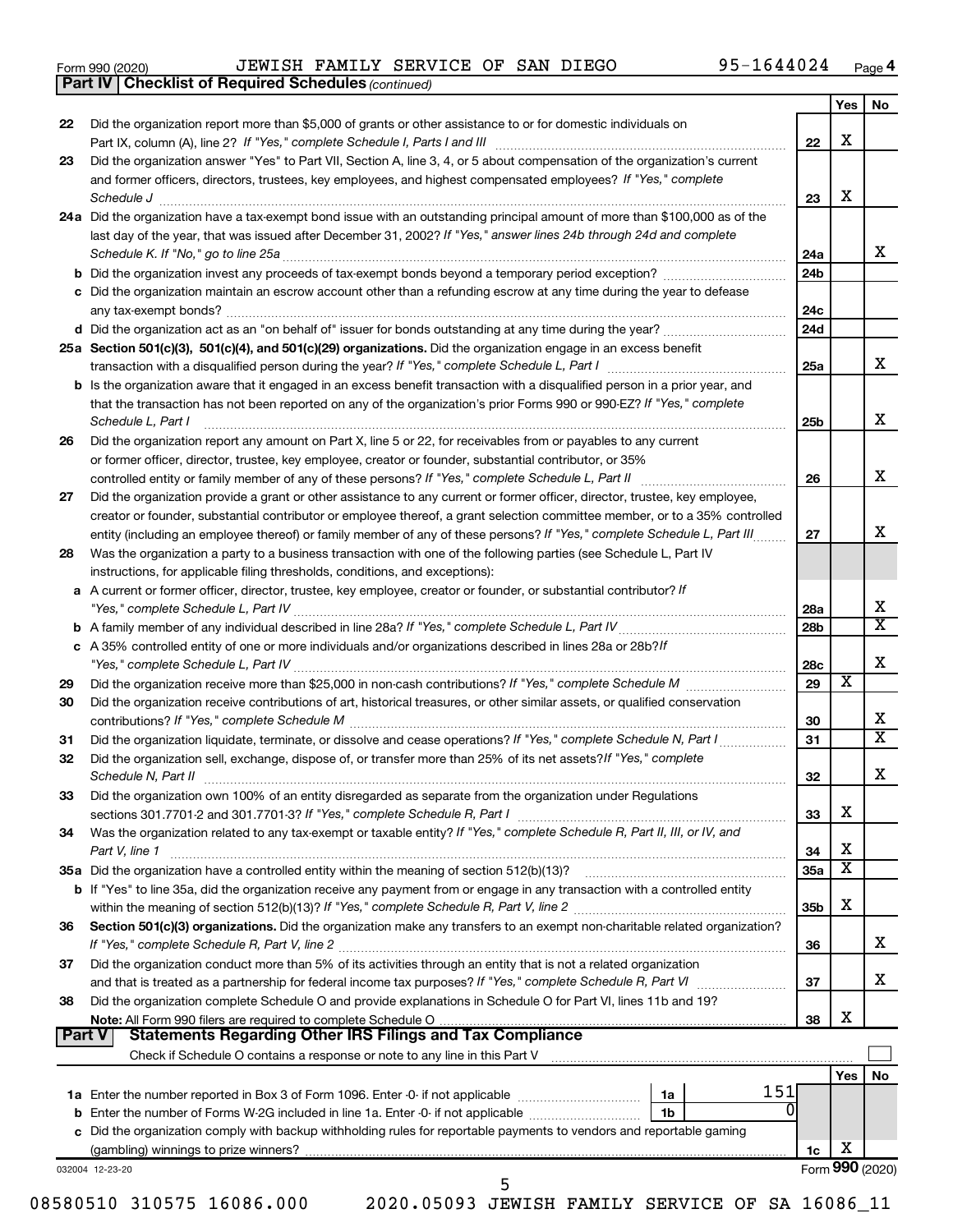Form 990 (2020) JEWISH FAMILY SERVICE OF SAN DIEGO 95-1644024 Page 4

**Part IV | Checklist of Required Schedules** *(continued)*

| | | | Yes | No |
|---|---|---|---|---|
| 22 | Did the organization report more than $5,000 of grants or other assistance to or for domestic individuals on Part IX, column (A), line 2? *If "Yes," complete Schedule I, Parts I and III* | 22 | X | |
| 23 | Did the organization answer "Yes" to Part VII, Section A, line 3, 4, or 5 about compensation of the organization's current and former officers, directors, trustees, key employees, and highest compensated employees? *If "Yes," complete Schedule J* | 23 | X | |
| 24a | Did the organization have a tax-exempt bond issue with an outstanding principal amount of more than $100,000 as of the last day of the year, that was issued after December 31, 2002? *If "Yes," answer lines 24b through 24d and complete Schedule K. If "No," go to line 25a* | 24a | | X |
| b | Did the organization invest any proceeds of tax-exempt bonds beyond a temporary period exception? | 24b | | |
| c | Did the organization maintain an escrow account other than a refunding escrow at any time during the year to defease any tax-exempt bonds? | 24c | | |
| d | Did the organization act as an "on behalf of" issuer for bonds outstanding at any time during the year? | 24d | | |
| 25a | **Section 501(c)(3), 501(c)(4), and 501(c)(29) organizations.** Did the organization engage in an excess benefit transaction with a disqualified person during the year? *If "Yes," complete Schedule L, Part I* | 25a | | X |
| b | Is the organization aware that it engaged in an excess benefit transaction with a disqualified person in a prior year, and that the transaction has not been reported on any of the organization's prior Forms 990 or 990-EZ? *If "Yes," complete Schedule L, Part I* | 25b | | X |
| 26 | Did the organization report any amount on Part X, line 5 or 22, for receivables from or payables to any current or former officer, director, trustee, key employee, creator or founder, substantial contributor, or 35% controlled entity or family member of any of these persons? *If "Yes," complete Schedule L, Part II* | 26 | | X |
| 27 | Did the organization provide a grant or other assistance to any current or former officer, director, trustee, key employee, creator or founder, substantial contributor or employee thereof, a grant selection committee member, or to a 35% controlled entity (including an employee thereof) or family member of any of these persons? *If "Yes," complete Schedule L, Part III* | 27 | | X |
| 28 | Was the organization a party to a business transaction with one of the following parties (see Schedule L, Part IV instructions, for applicable filing thresholds, conditions, and exceptions): | | | |
| a | A current or former officer, director, trustee, key employee, creator or founder, or substantial contributor? *If "Yes," complete Schedule L, Part IV* | 28a | | X |
| b | A family member of any individual described in line 28a? *If "Yes," complete Schedule L, Part IV* | 28b | | X |
| c | A 35% controlled entity of one or more individuals and/or organizations described in lines 28a or 28b? *If "Yes," complete Schedule L, Part IV* | 28c | | X |
| 29 | Did the organization receive more than $25,000 in non-cash contributions? *If "Yes," complete Schedule M* | 29 | X | |
| 30 | Did the organization receive contributions of art, historical treasures, or other similar assets, or qualified conservation contributions? *If "Yes," complete Schedule M* | 30 | | X |
| 31 | Did the organization liquidate, terminate, or dissolve and cease operations? *If "Yes," complete Schedule N, Part I* | 31 | | X |
| 32 | Did the organization sell, exchange, dispose of, or transfer more than 25% of its net assets? *If "Yes," complete Schedule N, Part II* | 32 | | X |
| 33 | Did the organization own 100% of an entity disregarded as separate from the organization under Regulations sections 301.7701-2 and 301.7701-3? *If "Yes," complete Schedule R, Part I* | 33 | X | |
| 34 | Was the organization related to any tax-exempt or taxable entity? *If "Yes," complete Schedule R, Part II, III, or IV, and Part V, line 1* | 34 | X | |
| 35a | Did the organization have a controlled entity within the meaning of section 512(b)(13)? | 35a | X | |
| b | If "Yes" to line 35a, did the organization receive any payment from or engage in any transaction with a controlled entity within the meaning of section 512(b)(13)? *If "Yes," complete Schedule R, Part V, line 2* | 35b | X | |
| 36 | **Section 501(c)(3) organizations.** Did the organization make any transfers to an exempt non-charitable related organization? *If "Yes," complete Schedule R, Part V, line 2* | 36 | | X |
| 37 | Did the organization conduct more than 5% of its activities through an entity that is not a related organization and that is treated as a partnership for federal income tax purposes? *If "Yes," complete Schedule R, Part VI* | 37 | | X |
| 38 | Did the organization complete Schedule O and provide explanations in Schedule O for Part VI, lines 11b and 19? **Note:** All Form 990 filers are required to complete Schedule O | 38 | X | |

**Part V | Statements Regarding Other IRS Filings and Tax Compliance**

Check if Schedule O contains a response or note to any line in this Part V

| | | | | | Yes | No |
|---|---|---|---|---|---|---|
| 1a | Enter the number reported in Box 3 of Form 1096. Enter -0- if not applicable | 1a | 151 | | | |
| b | Enter the number of Forms W-2G included in line 1a. Enter -0- if not applicable | 1b | 0 | | | |
| c | Did the organization comply with backup withholding rules for reportable payments to vendors and reportable gaming (gambling) winnings to prize winners? | | | 1c | X | |

032004 12-23-20 Form **990** (2020)

08580510 310575 16086.000 2020.05093 JEWISH FAMILY SERVICE OF SA 16086_11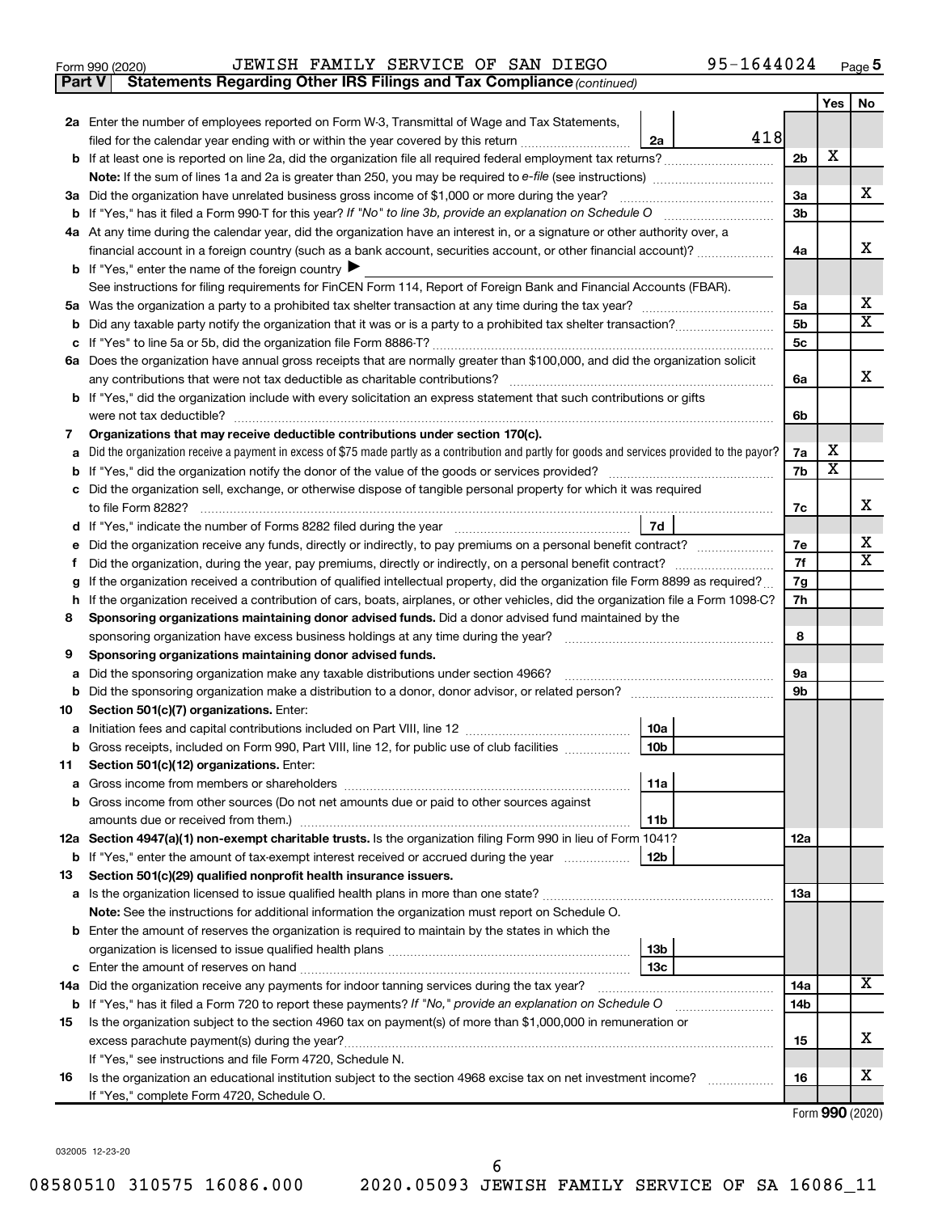Form 990 (2020) JEWISH FAMILY SERVICE OF SAN DIEGO 95-1644024 Page 5

**Part V Statements Regarding Other IRS Filings and Tax Compliance** *(continued)*

| | | | | Yes | No |
|---|---|---|---|---|---|
| **2a** | Enter the number of employees reported on Form W-3, Transmittal of Wage and Tax Statements, filed for the calendar year ending with or within the year covered by this return | 2a | 418 | | |
| **b** | If at least one is reported on line 2a, did the organization file all required federal employment tax returns? | | 2b | X | |
| | **Note:** If the sum of lines 1a and 2a is greater than 250, you may be required to *e-file* (see instructions) | | | | |
| **3a** | Did the organization have unrelated business gross income of $1,000 or more during the year? | | 3a | | X |
| **b** | If "Yes," has it filed a Form 990-T for this year? *If "No" to line 3b, provide an explanation on Schedule O* | | 3b | | |
| **4a** | At any time during the calendar year, did the organization have an interest in, or a signature or other authority over, a financial account in a foreign country (such as a bank account, securities account, or other financial account)? | | 4a | | X |
| **b** | If "Yes," enter the name of the foreign country ▶ | | | | |
| | See instructions for filing requirements for FinCEN Form 114, Report of Foreign Bank and Financial Accounts (FBAR). | | | | |
| **5a** | Was the organization a party to a prohibited tax shelter transaction at any time during the tax year? | | 5a | | X |
| **b** | Did any taxable party notify the organization that it was or is a party to a prohibited tax shelter transaction? | | 5b | | X |
| **c** | If "Yes" to line 5a or 5b, did the organization file Form 8886-T? | | 5c | | |
| **6a** | Does the organization have annual gross receipts that are normally greater than $100,000, and did the organization solicit any contributions that were not tax deductible as charitable contributions? | | 6a | | X |
| **b** | If "Yes," did the organization include with every solicitation an express statement that such contributions or gifts were not tax deductible? | | 6b | | |
| **7** | **Organizations that may receive deductible contributions under section 170(c).** | | | | |
| **a** | Did the organization receive a payment in excess of $75 made partly as a contribution and partly for goods and services provided to the payor? | | 7a | X | |
| **b** | If "Yes," did the organization notify the donor of the value of the goods or services provided? | | 7b | X | |
| **c** | Did the organization sell, exchange, or otherwise dispose of tangible personal property for which it was required to file Form 8282? | | 7c | | X |
| **d** | If "Yes," indicate the number of Forms 8282 filed during the year | 7d | | | |
| **e** | Did the organization receive any funds, directly or indirectly, to pay premiums on a personal benefit contract? | | 7e | | X |
| **f** | Did the organization, during the year, pay premiums, directly or indirectly, on a personal benefit contract? | | 7f | | X |
| **g** | If the organization received a contribution of qualified intellectual property, did the organization file Form 8899 as required? | | 7g | | |
| **h** | If the organization received a contribution of cars, boats, airplanes, or other vehicles, did the organization file a Form 1098-C? | | 7h | | |
| **8** | **Sponsoring organizations maintaining donor advised funds.** Did a donor advised fund maintained by the sponsoring organization have excess business holdings at any time during the year? | | 8 | | |
| **9** | **Sponsoring organizations maintaining donor advised funds.** | | | | |
| **a** | Did the sponsoring organization make any taxable distributions under section 4966? | | 9a | | |
| **b** | Did the sponsoring organization make a distribution to a donor, donor advisor, or related person? | | 9b | | |
| **10** | **Section 501(c)(7) organizations.** Enter: | | | | |
| **a** | Initiation fees and capital contributions included on Part VIII, line 12 | 10a | | | |
| **b** | Gross receipts, included on Form 990, Part VIII, line 12, for public use of club facilities | 10b | | | |
| **11** | **Section 501(c)(12) organizations.** Enter: | | | | |
| **a** | Gross income from members or shareholders | 11a | | | |
| **b** | Gross income from other sources (Do not net amounts due or paid to other sources against amounts due or received from them.) | 11b | | | |
| **12a** | **Section 4947(a)(1) non-exempt charitable trusts.** Is the organization filing Form 990 in lieu of Form 1041? | | 12a | | |
| **b** | If "Yes," enter the amount of tax-exempt interest received or accrued during the year | 12b | | | |
| **13** | **Section 501(c)(29) qualified nonprofit health insurance issuers.** | | | | |
| **a** | Is the organization licensed to issue qualified health plans in more than one state? | | 13a | | |
| | **Note:** See the instructions for additional information the organization must report on Schedule O. | | | | |
| **b** | Enter the amount of reserves the organization is required to maintain by the states in which the organization is licensed to issue qualified health plans | 13b | | | |
| **c** | Enter the amount of reserves on hand | 13c | | | |
| **14a** | Did the organization receive any payments for indoor tanning services during the tax year? | | 14a | | X |
| **b** | If "Yes," has it filed a Form 720 to report these payments? *If "No," provide an explanation on Schedule O* | | 14b | | |
| **15** | Is the organization subject to the section 4960 tax on payment(s) of more than $1,000,000 in remuneration or excess parachute payment(s) during the year? | | 15 | | X |
| | If "Yes," see instructions and file Form 4720, Schedule N. | | | | |
| **16** | Is the organization an educational institution subject to the section 4968 excise tax on net investment income? | | 16 | | X |
| | If "Yes," complete Form 4720, Schedule O. | | | | |

Form **990** (2020)

032005 12-23-20

08580510 310575 16086.000 2020.05093 JEWISH FAMILY SERVICE OF SA 16086_11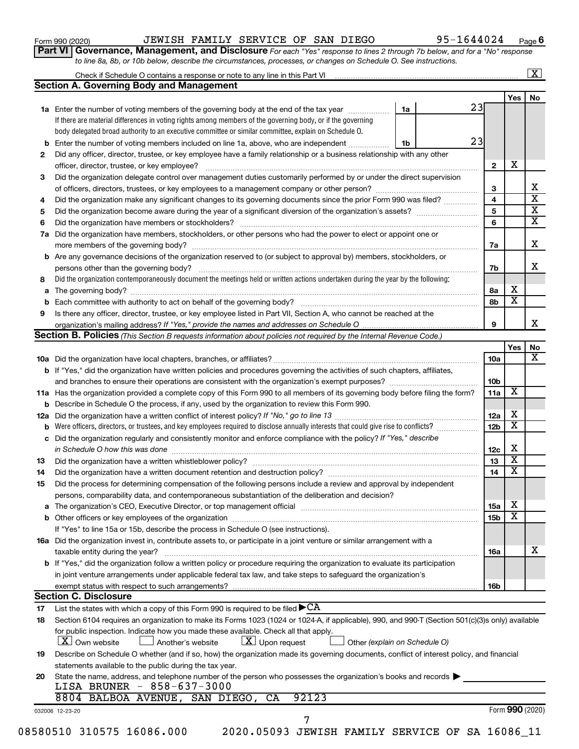Form 990 (2020) JEWISH FAMILY SERVICE OF SAN DIEGO 95-1644024 Page 6

**Part VI Governance, Management, and Disclosure** *For each "Yes" response to lines 2 through 7b below, and for a "No" response to line 8a, 8b, or 10b below, describe the circumstances, processes, or changes on Schedule O. See instructions.*

Check if Schedule O contains a response or note to any line in this Part VI .......... [X]

## Section A. Governing Body and Management

| | | | Yes | No |
|---|---|---|---|---|
| **1a** | Enter the number of voting members of the governing body at the end of the tax year ... **1a** 23. If there are material differences in voting rights among members of the governing body, or if the governing body delegated broad authority to an executive committee or similar committee, explain on Schedule O. | | | |
| **b** | Enter the number of voting members included on line 1a, above, who are independent ... **1b** 23 | | | |
| **2** | Did any officer, director, trustee, or key employee have a family relationship or a business relationship with any other officer, director, trustee, or key employee? | 2 | X | |
| **3** | Did the organization delegate control over management duties customarily performed by or under the direct supervision of officers, directors, trustees, or key employees to a management company or other person? | 3 | | X |
| **4** | Did the organization make any significant changes to its governing documents since the prior Form 990 was filed? | 4 | | X |
| **5** | Did the organization become aware during the year of a significant diversion of the organization's assets? | 5 | | X |
| **6** | Did the organization have members or stockholders? | 6 | | X |
| **7a** | Did the organization have members, stockholders, or other persons who had the power to elect or appoint one or more members of the governing body? | 7a | | X |
| **b** | Are any governance decisions of the organization reserved to (or subject to approval by) members, stockholders, or persons other than the governing body? | 7b | | X |
| **8** | Did the organization contemporaneously document the meetings held or written actions undertaken during the year by the following: | | | |
| **a** | The governing body? | 8a | X | |
| **b** | Each committee with authority to act on behalf of the governing body? | 8b | X | |
| **9** | Is there any officer, director, trustee, or key employee listed in Part VII, Section A, who cannot be reached at the organization's mailing address? *If "Yes," provide the names and addresses on Schedule O* | 9 | | X |

## Section B. Policies *(This Section B requests information about policies not required by the Internal Revenue Code.)*

| | | | Yes | No |
|---|---|---|---|---|
| **10a** | Did the organization have local chapters, branches, or affiliates? | 10a | | X |
| **b** | If "Yes," did the organization have written policies and procedures governing the activities of such chapters, affiliates, and branches to ensure their operations are consistent with the organization's exempt purposes? | 10b | | |
| **11a** | Has the organization provided a complete copy of this Form 990 to all members of its governing body before filing the form? | 11a | X | |
| **b** | Describe in Schedule O the process, if any, used by the organization to review this Form 990. | | | |
| **12a** | Did the organization have a written conflict of interest policy? *If "No," go to line 13* | 12a | X | |
| **b** | Were officers, directors, or trustees, and key employees required to disclose annually interests that could give rise to conflicts? | 12b | X | |
| **c** | Did the organization regularly and consistently monitor and enforce compliance with the policy? *If "Yes," describe in Schedule O how this was done* | 12c | X | |
| **13** | Did the organization have a written whistleblower policy? | 13 | X | |
| **14** | Did the organization have a written document retention and destruction policy? | 14 | X | |
| **15** | Did the process for determining compensation of the following persons include a review and approval by independent persons, comparability data, and contemporaneous substantiation of the deliberation and decision? | | | |
| **a** | The organization's CEO, Executive Director, or top management official | 15a | X | |
| **b** | Other officers or key employees of the organization | 15b | X | |
| | If "Yes" to line 15a or 15b, describe the process in Schedule O (see instructions). | | | |
| **16a** | Did the organization invest in, contribute assets to, or participate in a joint venture or similar arrangement with a taxable entity during the year? | 16a | | X |
| **b** | If "Yes," did the organization follow a written policy or procedure requiring the organization to evaluate its participation in joint venture arrangements under applicable federal tax law, and take steps to safeguard the organization's exempt status with respect to such arrangements? | 16b | | |

## Section C. Disclosure

**17** List the states with which a copy of this Form 990 is required to be filed ▶ CA

**18** Section 6104 requires an organization to make its Forms 1023 (1024 or 1024-A, if applicable), 990, and 990-T (Section 501(c)(3)s only) available for public inspection. Indicate how you made these available. Check all that apply.

[X] Own website [ ] Another's website [X] Upon request [ ] Other *(explain on Schedule O)*

**19** Describe on Schedule O whether (and if so, how) the organization made its governing documents, conflict of interest policy, and financial statements available to the public during the tax year.

**20** State the name, address, and telephone number of the person who possesses the organization's books and records ▶

LISA BRUNER - 858-637-3000
8804 BALBOA AVENUE, SAN DIEGO, CA 92123

032006 12-23-20 Form **990** (2020)

08580510 310575 16086.000 2020.05093 JEWISH FAMILY SERVICE OF SA 16086_11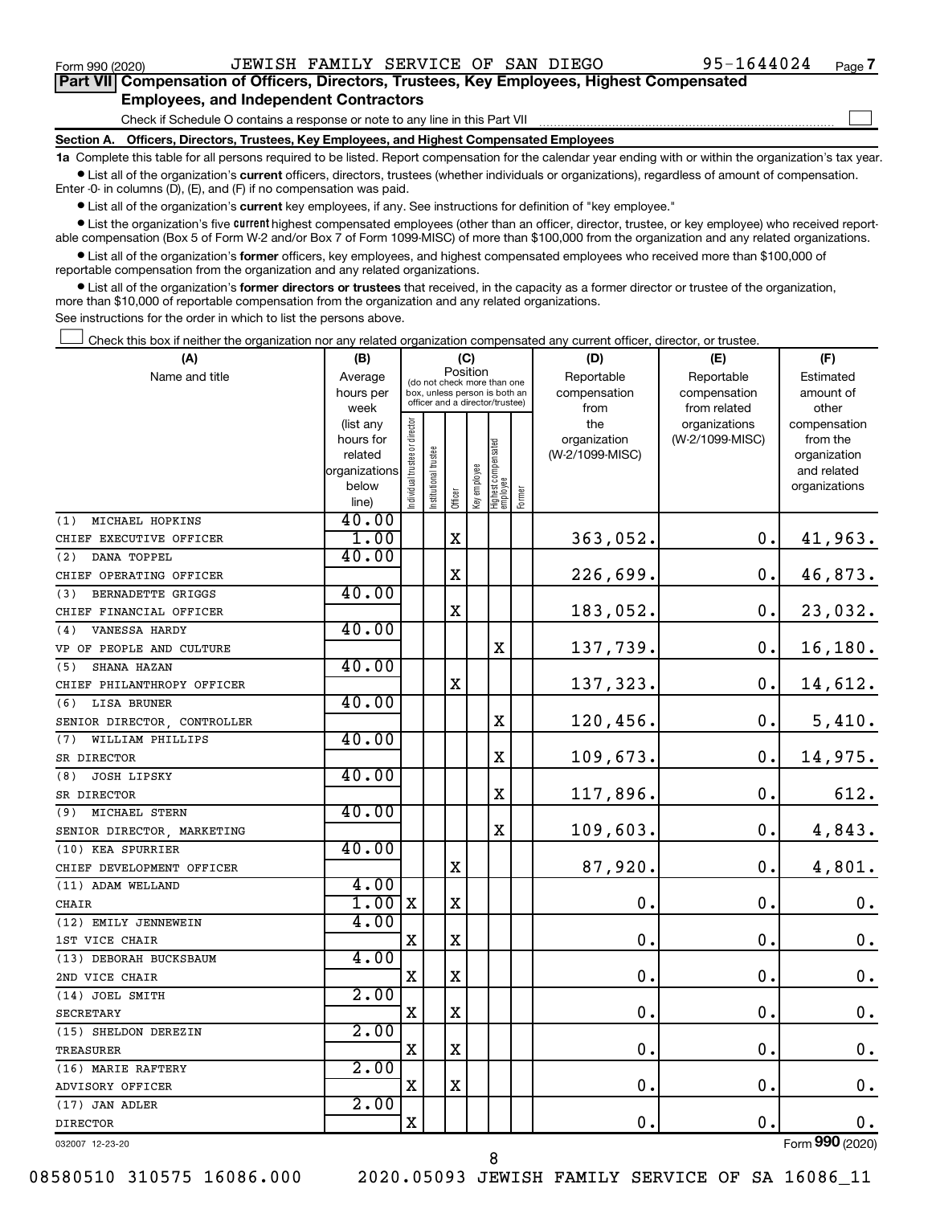Form 990 (2020) JEWISH FAMILY SERVICE OF SAN DIEGO 95-1644024 Page 7

**Part VII Compensation of Officers, Directors, Trustees, Key Employees, Highest Compensated Employees, and Independent Contractors**

Check if Schedule O contains a response or note to any line in this Part VII

**Section A. Officers, Directors, Trustees, Key Employees, and Highest Compensated Employees**

**1a** Complete this table for all persons required to be listed. Report compensation for the calendar year ending with or within the organization's tax year.

- List all of the organization's **current** officers, directors, trustees (whether individuals or organizations), regardless of amount of compensation. Enter -0- in columns (D), (E), and (F) if no compensation was paid.
- List all of the organization's **current** key employees, if any. See instructions for definition of "key employee."
- List the organization's five **current** highest compensated employees (other than an officer, director, trustee, or key employee) who received reportable compensation (Box 5 of Form W-2 and/or Box 7 of Form 1099-MISC) of more than $100,000 from the organization and any related organizations.
- List all of the organization's **former** officers, key employees, and highest compensated employees who received more than $100,000 of reportable compensation from the organization and any related organizations.
- List all of the organization's **former directors or trustees** that received, in the capacity as a former director or trustee of the organization, more than $10,000 of reportable compensation from the organization and any related organizations.

See instructions for the order in which to list the persons above.

Check this box if neither the organization nor any related organization compensated any current officer, director, or trustee.

| (A) Name and title | (B) Average hours per week (list any hours for related organizations below line) | (C) Position: Individual trustee or director | Institutional trustee | Officer | Key employee | Highest compensated employee | Former | (D) Reportable compensation from the organization (W-2/1099-MISC) | (E) Reportable compensation from related organizations (W-2/1099-MISC) | (F) Estimated amount of other compensation from the organization and related organizations |
|---|---|---|---|---|---|---|---|---|---|---|
| (1) MICHAEL HOPKINS<br>CHIEF EXECUTIVE OFFICER | 40.00<br>1.00 | | | X | | | | 363,052. | 0. | 41,963. |
| (2) DANA TOPPEL<br>CHIEF OPERATING OFFICER | 40.00 | | | X | | | | 226,699. | 0. | 46,873. |
| (3) BERNADETTE GRIGGS<br>CHIEF FINANCIAL OFFICER | 40.00 | | | X | | | | 183,052. | 0. | 23,032. |
| (4) VANESSA HARDY<br>VP OF PEOPLE AND CULTURE | 40.00 | | | | | X | | 137,739. | 0. | 16,180. |
| (5) SHANA HAZAN<br>CHIEF PHILANTHROPY OFFICER | 40.00 | | | X | | | | 137,323. | 0. | 14,612. |
| (6) LISA BRUNER<br>SENIOR DIRECTOR, CONTROLLER | 40.00 | | | | | X | | 120,456. | 0. | 5,410. |
| (7) WILLIAM PHILLIPS<br>SR DIRECTOR | 40.00 | | | | | X | | 109,673. | 0. | 14,975. |
| (8) JOSH LIPSKY<br>SR DIRECTOR | 40.00 | | | | | X | | 117,896. | 0. | 612. |
| (9) MICHAEL STERN<br>SENIOR DIRECTOR, MARKETING | 40.00 | | | | | X | | 109,603. | 0. | 4,843. |
| (10) KEA SPURRIER<br>CHIEF DEVELOPMENT OFFICER | 40.00 | | | X | | | | 87,920. | 0. | 4,801. |
| (11) ADAM WELLAND<br>CHAIR | 4.00<br>1.00 | X | | X | | | | 0. | 0. | 0. |
| (12) EMILY JENNEWEIN<br>1ST VICE CHAIR | 4.00 | X | | X | | | | 0. | 0. | 0. |
| (13) DEBORAH BUCKSBAUM<br>2ND VICE CHAIR | 4.00 | X | | X | | | | 0. | 0. | 0. |
| (14) JOEL SMITH<br>SECRETARY | 2.00 | X | | X | | | | 0. | 0. | 0. |
| (15) SHELDON DEREZIN<br>TREASURER | 2.00 | X | | X | | | | 0. | 0. | 0. |
| (16) MARIE RAFTERY<br>ADVISORY OFFICER | 2.00 | X | | X | | | | 0. | 0. | 0. |
| (17) JAN ADLER<br>DIRECTOR | 2.00 | X | | | | | | 0. | 0. | 0. |

032007 12-23-20

Form **990** (2020)

08580510 310575 16086.000 2020.05093 JEWISH FAMILY SERVICE OF SA 16086_11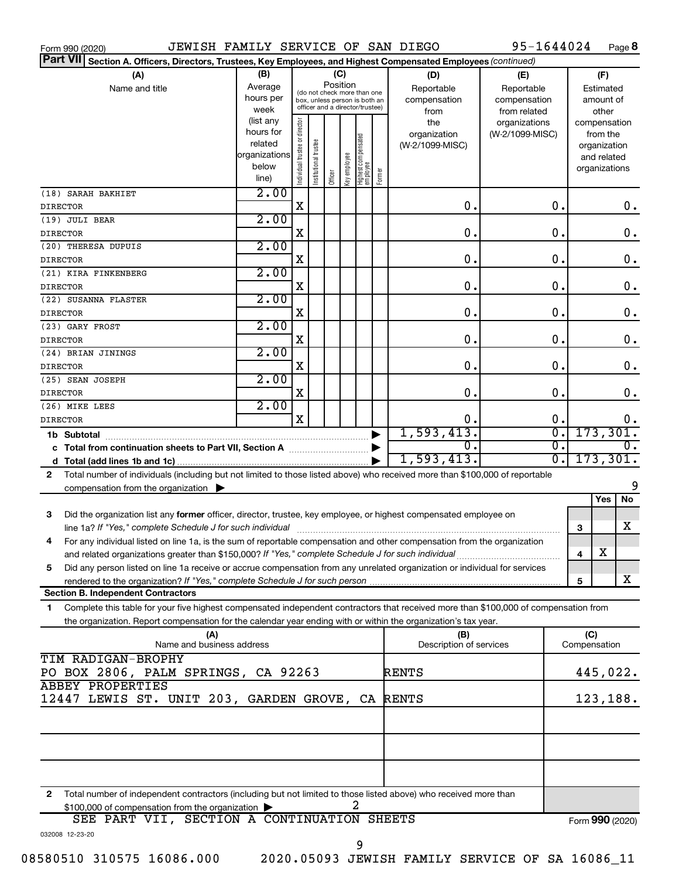Form 990 (2020) JEWISH FAMILY SERVICE OF SAN DIEGO 95-1644024 Page **8**

**Part VII** **Section A. Officers, Directors, Trustees, Key Employees, and Highest Compensated Employees** *(continued)*

| (A) Name and title | (B) Average hours per week (list any hours for related organizations below line) | (C) Position: Individual trustee or director | Institutional trustee | Officer | Key employee | Highest compensated employee | Former | (D) Reportable compensation from the organization (W-2/1099-MISC) | (E) Reportable compensation from related organizations (W-2/1099-MISC) | (F) Estimated amount of other compensation from the organization and related organizations |
|---|---|---|---|---|---|---|---|---|---|---|
| (18) SARAH BAKHIET DIRECTOR | 2.00 | X | | | | | | 0. | 0. | 0. |
| (19) JULI BEAR DIRECTOR | 2.00 | X | | | | | | 0. | 0. | 0. |
| (20) THERESA DUPUIS DIRECTOR | 2.00 | X | | | | | | 0. | 0. | 0. |
| (21) KIRA FINKENBERG DIRECTOR | 2.00 | X | | | | | | 0. | 0. | 0. |
| (22) SUSANNA FLASTER DIRECTOR | 2.00 | X | | | | | | 0. | 0. | 0. |
| (23) GARY FROST DIRECTOR | 2.00 | X | | | | | | 0. | 0. | 0. |
| (24) BRIAN JININGS DIRECTOR | 2.00 | X | | | | | | 0. | 0. | 0. |
| (25) SEAN JOSEPH DIRECTOR | 2.00 | X | | | | | | 0. | 0. | 0. |
| (26) MIKE LEES DIRECTOR | 2.00 | X | | | | | | 0. | 0. | 0. |
| **1b Subtotal** | | | | | | | | 1,593,413. | 0. | 173,301. |
| **c Total from continuation sheets to Part VII, Section A** | | | | | | | | 0. | 0. | 0. |
| **d Total (add lines 1b and 1c)** | | | | | | | | 1,593,413. | 0. | 173,301. |

**2** Total number of individuals (including but not limited to those listed above) who received more than $100,000 of reportable compensation from the organization ▶ 9

| | | | Yes | No |
|---|---|---|---|---|
| **3** | Did the organization list any **former** officer, director, trustee, key employee, or highest compensated employee on line 1a? *If "Yes," complete Schedule J for such individual* | 3 | | X |
| **4** | For any individual listed on line 1a, is the sum of reportable compensation and other compensation from the organization and related organizations greater than $150,000? *If "Yes," complete Schedule J for such individual* | 4 | X | |
| **5** | Did any person listed on line 1a receive or accrue compensation from any unrelated organization or individual for services rendered to the organization? *If "Yes," complete Schedule J for such person* | 5 | | X |

**Section B. Independent Contractors**

**1** Complete this table for your five highest compensated independent contractors that received more than $100,000 of compensation from the organization. Report compensation for the calendar year ending with or within the organization's tax year.

| (A) Name and business address | (B) Description of services | (C) Compensation |
|---|---|---|
| TIM RADIGAN-BROPHY PO BOX 2806, PALM SPRINGS, CA 92263 | RENTS | 445,022. |
| ABBEY PROPERTIES 12447 LEWIS ST. UNIT 203, GARDEN GROVE, CA | RENTS | 123,188. |
| | | |
| | | |
| | | |

**2** Total number of independent contractors (including but not limited to those listed above) who received more than $100,000 of compensation from the organization ▶ 2

SEE PART VII, SECTION A CONTINUATION SHEETS

Form **990** (2020)

032008 12-23-20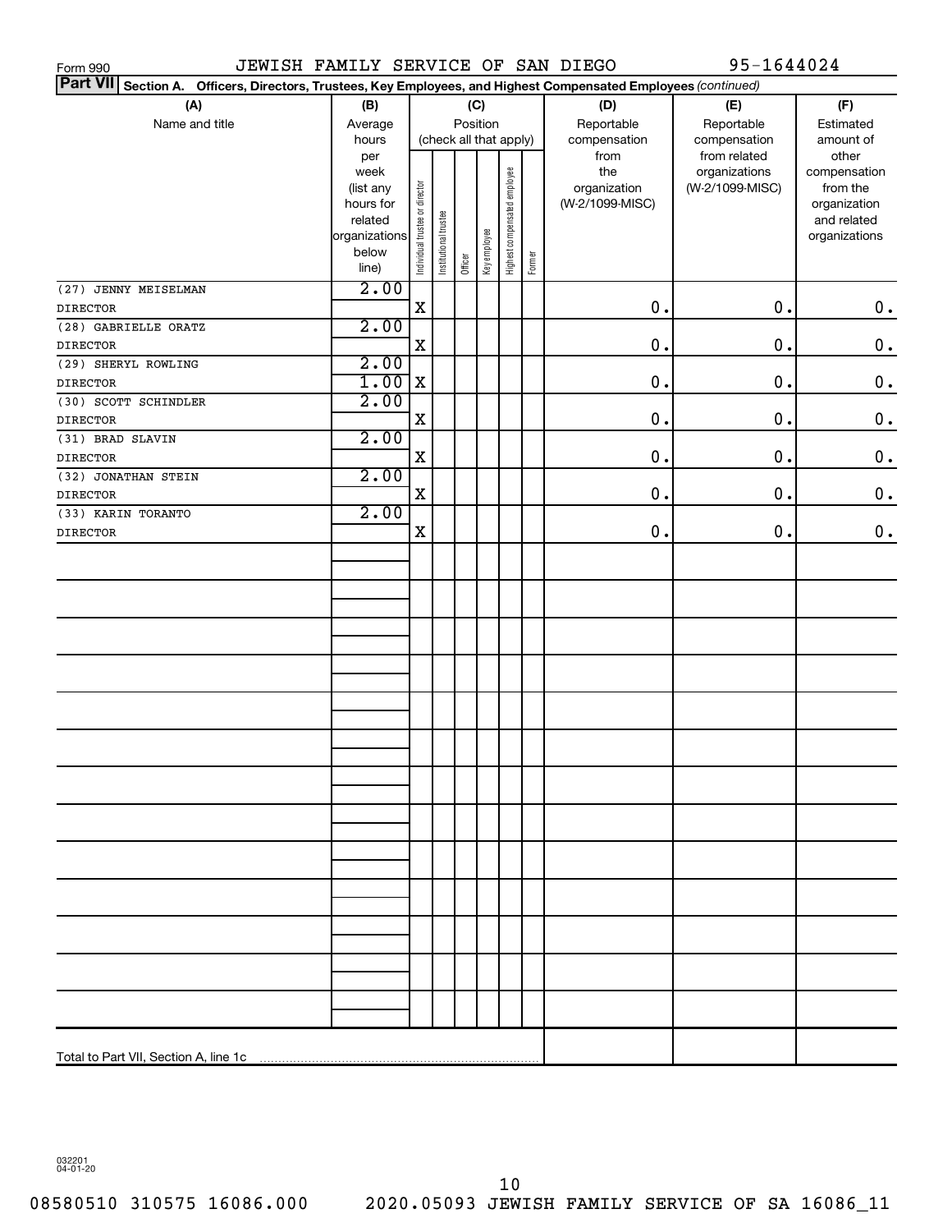Form 990 JEWISH FAMILY SERVICE OF SAN DIEGO 95-1644024

**Part VII** **Section A. Officers, Directors, Trustees, Key Employees, and Highest Compensated Employees** *(continued)*

| (A) Name and title | (B) Average hours per week (list any hours for related organizations below line) | (C) Position (check all that apply): Individual trustee or director | Institutional trustee | Officer | Key employee | Highest compensated employee | Former | (D) Reportable compensation from the organization (W-2/1099-MISC) | (E) Reportable compensation from related organizations (W-2/1099-MISC) | (F) Estimated amount of other compensation from the organization and related organizations |
|---|---|---|---|---|---|---|---|---|---|---|
| (27) JENNY MEISELMAN<br>DIRECTOR | 2.00 | X | | | | | | 0. | 0. | 0. |
| (28) GABRIELLE ORATZ<br>DIRECTOR | 2.00 | X | | | | | | 0. | 0. | 0. |
| (29) SHERYL ROWLING<br>DIRECTOR | 2.00<br>1.00 | X | | | | | | 0. | 0. | 0. |
| (30) SCOTT SCHINDLER<br>DIRECTOR | 2.00 | X | | | | | | 0. | 0. | 0. |
| (31) BRAD SLAVIN<br>DIRECTOR | 2.00 | X | | | | | | 0. | 0. | 0. |
| (32) JONATHAN STEIN<br>DIRECTOR | 2.00 | X | | | | | | 0. | 0. | 0. |
| (33) KARIN TORANTO<br>DIRECTOR | 2.00 | X | | | | | | 0. | 0. | 0. |
| Total to Part VII, Section A, line 1c | | | | | | | | | | |

032201 04-01-20

08580510 310575 16086.000 2020.05093 JEWISH FAMILY SERVICE OF SA 16086_11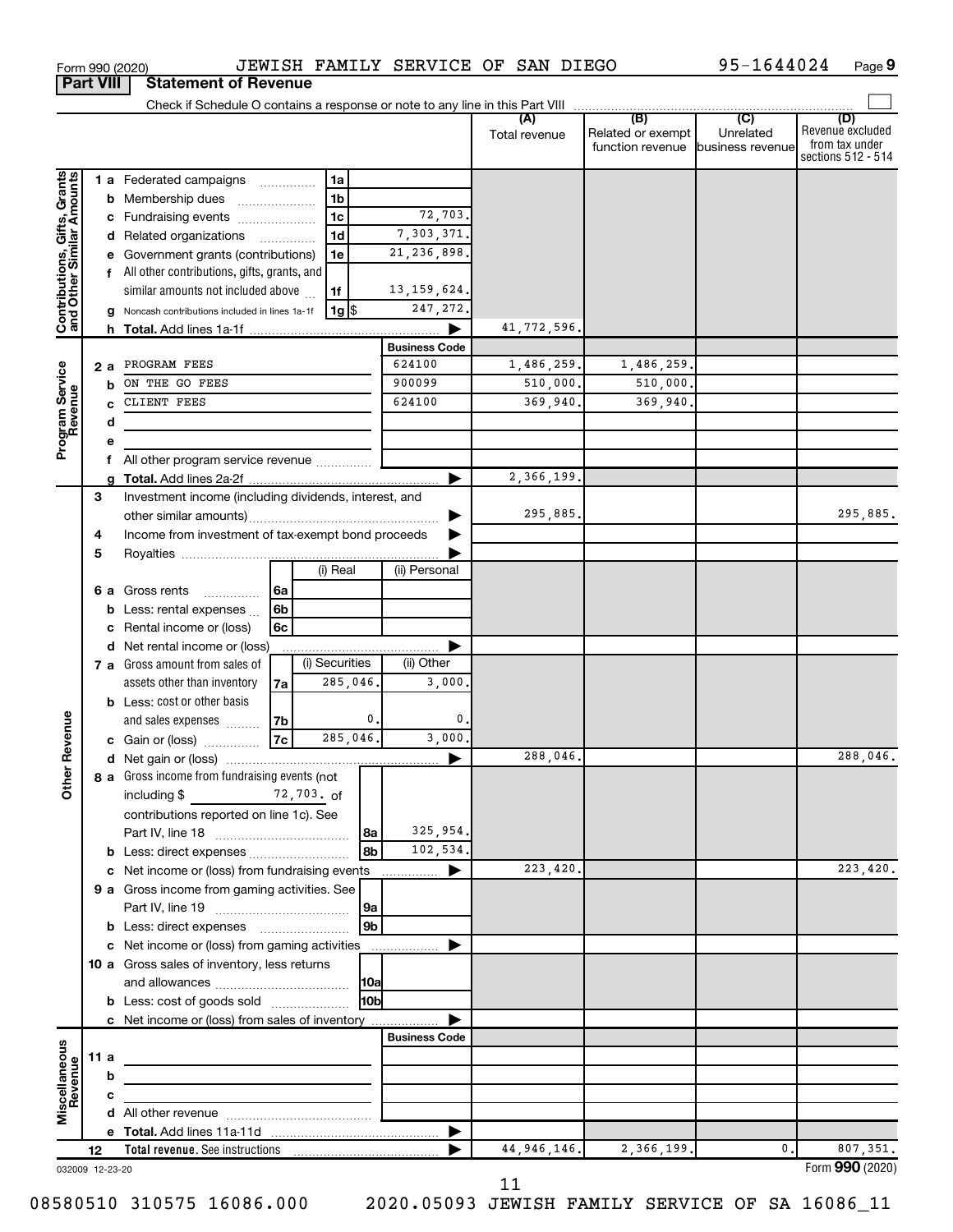Form 990 (2020) JEWISH FAMILY SERVICE OF SAN DIEGO 95-1644024 Page 9

**Part VIII Statement of Revenue**

Check if Schedule O contains a response or note to any line in this Part VIII

| | | | (A) Total revenue | (B) Related or exempt function revenue | (C) Unrelated business revenue | (D) Revenue excluded from tax under sections 512 - 514 |
|---|---|---|---|---|---|---|
| **Contributions, Gifts, Grants and Other Similar Amounts** | 1 a Federated campaigns 1a | | | | | |
| | b Membership dues 1b | | | | | |
| | c Fundraising events 1c | 72,703. | | | | |
| | d Related organizations 1d | 7,303,371. | | | | |
| | e Government grants (contributions) 1e | 21,236,898. | | | | |
| | f All other contributions, gifts, grants, and similar amounts not included above 1f | 13,159,624. | | | | |
| | g Noncash contributions included in lines 1a-1f 1g $ | 247,272. | | | | |
| | h **Total.** Add lines 1a-1f | ▶ | 41,772,596. | | | |
| | | **Business Code** | | | | |
| **Program Service Revenue** | 2 a PROGRAM FEES | 624100 | 1,486,259. | 1,486,259. | | |
| | b ON THE GO FEES | 900099 | 510,000. | 510,000. | | |
| | c CLIENT FEES | 624100 | 369,940. | 369,940. | | |
| | d | | | | | |
| | e | | | | | |
| | f All other program service revenue | | | | | |
| | g **Total.** Add lines 2a-2f | ▶ | 2,366,199. | | | |
| **Other Revenue** | 3 Investment income (including dividends, interest, and other similar amounts) | ▶ | 295,885. | | | 295,885. |
| | 4 Income from investment of tax-exempt bond proceeds | ▶ | | | | |
| | 5 Royalties | ▶ | | | | |
| | | (i) Real / (ii) Personal | | | | |
| | 6 a Gross rents 6a | | | | | |
| | b Less: rental expenses 6b | | | | | |
| | c Rental income or (loss) 6c | | | | | |
| | d Net rental income or (loss) | ▶ | | | | |
| | | (i) Securities / (ii) Other | | | | |
| | 7 a Gross amount from sales of assets other than inventory 7a | 285,046. / 3,000. | | | | |
| | b Less: cost or other basis and sales expenses 7b | 0. / 0. | | | | |
| | c Gain or (loss) 7c | 285,046. / 3,000. | | | | |
| | d Net gain or (loss) | ▶ | 288,046. | | | 288,046. |
| | 8 a Gross income from fundraising events (not including $ 72,703. of contributions reported on line 1c). See Part IV, line 18 8a | 325,954. | | | | |
| | b Less: direct expenses 8b | 102,534. | | | | |
| | c Net income or (loss) from fundraising events | ▶ | 223,420. | | | 223,420. |
| | 9 a Gross income from gaming activities. See Part IV, line 19 9a | | | | | |
| | b Less: direct expenses 9b | | | | | |
| | c Net income or (loss) from gaming activities | ▶ | | | | |
| | 10 a Gross sales of inventory, less returns and allowances 10a | | | | | |
| | b Less: cost of goods sold 10b | | | | | |
| | c Net income or (loss) from sales of inventory | ▶ | | | | |
| | | **Business Code** | | | | |
| **Miscellaneous Revenue** | 11 a | | | | | |
| | b | | | | | |
| | c | | | | | |
| | d All other revenue | | | | | |
| | e **Total.** Add lines 11a-11d | ▶ | | | | |
| | 12 **Total revenue.** See instructions | ▶ | 44,946,146. | 2,366,199. | 0. | 807,351. |

032009 12-23-20 Form **990** (2020)

08580510 310575 16086.000 2020.05093 JEWISH FAMILY SERVICE OF SA 16086_11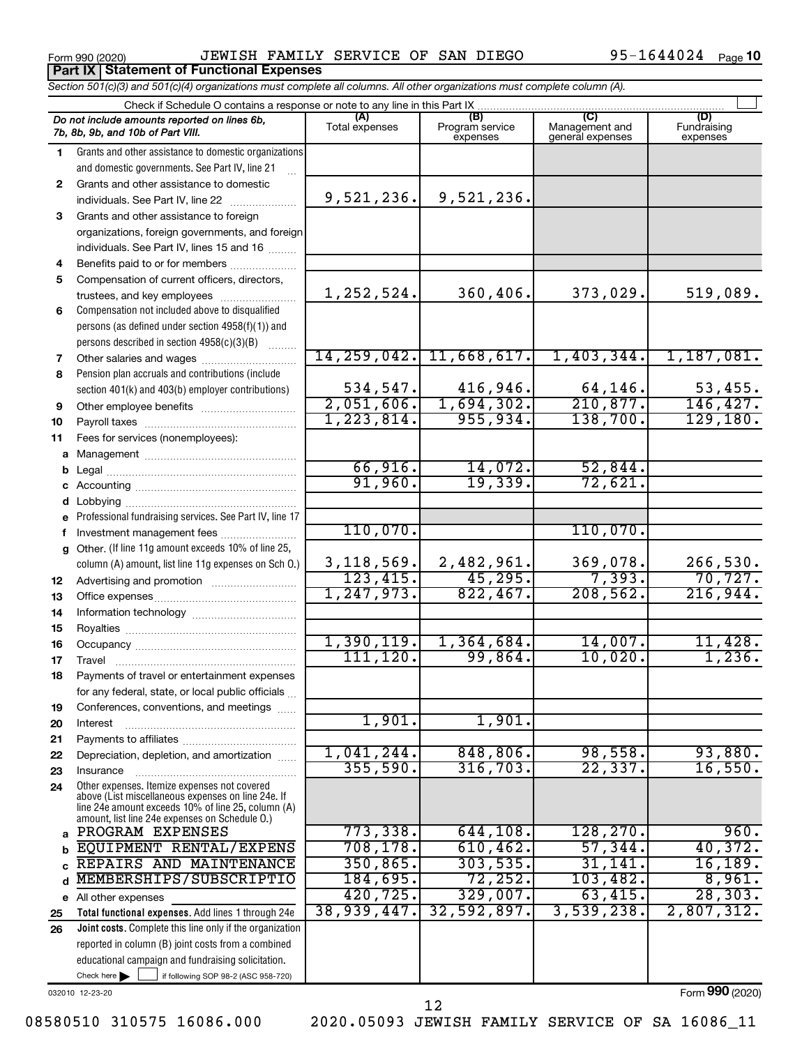Form 990 (2020) JEWISH FAMILY SERVICE OF SAN DIEGO 95-1644024 Page **10**

**Part IX | Statement of Functional Expenses**

*Section 501(c)(3) and 501(c)(4) organizations must complete all columns. All other organizations must complete column (A).*

Check if Schedule O contains a response or note to any line in this Part IX

| | *Do not include amounts reported on lines 6b, 7b, 8b, 9b, and 10b of Part VIII.* | (A) Total expenses | (B) Program service expenses | (C) Management and general expenses | (D) Fundraising expenses |
|---|---|---|---|---|---|
| **1** | Grants and other assistance to domestic organizations and domestic governments. See Part IV, line 21 | | | | |
| **2** | Grants and other assistance to domestic individuals. See Part IV, line 22 | 9,521,236. | 9,521,236. | | |
| **3** | Grants and other assistance to foreign organizations, foreign governments, and foreign individuals. See Part IV, lines 15 and 16 | | | | |
| **4** | Benefits paid to or for members | | | | |
| **5** | Compensation of current officers, directors, trustees, and key employees | 1,252,524. | 360,406. | 373,029. | 519,089. |
| **6** | Compensation not included above to disqualified persons (as defined under section 4958(f)(1)) and persons described in section 4958(c)(3)(B) | | | | |
| **7** | Other salaries and wages | 14,259,042. | 11,668,617. | 1,403,344. | 1,187,081. |
| **8** | Pension plan accruals and contributions (include section 401(k) and 403(b) employer contributions) | 534,547. | 416,946. | 64,146. | 53,455. |
| **9** | Other employee benefits | 2,051,606. | 1,694,302. | 210,877. | 146,427. |
| **10** | Payroll taxes | 1,223,814. | 955,934. | 138,700. | 129,180. |
| **11** | Fees for services (nonemployees): | | | | |
| **a** | Management | | | | |
| **b** | Legal | 66,916. | 14,072. | 52,844. | |
| **c** | Accounting | 91,960. | 19,339. | 72,621. | |
| **d** | Lobbying | | | | |
| **e** | Professional fundraising services. See Part IV, line 17 | | | | |
| **f** | Investment management fees | 110,070. | | 110,070. | |
| **g** | Other. (If line 11g amount exceeds 10% of line 25, column (A) amount, list line 11g expenses on Sch O.) | 3,118,569. | 2,482,961. | 369,078. | 266,530. |
| **12** | Advertising and promotion | 123,415. | 45,295. | 7,393. | 70,727. |
| **13** | Office expenses | 1,247,973. | 822,467. | 208,562. | 216,944. |
| **14** | Information technology | | | | |
| **15** | Royalties | | | | |
| **16** | Occupancy | 1,390,119. | 1,364,684. | 14,007. | 11,428. |
| **17** | Travel | 111,120. | 99,864. | 10,020. | 1,236. |
| **18** | Payments of travel or entertainment expenses for any federal, state, or local public officials | | | | |
| **19** | Conferences, conventions, and meetings | | | | |
| **20** | Interest | 1,901. | 1,901. | | |
| **21** | Payments to affiliates | | | | |
| **22** | Depreciation, depletion, and amortization | 1,041,244. | 848,806. | 98,558. | 93,880. |
| **23** | Insurance | 355,590. | 316,703. | 22,337. | 16,550. |
| **24** | Other expenses. Itemize expenses not covered above (List miscellaneous expenses on line 24e. If line 24e amount exceeds 10% of line 25, column (A) amount, list line 24e expenses on Schedule O.) | | | | |
| **a** | PROGRAM EXPENSES | 773,338. | 644,108. | 128,270. | 960. |
| **b** | EQUIPMENT RENTAL/EXPENS | 708,178. | 610,462. | 57,344. | 40,372. |
| **c** | REPAIRS AND MAINTENANCE | 350,865. | 303,535. | 31,141. | 16,189. |
| **d** | MEMBERSHIPS/SUBSCRIPTIO | 184,695. | 72,252. | 103,482. | 8,961. |
| **e** | All other expenses | 420,725. | 329,007. | 63,415. | 28,303. |
| **25** | **Total functional expenses.** Add lines 1 through 24e | 38,939,447. | 32,592,897. | 3,539,238. | 2,807,312. |
| **26** | **Joint costs.** Complete this line only if the organization reported in column (B) joint costs from a combined educational campaign and fundraising solicitation. Check here ☐ if following SOP 98-2 (ASC 958-720) | | | | |

032010 12-23-20

Form **990** (2020)

08580510 310575 16086.000 2020.05093 JEWISH FAMILY SERVICE OF SA 16086_11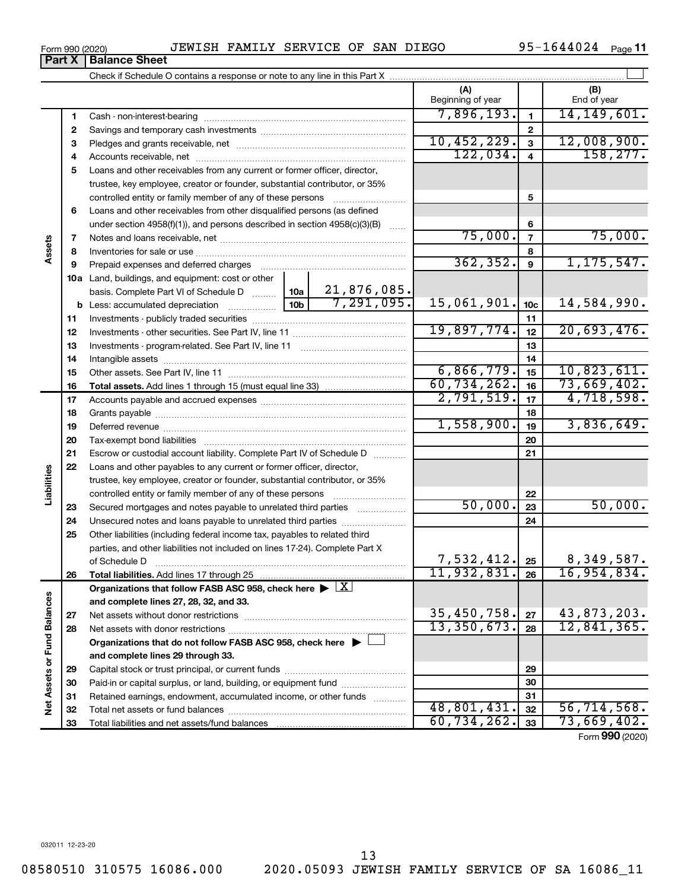Form 990 (2020) JEWISH FAMILY SERVICE OF SAN DIEGO 95-1644024 Page 11

**Part X | Balance Sheet**

Check if Schedule O contains a response or note to any line in this Part X

| | | | (A) Beginning of year | | (B) End of year |
|---|---|---|---|---|---|
| Assets | 1 | Cash - non-interest-bearing | 7,896,193. | 1 | 14,149,601. |
| | 2 | Savings and temporary cash investments | | 2 | |
| | 3 | Pledges and grants receivable, net | 10,452,229. | 3 | 12,008,900. |
| | 4 | Accounts receivable, net | 122,034. | 4 | 158,277. |
| | 5 | Loans and other receivables from any current or former officer, director, trustee, key employee, creator or founder, substantial contributor, or 35% controlled entity or family member of any of these persons | | 5 | |
| | 6 | Loans and other receivables from other disqualified persons (as defined under section 4958(f)(1)), and persons described in section 4958(c)(3)(B) | | 6 | |
| | 7 | Notes and loans receivable, net | 75,000. | 7 | 75,000. |
| | 8 | Inventories for sale or use | | 8 | |
| | 9 | Prepaid expenses and deferred charges | 362,352. | 9 | 1,175,547. |
| | 10a | Land, buildings, and equipment: cost or other basis. Complete Part VI of Schedule D — 10a: 21,876,085. | | | |
| | b | Less: accumulated depreciation — 10b: 7,291,095. | 15,061,901. | 10c | 14,584,990. |
| | 11 | Investments - publicly traded securities | | 11 | |
| | 12 | Investments - other securities. See Part IV, line 11 | 19,897,774. | 12 | 20,693,476. |
| | 13 | Investments - program-related. See Part IV, line 11 | | 13 | |
| | 14 | Intangible assets | | 14 | |
| | 15 | Other assets. See Part IV, line 11 | 6,866,779. | 15 | 10,823,611. |
| | 16 | **Total assets.** Add lines 1 through 15 (must equal line 33) | 60,734,262. | 16 | 73,669,402. |
| Liabilities | 17 | Accounts payable and accrued expenses | 2,791,519. | 17 | 4,718,598. |
| | 18 | Grants payable | | 18 | |
| | 19 | Deferred revenue | 1,558,900. | 19 | 3,836,649. |
| | 20 | Tax-exempt bond liabilities | | 20 | |
| | 21 | Escrow or custodial account liability. Complete Part IV of Schedule D | | 21 | |
| | 22 | Loans and other payables to any current or former officer, director, trustee, key employee, creator or founder, substantial contributor, or 35% controlled entity or family member of any of these persons | | 22 | |
| | 23 | Secured mortgages and notes payable to unrelated third parties | 50,000. | 23 | 50,000. |
| | 24 | Unsecured notes and loans payable to unrelated third parties | | 24 | |
| | 25 | Other liabilities (including federal income tax, payables to related third parties, and other liabilities not included on lines 17-24). Complete Part X of Schedule D | 7,532,412. | 25 | 8,349,587. |
| | 26 | **Total liabilities.** Add lines 17 through 25 | 11,932,831. | 26 | 16,954,834. |
| Net Assets or Fund Balances | | **Organizations that follow FASB ASC 958, check here** [X] **and complete lines 27, 28, 32, and 33.** | | | |
| | 27 | Net assets without donor restrictions | 35,450,758. | 27 | 43,873,203. |
| | 28 | Net assets with donor restrictions | 13,350,673. | 28 | 12,841,365. |
| | | **Organizations that do not follow FASB ASC 958, check here** [ ] **and complete lines 29 through 33.** | | | |
| | 29 | Capital stock or trust principal, or current funds | | 29 | |
| | 30 | Paid-in or capital surplus, or land, building, or equipment fund | | 30 | |
| | 31 | Retained earnings, endowment, accumulated income, or other funds | | 31 | |
| | 32 | Total net assets or fund balances | 48,801,431. | 32 | 56,714,568. |
| | 33 | Total liabilities and net assets/fund balances | 60,734,262. | 33 | 73,669,402. |

Form **990** (2020)

032011 12-23-20

08580510 310575 16086.000 2020.05093 JEWISH FAMILY SERVICE OF SA 16086_11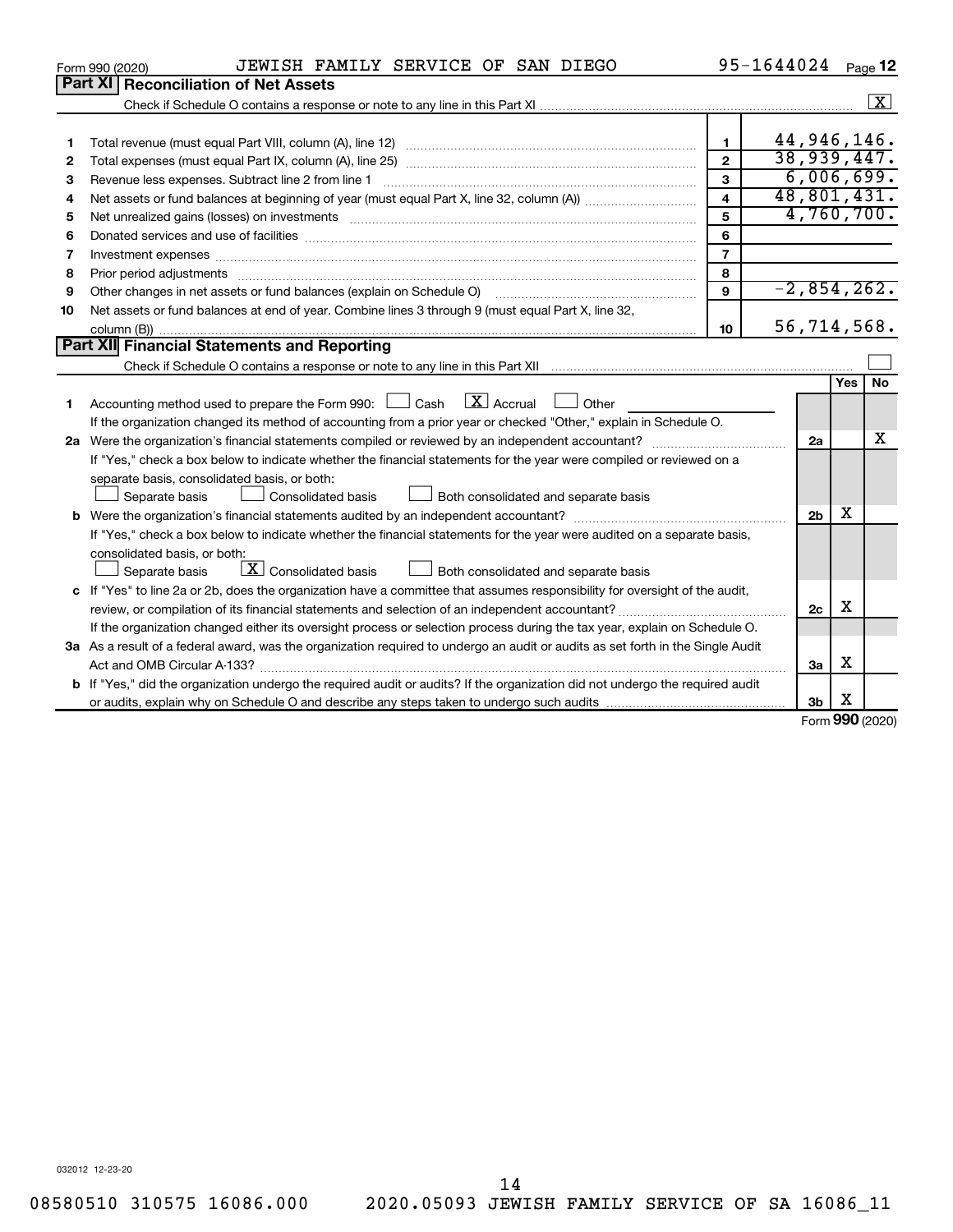Form 990 (2020) JEWISH FAMILY SERVICE OF SAN DIEGO 95-1644024 Page 12

## Part XI Reconciliation of Net Assets

Check if Schedule O contains a response or note to any line in this Part XI ☒

| | | | |
|---|---|---|---|
| 1 | Total revenue (must equal Part VIII, column (A), line 12) | 1 | 44,946,146. |
| 2 | Total expenses (must equal Part IX, column (A), line 25) | 2 | 38,939,447. |
| 3 | Revenue less expenses. Subtract line 2 from line 1 | 3 | 6,006,699. |
| 4 | Net assets or fund balances at beginning of year (must equal Part X, line 32, column (A)) | 4 | 48,801,431. |
| 5 | Net unrealized gains (losses) on investments | 5 | 4,760,700. |
| 6 | Donated services and use of facilities | 6 | |
| 7 | Investment expenses | 7 | |
| 8 | Prior period adjustments | 8 | |
| 9 | Other changes in net assets or fund balances (explain on Schedule O) | 9 | -2,854,262. |
| 10 | Net assets or fund balances at end of year. Combine lines 3 through 9 (must equal Part X, line 32, column (B)) | 10 | 56,714,568. |

## Part XII Financial Statements and Reporting

Check if Schedule O contains a response or note to any line in this Part XII ☐

| | | | Yes | No |
|---|---|---|---|---|
| 1 | Accounting method used to prepare the Form 990: ☐ Cash ☒ Accrual ☐ Other<br>If the organization changed its method of accounting from a prior year or checked "Other," explain in Schedule O. | | | |
| 2a | Were the organization's financial statements compiled or reviewed by an independent accountant?<br>If "Yes," check a box below to indicate whether the financial statements for the year were compiled or reviewed on a separate basis, consolidated basis, or both:<br>☐ Separate basis ☐ Consolidated basis ☐ Both consolidated and separate basis | 2a | | X |
| b | Were the organization's financial statements audited by an independent accountant?<br>If "Yes," check a box below to indicate whether the financial statements for the year were audited on a separate basis, consolidated basis, or both:<br>☐ Separate basis ☒ Consolidated basis ☐ Both consolidated and separate basis | 2b | X | |
| c | If "Yes" to line 2a or 2b, does the organization have a committee that assumes responsibility for oversight of the audit, review, or compilation of its financial statements and selection of an independent accountant?<br>If the organization changed either its oversight process or selection process during the tax year, explain on Schedule O. | 2c | X | |
| 3a | As a result of a federal award, was the organization required to undergo an audit or audits as set forth in the Single Audit Act and OMB Circular A-133? | 3a | X | |
| b | If "Yes," did the organization undergo the required audit or audits? If the organization did not undergo the required audit or audits, explain why on Schedule O and describe any steps taken to undergo such audits | 3b | X | |

Form 990 (2020)

032012 12-23-20

08580510 310575 16086.000 2020.05093 JEWISH FAMILY SERVICE OF SA 16086_11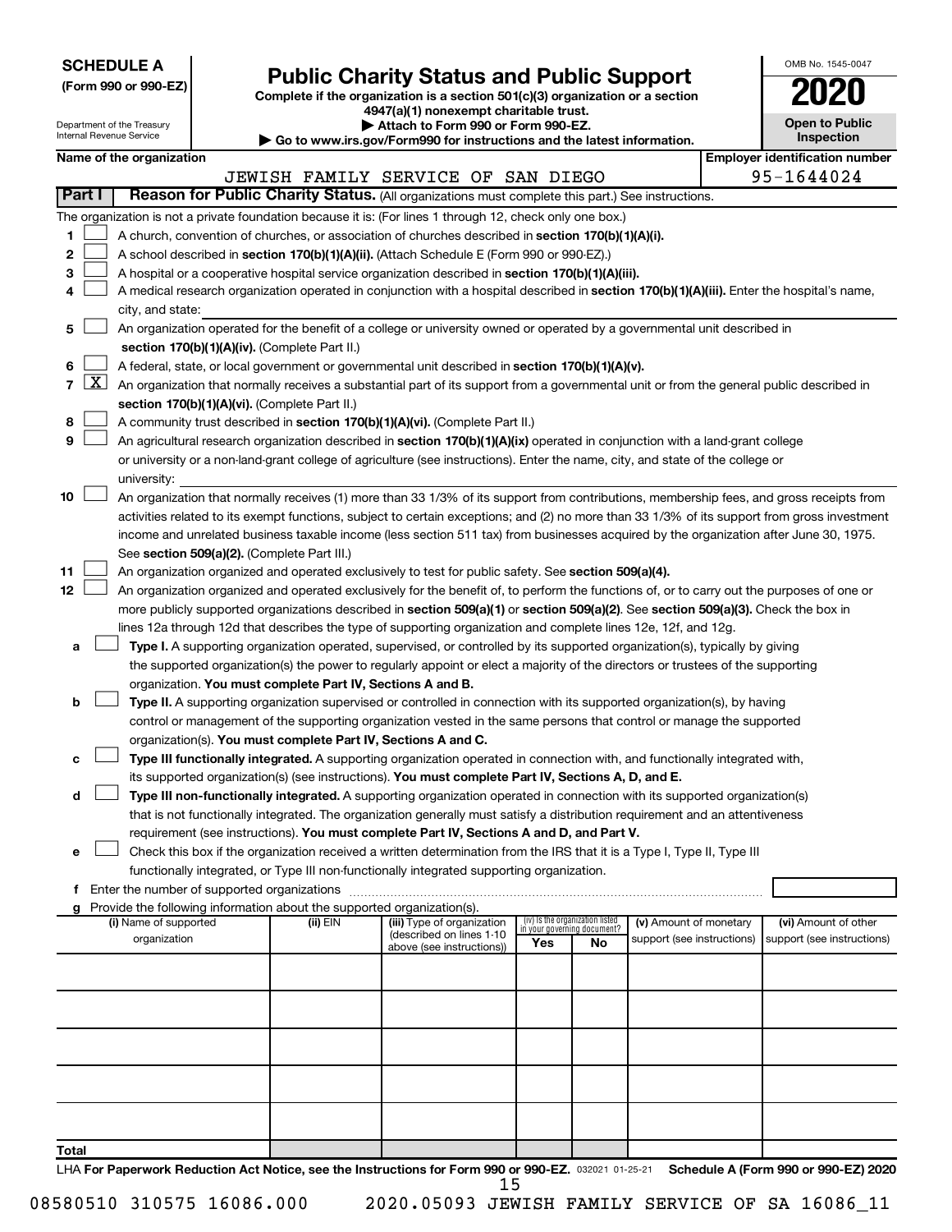**SCHEDULE A**
**(Form 990 or 990-EZ)**

Department of the Treasury
Internal Revenue Service

# Public Charity Status and Public Support

**Complete if the organization is a section 501(c)(3) organization or a section 4947(a)(1) nonexempt charitable trust.**
**▶ Attach to Form 990 or Form 990-EZ.**
**▶ Go to www.irs.gov/Form990 for instructions and the latest information.**

OMB No. 1545-0047

**2020**

**Open to Public Inspection**

**Name of the organization**: JEWISH FAMILY SERVICE OF SAN DIEGO

**Employer identification number**: 95-1644024

**Part I** **Reason for Public Charity Status.** (All organizations must complete this part.) See instructions.

The organization is not a private foundation because it is: (For lines 1 through 12, check only one box.)

1 ☐ A church, convention of churches, or association of churches described in **section 170(b)(1)(A)(i).**

2 ☐ A school described in **section 170(b)(1)(A)(ii).** (Attach Schedule E (Form 990 or 990-EZ).)

3 ☐ A hospital or a cooperative hospital service organization described in **section 170(b)(1)(A)(iii).**

4 ☐ A medical research organization operated in conjunction with a hospital described in **section 170(b)(1)(A)(iii).** Enter the hospital's name, city, and state:

5 ☐ An organization operated for the benefit of a college or university owned or operated by a governmental unit described in **section 170(b)(1)(A)(iv).** (Complete Part II.)

6 ☐ A federal, state, or local government or governmental unit described in **section 170(b)(1)(A)(v).**

7 ☒ An organization that normally receives a substantial part of its support from a governmental unit or from the general public described in **section 170(b)(1)(A)(vi).** (Complete Part II.)

8 ☐ A community trust described in **section 170(b)(1)(A)(vi).** (Complete Part II.)

9 ☐ An agricultural research organization described in **section 170(b)(1)(A)(ix)** operated in conjunction with a land-grant college or university or a non-land-grant college of agriculture (see instructions). Enter the name, city, and state of the college or university:

10 ☐ An organization that normally receives (1) more than 33 1/3% of its support from contributions, membership fees, and gross receipts from activities related to its exempt functions, subject to certain exceptions; and (2) no more than 33 1/3% of its support from gross investment income and unrelated business taxable income (less section 511 tax) from businesses acquired by the organization after June 30, 1975. See **section 509(a)(2).** (Complete Part III.)

11 ☐ An organization organized and operated exclusively to test for public safety. See **section 509(a)(4).**

12 ☐ An organization organized and operated exclusively for the benefit of, to perform the functions of, or to carry out the purposes of one or more publicly supported organizations described in **section 509(a)(1)** or **section 509(a)(2)**. See **section 509(a)(3).** Check the box in lines 12a through 12d that describes the type of supporting organization and complete lines 12e, 12f, and 12g.

a ☐ **Type I.** A supporting organization operated, supervised, or controlled by its supported organization(s), typically by giving the supported organization(s) the power to regularly appoint or elect a majority of the directors or trustees of the supporting organization. **You must complete Part IV, Sections A and B.**

b ☐ **Type II.** A supporting organization supervised or controlled in connection with its supported organization(s), by having control or management of the supporting organization vested in the same persons that control or manage the supported organization(s). **You must complete Part IV, Sections A and C.**

c ☐ **Type III functionally integrated.** A supporting organization operated in connection with, and functionally integrated with, its supported organization(s) (see instructions). **You must complete Part IV, Sections A, D, and E.**

d ☐ **Type III non-functionally integrated.** A supporting organization operated in connection with its supported organization(s) that is not functionally integrated. The organization generally must satisfy a distribution requirement and an attentiveness requirement (see instructions). **You must complete Part IV, Sections A and D, and Part V.**

e ☐ Check this box if the organization received a written determination from the IRS that it is a Type I, Type II, Type III functionally integrated, or Type III non-functionally integrated supporting organization.

f Enter the number of supported organizations

g Provide the following information about the supported organization(s).

| (i) Name of supported organization | (ii) EIN | (iii) Type of organization (described on lines 1-10 above (see instructions)) | (iv) Is the organization listed in your governing document? Yes | No | (v) Amount of monetary support (see instructions) | (vi) Amount of other support (see instructions) |
|---|---|---|---|---|---|---|
| | | | | | | |
| | | | | | | |
| | | | | | | |
| | | | | | | |
| | | | | | | |
| **Total** | | | | | | |

LHA **For Paperwork Reduction Act Notice, see the Instructions for Form 990 or 990-EZ.** 032021 01-25-21 **Schedule A (Form 990 or 990-EZ) 2020**

08580510 310575 16086.000 2020.05093 JEWISH FAMILY SERVICE OF SA 16086_11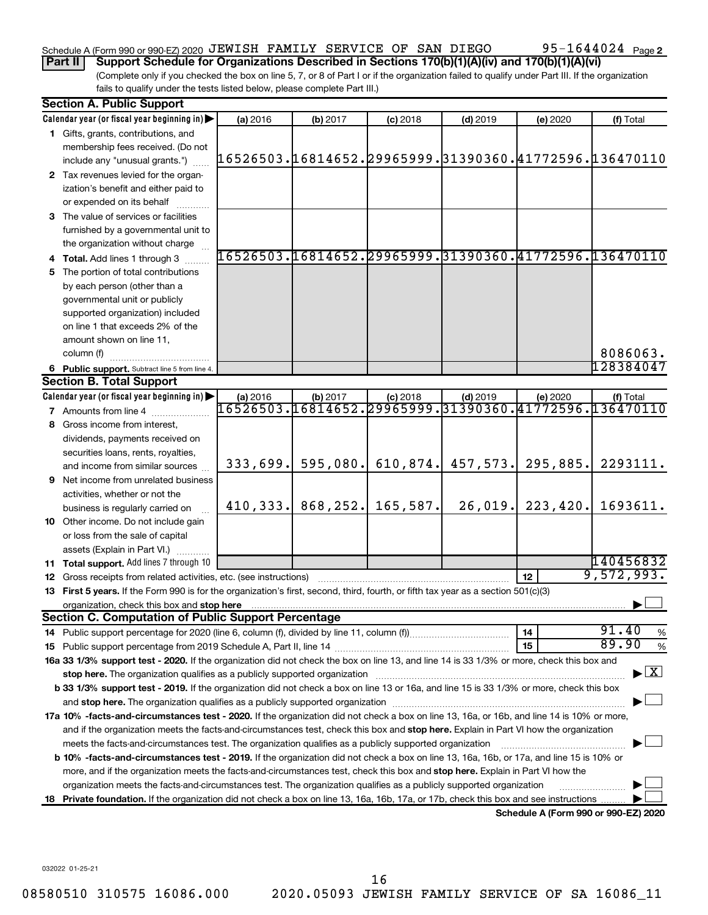Schedule A (Form 990 or 990-EZ) 2020 JEWISH FAMILY SERVICE OF SAN DIEGO 95-1644024 Page 2

**Part II Support Schedule for Organizations Described in Sections 170(b)(1)(A)(iv) and 170(b)(1)(A)(vi)**

(Complete only if you checked the box on line 5, 7, or 8 of Part I or if the organization failed to qualify under Part III. If the organization fails to qualify under the tests listed below, please complete Part III.)

**Section A. Public Support**

| Calendar year (or fiscal year beginning in) ▶ | (a) 2016 | (b) 2017 | (c) 2018 | (d) 2019 | (e) 2020 | (f) Total |
|---|---|---|---|---|---|---|
| 1 Gifts, grants, contributions, and membership fees received. (Do not include any "unusual grants.") | 16526503. | 16814652. | 29965999. | 31390360. | 41772596. | 136470110 |
| 2 Tax revenues levied for the organization's benefit and either paid to or expended on its behalf | | | | | | |
| 3 The value of services or facilities furnished by a governmental unit to the organization without charge | | | | | | |
| 4 **Total.** Add lines 1 through 3 | 16526503. | 16814652. | 29965999. | 31390360. | 41772596. | 136470110 |
| 5 The portion of total contributions by each person (other than a governmental unit or publicly supported organization) included on line 1 that exceeds 2% of the amount shown on line 11, column (f) | | | | | | 8086063. |
| 6 **Public support.** Subtract line 5 from line 4. | | | | | | 128384047 |

**Section B. Total Support**

| Calendar year (or fiscal year beginning in) ▶ | (a) 2016 | (b) 2017 | (c) 2018 | (d) 2019 | (e) 2020 | (f) Total |
|---|---|---|---|---|---|---|
| 7 Amounts from line 4 | 16526503. | 16814652. | 29965999. | 31390360. | 41772596. | 136470110 |
| 8 Gross income from interest, dividends, payments received on securities loans, rents, royalties, and income from similar sources | 333,699. | 595,080. | 610,874. | 457,573. | 295,885. | 2293111. |
| 9 Net income from unrelated business activities, whether or not the business is regularly carried on | 410,333. | 868,252. | 165,587. | 26,019. | 223,420. | 1693611. |
| 10 Other income. Do not include gain or loss from the sale of capital assets (Explain in Part VI.) | | | | | | |
| 11 **Total support.** Add lines 7 through 10 | | | | | | 140456832 |

12 Gross receipts from related activities, etc. (see instructions) | 12 | 9,572,993.

13 **First 5 years.** If the Form 990 is for the organization's first, second, third, fourth, or fifth tax year as a section 501(c)(3) organization, check this box and **stop here** ☐

**Section C. Computation of Public Support Percentage**

14 Public support percentage for 2020 (line 6, column (f), divided by line 11, column (f)) | 14 | 91.40 %

15 Public support percentage from 2019 Schedule A, Part II, line 14 | 15 | 89.90 %

16a **33 1/3% support test - 2020.** If the organization did not check the box on line 13, and line 14 is 33 1/3% or more, check this box and **stop here.** The organization qualifies as a publicly supported organization ☒

b **33 1/3% support test - 2019.** If the organization did not check a box on line 13 or 16a, and line 15 is 33 1/3% or more, check this box and **stop here.** The organization qualifies as a publicly supported organization ☐

17a **10% -facts-and-circumstances test - 2020.** If the organization did not check a box on line 13, 16a, or 16b, and line 14 is 10% or more, and if the organization meets the facts-and-circumstances test, check this box and **stop here.** Explain in Part VI how the organization meets the facts-and-circumstances test. The organization qualifies as a publicly supported organization ☐

b **10% -facts-and-circumstances test - 2019.** If the organization did not check a box on line 13, 16a, 16b, or 17a, and line 15 is 10% or more, and if the organization meets the facts-and-circumstances test, check this box and **stop here.** Explain in Part VI how the organization meets the facts-and-circumstances test. The organization qualifies as a publicly supported organization ☐

18 **Private foundation.** If the organization did not check a box on line 13, 16a, 16b, 17a, or 17b, check this box and see instructions ☐

**Schedule A (Form 990 or 990-EZ) 2020**

032022 01-25-21

08580510 310575 16086.000 2020.05093 JEWISH FAMILY SERVICE OF SA 16086_11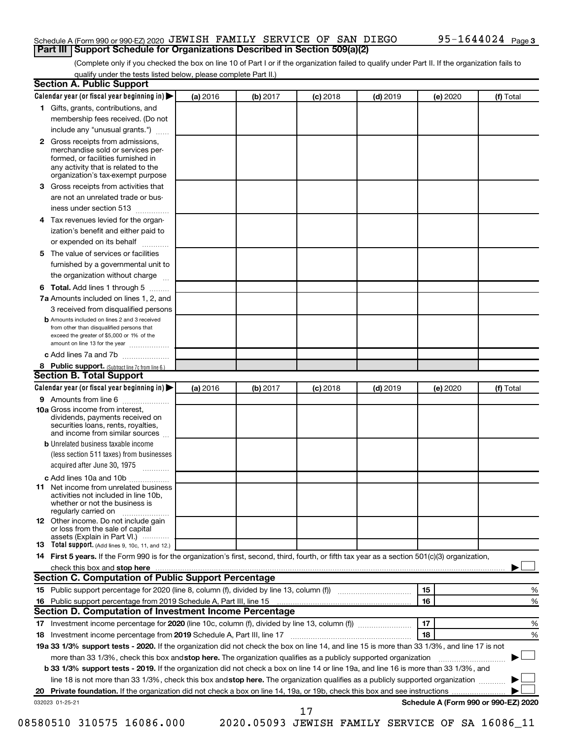Schedule A (Form 990 or 990-EZ) 2020 JEWISH FAMILY SERVICE OF SAN DIEGO 95-1644024 Page 3

## Part III Support Schedule for Organizations Described in Section 509(a)(2)

(Complete only if you checked the box on line 10 of Part I or if the organization failed to qualify under Part II. If the organization fails to qualify under the tests listed below, please complete Part II.)

### Section A. Public Support

| Calendar year (or fiscal year beginning in) | (a) 2016 | (b) 2017 | (c) 2018 | (d) 2019 | (e) 2020 | (f) Total |
|---|---|---|---|---|---|---|
| 1 Gifts, grants, contributions, and membership fees received. (Do not include any "unusual grants.") | | | | | | |
| 2 Gross receipts from admissions, merchandise sold or services performed, or facilities furnished in any activity that is related to the organization's tax-exempt purpose | | | | | | |
| 3 Gross receipts from activities that are not an unrelated trade or business under section 513 | | | | | | |
| 4 Tax revenues levied for the organization's benefit and either paid to or expended on its behalf | | | | | | |
| 5 The value of services or facilities furnished by a governmental unit to the organization without charge | | | | | | |
| 6 Total. Add lines 1 through 5 | | | | | | |
| 7a Amounts included on lines 1, 2, and 3 received from disqualified persons | | | | | | |
| b Amounts included on lines 2 and 3 received from other than disqualified persons that exceed the greater of $5,000 or 1% of the amount on line 13 for the year | | | | | | |
| c Add lines 7a and 7b | | | | | | |
| 8 Public support. (Subtract line 7c from line 6.) | | | | | | |

### Section B. Total Support

| Calendar year (or fiscal year beginning in) | (a) 2016 | (b) 2017 | (c) 2018 | (d) 2019 | (e) 2020 | (f) Total |
|---|---|---|---|---|---|---|
| 9 Amounts from line 6 | | | | | | |
| 10a Gross income from interest, dividends, payments received on securities loans, rents, royalties, and income from similar sources | | | | | | |
| b Unrelated business taxable income (less section 511 taxes) from businesses acquired after June 30, 1975 | | | | | | |
| c Add lines 10a and 10b | | | | | | |
| 11 Net income from unrelated business activities not included in line 10b, whether or not the business is regularly carried on | | | | | | |
| 12 Other income. Do not include gain or loss from the sale of capital assets (Explain in Part VI.) | | | | | | |
| 13 Total support. (Add lines 9, 10c, 11, and 12.) | | | | | | |

14 **First 5 years.** If the Form 990 is for the organization's first, second, third, fourth, or fifth tax year as a section 501(c)(3) organization, check this box and **stop here** ☐

### Section C. Computation of Public Support Percentage

| | | | |
|---|---|---|---|
| 15 | Public support percentage for 2020 (line 8, column (f), divided by line 13, column (f)) | 15 | % |
| 16 | Public support percentage from 2019 Schedule A, Part III, line 15 | 16 | % |

### Section D. Computation of Investment Income Percentage

| | | | |
|---|---|---|---|
| 17 | Investment income percentage for **2020** (line 10c, column (f), divided by line 13, column (f)) | 17 | % |
| 18 | Investment income percentage from **2019** Schedule A, Part III, line 17 | 18 | % |

**19a 33 1/3% support tests - 2020.** If the organization did not check the box on line 14, and line 15 is more than 33 1/3%, and line 17 is not more than 33 1/3%, check this box and **stop here.** The organization qualifies as a publicly supported organization ☐

**b 33 1/3% support tests - 2019.** If the organization did not check a box on line 14 or line 19a, and line 16 is more than 33 1/3%, and line 18 is not more than 33 1/3%, check this box and **stop here.** The organization qualifies as a publicly supported organization ☐

**20 Private foundation.** If the organization did not check a box on line 14, 19a, or 19b, check this box and see instructions ☐

032023 01-25-21 **Schedule A (Form 990 or 990-EZ) 2020**

08580510 310575 16086.000 2020.05093 JEWISH FAMILY SERVICE OF SA 16086_11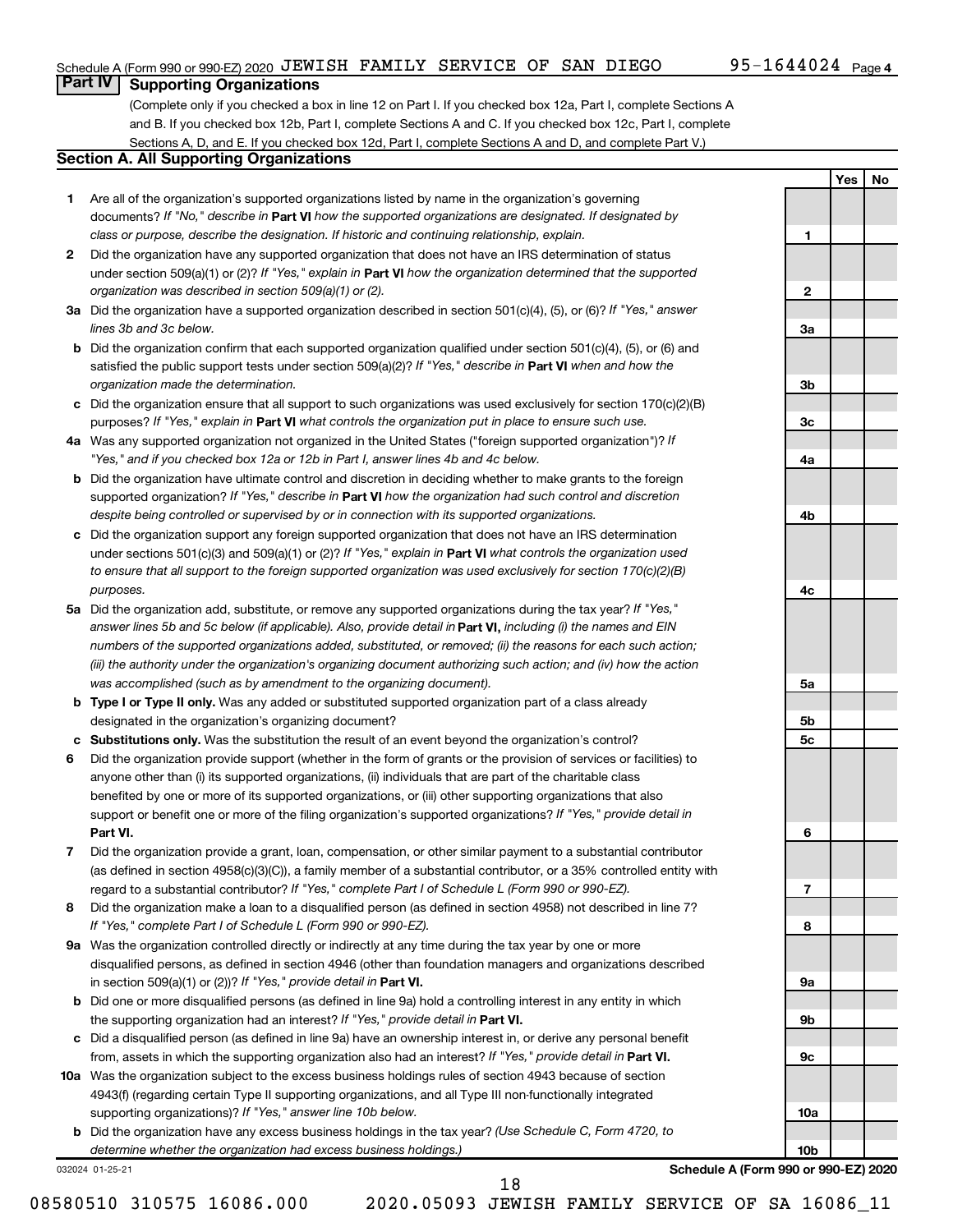Schedule A (Form 990 or 990-EZ) 2020 JEWISH FAMILY SERVICE OF SAN DIEGO 95-1644024 Page 4

## Part IV Supporting Organizations

(Complete only if you checked a box in line 12 on Part I. If you checked box 12a, Part I, complete Sections A and B. If you checked box 12b, Part I, complete Sections A and C. If you checked box 12c, Part I, complete Sections A, D, and E. If you checked box 12d, Part I, complete Sections A and D, and complete Part V.)

### Section A. All Supporting Organizations

| | | | Yes | No |
|---|---|---|---|---|
| **1** | Are all of the organization's supported organizations listed by name in the organization's governing documents? *If "No," describe in* **Part VI** *how the supported organizations are designated. If designated by class or purpose, describe the designation. If historic and continuing relationship, explain.* | **1** | | |
| **2** | Did the organization have any supported organization that does not have an IRS determination of status under section 509(a)(1) or (2)? *If "Yes," explain in* **Part VI** *how the organization determined that the supported organization was described in section 509(a)(1) or (2).* | **2** | | |
| **3a** | Did the organization have a supported organization described in section 501(c)(4), (5), or (6)? *If "Yes," answer lines 3b and 3c below.* | **3a** | | |
| **b** | Did the organization confirm that each supported organization qualified under section 501(c)(4), (5), or (6) and satisfied the public support tests under section 509(a)(2)? *If "Yes," describe in* **Part VI** *when and how the organization made the determination.* | **3b** | | |
| **c** | Did the organization ensure that all support to such organizations was used exclusively for section 170(c)(2)(B) purposes? *If "Yes," explain in* **Part VI** *what controls the organization put in place to ensure such use.* | **3c** | | |
| **4a** | Was any supported organization not organized in the United States ("foreign supported organization")? *If "Yes," and if you checked box 12a or 12b in Part I, answer lines 4b and 4c below.* | **4a** | | |
| **b** | Did the organization have ultimate control and discretion in deciding whether to make grants to the foreign supported organization? *If "Yes," describe in* **Part VI** *how the organization had such control and discretion despite being controlled or supervised by or in connection with its supported organizations.* | **4b** | | |
| **c** | Did the organization support any foreign supported organization that does not have an IRS determination under sections 501(c)(3) and 509(a)(1) or (2)? *If "Yes," explain in* **Part VI** *what controls the organization used to ensure that all support to the foreign supported organization was used exclusively for section 170(c)(2)(B) purposes.* | **4c** | | |
| **5a** | Did the organization add, substitute, or remove any supported organizations during the tax year? *If "Yes," answer lines 5b and 5c below (if applicable). Also, provide detail in* **Part VI,** *including (i) the names and EIN numbers of the supported organizations added, substituted, or removed; (ii) the reasons for each such action; (iii) the authority under the organization's organizing document authorizing such action; and (iv) how the action was accomplished (such as by amendment to the organizing document).* | **5a** | | |
| **b** | **Type I or Type II only.** Was any added or substituted supported organization part of a class already designated in the organization's organizing document? | **5b** | | |
| **c** | **Substitutions only.** Was the substitution the result of an event beyond the organization's control? | **5c** | | |
| **6** | Did the organization provide support (whether in the form of grants or the provision of services or facilities) to anyone other than (i) its supported organizations, (ii) individuals that are part of the charitable class benefited by one or more of its supported organizations, or (iii) other supporting organizations that also support or benefit one or more of the filing organization's supported organizations? *If "Yes," provide detail in* **Part VI.** | **6** | | |
| **7** | Did the organization provide a grant, loan, compensation, or other similar payment to a substantial contributor (as defined in section 4958(c)(3)(C)), a family member of a substantial contributor, or a 35% controlled entity with regard to a substantial contributor? *If "Yes," complete Part I of Schedule L (Form 990 or 990-EZ).* | **7** | | |
| **8** | Did the organization make a loan to a disqualified person (as defined in section 4958) not described in line 7? *If "Yes," complete Part I of Schedule L (Form 990 or 990-EZ).* | **8** | | |
| **9a** | Was the organization controlled directly or indirectly at any time during the tax year by one or more disqualified persons, as defined in section 4946 (other than foundation managers and organizations described in section 509(a)(1) or (2))? *If "Yes," provide detail in* **Part VI.** | **9a** | | |
| **b** | Did one or more disqualified persons (as defined in line 9a) hold a controlling interest in any entity in which the supporting organization had an interest? *If "Yes," provide detail in* **Part VI.** | **9b** | | |
| **c** | Did a disqualified person (as defined in line 9a) have an ownership interest in, or derive any personal benefit from, assets in which the supporting organization also had an interest? *If "Yes," provide detail in* **Part VI.** | **9c** | | |
| **10a** | Was the organization subject to the excess business holdings rules of section 4943 because of section 4943(f) (regarding certain Type II supporting organizations, and all Type III non-functionally integrated supporting organizations)? *If "Yes," answer line 10b below.* | **10a** | | |
| **b** | Did the organization have any excess business holdings in the tax year? *(Use Schedule C, Form 4720, to determine whether the organization had excess business holdings.)* | **10b** | | |

032024 01-25-21

**Schedule A (Form 990 or 990-EZ) 2020**

08580510 310575 16086.000 2020.05093 JEWISH FAMILY SERVICE OF SA 16086_11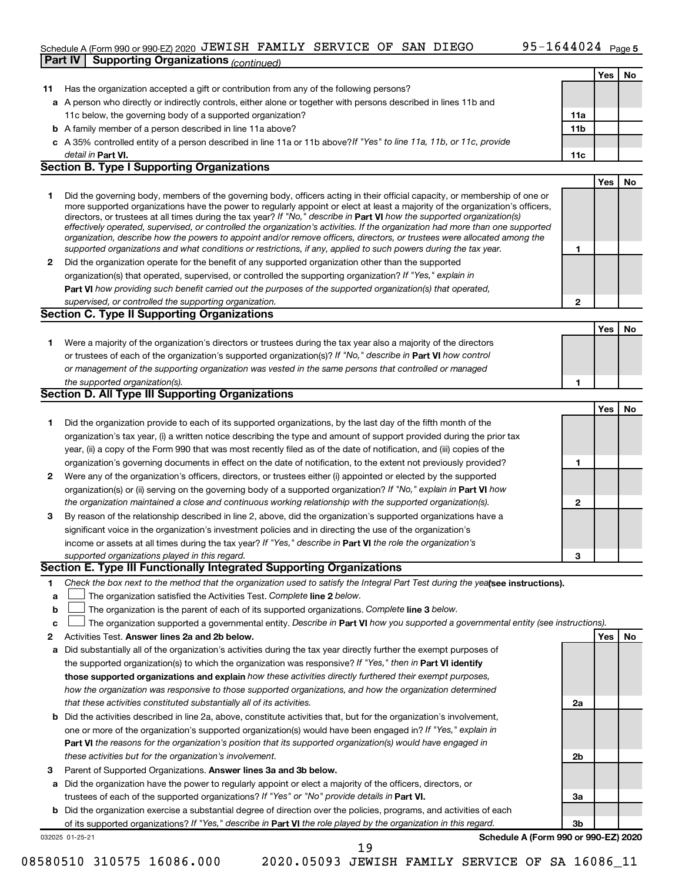Schedule A (Form 990 or 990-EZ) 2020 JEWISH FAMILY SERVICE OF SAN DIEGO 95-1644024

## Part IV Supporting Organizations *(continued)*

| | | | Yes | No |
|---|---|---|---|---|
| **11** | Has the organization accepted a gift or contribution from any of the following persons? | | | |
| **a** | A person who directly or indirectly controls, either alone or together with persons described in lines 11b and 11c below, the governing body of a supported organization? | **11a** | | |
| **b** | A family member of a person described in line 11a above? | **11b** | | |
| **c** | A 35% controlled entity of a person described in line 11a or 11b above? *If "Yes" to line 11a, 11b, or 11c, provide detail in* **Part VI.** | **11c** | | |

### Section B. Type I Supporting Organizations

| | | | Yes | No |
|---|---|---|---|---|
| **1** | Did the governing body, members of the governing body, officers acting in their official capacity, or membership of one or more supported organizations have the power to regularly appoint or elect at least a majority of the organization's officers, directors, or trustees at all times during the tax year? *If "No," describe in* **Part VI** *how the supported organization(s) effectively operated, supervised, or controlled the organization's activities. If the organization had more than one supported organization, describe how the powers to appoint and/or remove officers, directors, or trustees were allocated among the supported organizations and what conditions or restrictions, if any, applied to such powers during the tax year.* | **1** | | |
| **2** | Did the organization operate for the benefit of any supported organization other than the supported organization(s) that operated, supervised, or controlled the supporting organization? *If "Yes," explain in* **Part VI** *how providing such benefit carried out the purposes of the supported organization(s) that operated, supervised, or controlled the supporting organization.* | **2** | | |

### Section C. Type II Supporting Organizations

| | | | Yes | No |
|---|---|---|---|---|
| **1** | Were a majority of the organization's directors or trustees during the tax year also a majority of the directors or trustees of each of the organization's supported organization(s)? *If "No," describe in* **Part VI** *how control or management of the supporting organization was vested in the same persons that controlled or managed the supported organization(s).* | **1** | | |

### Section D. All Type III Supporting Organizations

| | | | Yes | No |
|---|---|---|---|---|
| **1** | Did the organization provide to each of its supported organizations, by the last day of the fifth month of the organization's tax year, (i) a written notice describing the type and amount of support provided during the prior tax year, (ii) a copy of the Form 990 that was most recently filed as of the date of notification, and (iii) copies of the organization's governing documents in effect on the date of notification, to the extent not previously provided? | **1** | | |
| **2** | Were any of the organization's officers, directors, or trustees either (i) appointed or elected by the supported organization(s) or (ii) serving on the governing body of a supported organization? *If "No," explain in* **Part VI** *how the organization maintained a close and continuous working relationship with the supported organization(s).* | **2** | | |
| **3** | By reason of the relationship described in line 2, above, did the organization's supported organizations have a significant voice in the organization's investment policies and in directing the use of the organization's income or assets at all times during the tax year? *If "Yes," describe in* **Part VI** *the role the organization's supported organizations played in this regard.* | **3** | | |

### Section E. Type III Functionally Integrated Supporting Organizations

**1** *Check the box next to the method that the organization used to satisfy the Integral Part Test during the year* **(see instructions).**

**a** ☐ The organization satisfied the Activities Test. *Complete* **line 2** *below.*

**b** ☐ The organization is the parent of each of its supported organizations. *Complete* **line 3** *below.*

**c** ☐ The organization supported a governmental entity. *Describe in* **Part VI** *how you supported a governmental entity (see instructions).*

| | | | Yes | No |
|---|---|---|---|---|
| **2** | Activities Test. **Answer lines 2a and 2b below.** | | | |
| **a** | Did substantially all of the organization's activities during the tax year directly further the exempt purposes of the supported organization(s) to which the organization was responsive? *If "Yes," then in* **Part VI identify those supported organizations and explain** *how these activities directly furthered their exempt purposes, how the organization was responsive to those supported organizations, and how the organization determined that these activities constituted substantially all of its activities.* | **2a** | | |
| **b** | Did the activities described in line 2a, above, constitute activities that, but for the organization's involvement, one or more of the organization's supported organization(s) would have been engaged in? *If "Yes," explain in* **Part VI** *the reasons for the organization's position that its supported organization(s) would have engaged in these activities but for the organization's involvement.* | **2b** | | |
| **3** | Parent of Supported Organizations. **Answer lines 3a and 3b below.** | | | |
| **a** | Did the organization have the power to regularly appoint or elect a majority of the officers, directors, or trustees of each of the supported organizations? *If "Yes" or "No" provide details in* **Part VI.** | **3a** | | |
| **b** | Did the organization exercise a substantial degree of direction over the policies, programs, and activities of each of its supported organizations? *If "Yes," describe in* **Part VI** *the role played by the organization in this regard.* | **3b** | | |

032025 01-25-21 **Schedule A (Form 990 or 990-EZ) 2020**

08580510 310575 16086.000 2020.05093 JEWISH FAMILY SERVICE OF SA 16086_11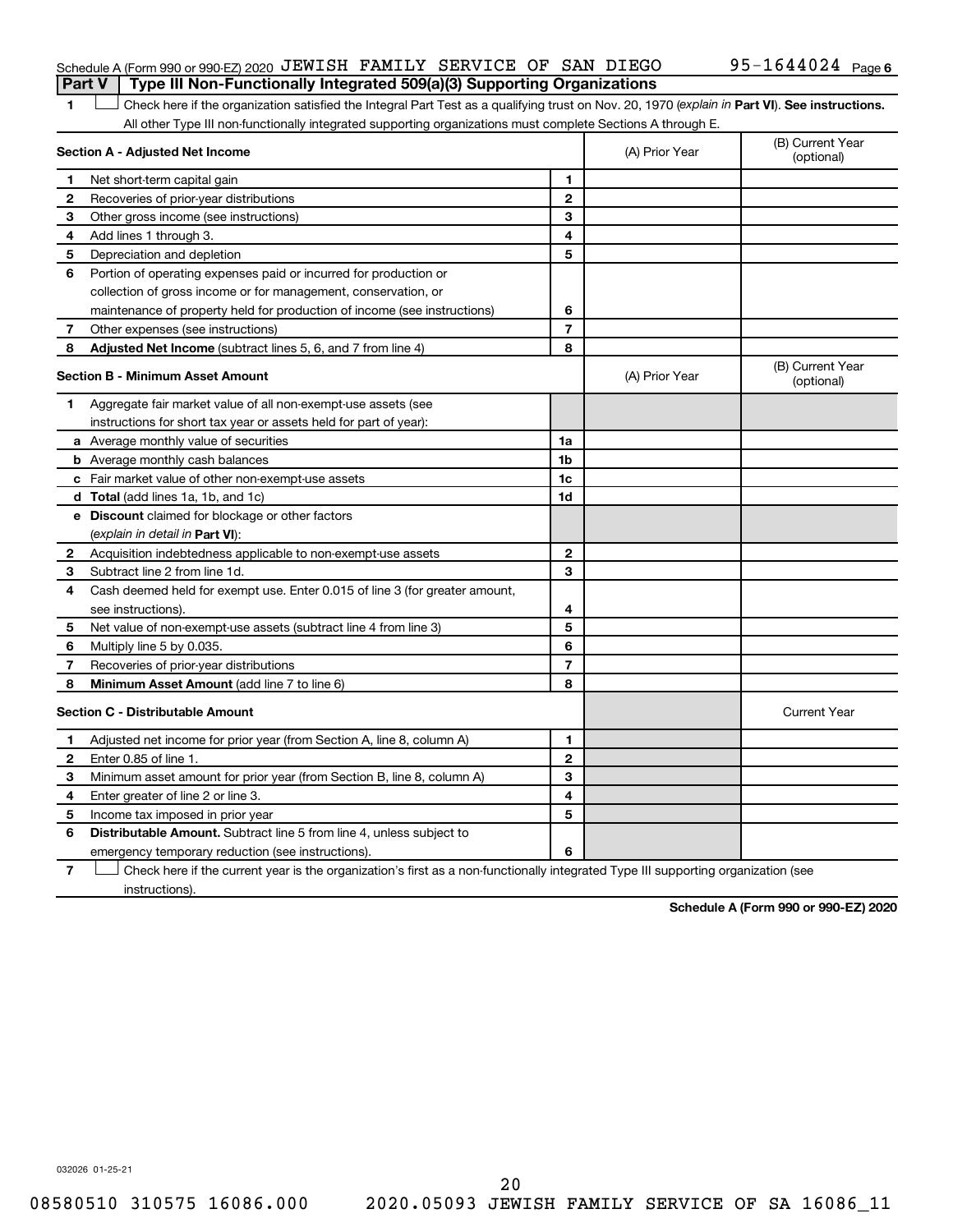Schedule A (Form 990 or 990-EZ) 2020 JEWISH FAMILY SERVICE OF SAN DIEGO 95-1644024 Page 6

**Part V | Type III Non-Functionally Integrated 509(a)(3) Supporting Organizations**

1 ☐ Check here if the organization satisfied the Integral Part Test as a qualifying trust on Nov. 20, 1970 (*explain in* **Part VI**). **See instructions.** All other Type III non-functionally integrated supporting organizations must complete Sections A through E.

| **Section A - Adjusted Net Income** | | | (A) Prior Year | (B) Current Year (optional) |
|---|---|---|---|---|
| 1 | Net short-term capital gain | 1 | | |
| 2 | Recoveries of prior-year distributions | 2 | | |
| 3 | Other gross income (see instructions) | 3 | | |
| 4 | Add lines 1 through 3. | 4 | | |
| 5 | Depreciation and depletion | 5 | | |
| 6 | Portion of operating expenses paid or incurred for production or collection of gross income or for management, conservation, or maintenance of property held for production of income (see instructions) | 6 | | |
| 7 | Other expenses (see instructions) | 7 | | |
| 8 | **Adjusted Net Income** (subtract lines 5, 6, and 7 from line 4) | 8 | | |

| **Section B - Minimum Asset Amount** | | | (A) Prior Year | (B) Current Year (optional) |
|---|---|---|---|---|
| 1 | Aggregate fair market value of all non-exempt-use assets (see instructions for short tax year or assets held for part of year): | | | |
| a | Average monthly value of securities | 1a | | |
| b | Average monthly cash balances | 1b | | |
| c | Fair market value of other non-exempt-use assets | 1c | | |
| d | **Total** (add lines 1a, 1b, and 1c) | 1d | | |
| e | **Discount** claimed for blockage or other factors (*explain in detail in* **Part VI**): | | | |
| 2 | Acquisition indebtedness applicable to non-exempt-use assets | 2 | | |
| 3 | Subtract line 2 from line 1d. | 3 | | |
| 4 | Cash deemed held for exempt use. Enter 0.015 of line 3 (for greater amount, see instructions). | 4 | | |
| 5 | Net value of non-exempt-use assets (subtract line 4 from line 3) | 5 | | |
| 6 | Multiply line 5 by 0.035. | 6 | | |
| 7 | Recoveries of prior-year distributions | 7 | | |
| 8 | **Minimum Asset Amount** (add line 7 to line 6) | 8 | | |

| **Section C - Distributable Amount** | | | | Current Year |
|---|---|---|---|---|
| 1 | Adjusted net income for prior year (from Section A, line 8, column A) | 1 | | |
| 2 | Enter 0.85 of line 1. | 2 | | |
| 3 | Minimum asset amount for prior year (from Section B, line 8, column A) | 3 | | |
| 4 | Enter greater of line 2 or line 3. | 4 | | |
| 5 | Income tax imposed in prior year | 5 | | |
| 6 | **Distributable Amount.** Subtract line 5 from line 4, unless subject to emergency temporary reduction (see instructions). | 6 | | |

7 ☐ Check here if the current year is the organization's first as a non-functionally integrated Type III supporting organization (see instructions).

**Schedule A (Form 990 or 990-EZ) 2020**

032026 01-25-21

08580510 310575 16086.000 2020.05093 JEWISH FAMILY SERVICE OF SA 16086_11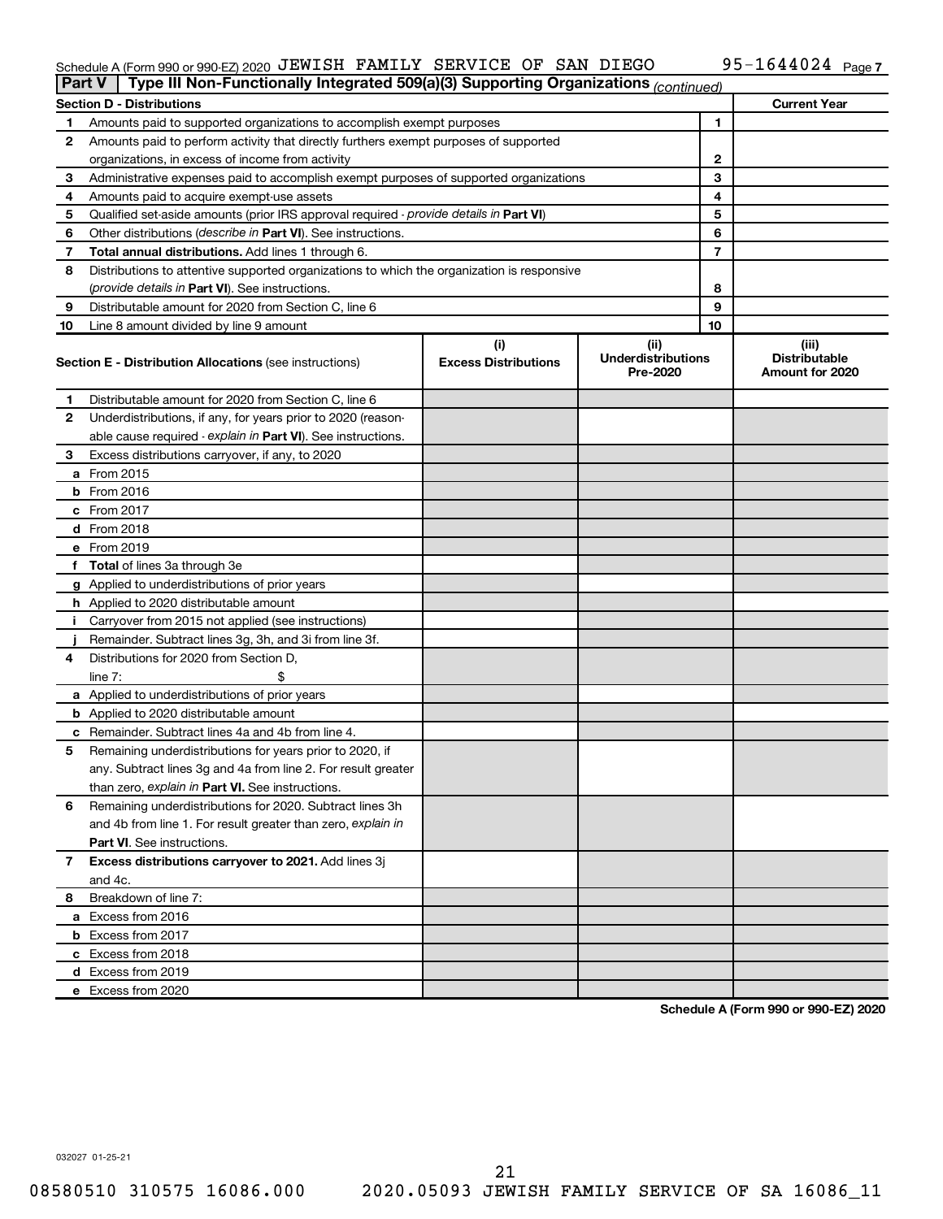Schedule A (Form 990 or 990-EZ) 2020 JEWISH FAMILY SERVICE OF SAN DIEGO 95-1644024 Page 7

**Part V** Type III Non-Functionally Integrated 509(a)(3) Supporting Organizations *(continued)*

| Section D - Distributions | | | Current Year |
|---|---|---|---|
| 1 | Amounts paid to supported organizations to accomplish exempt purposes | 1 | |
| 2 | Amounts paid to perform activity that directly furthers exempt purposes of supported organizations, in excess of income from activity | 2 | |
| 3 | Administrative expenses paid to accomplish exempt purposes of supported organizations | 3 | |
| 4 | Amounts paid to acquire exempt-use assets | 4 | |
| 5 | Qualified set-aside amounts (prior IRS approval required - *provide details in* **Part VI**) | 5 | |
| 6 | Other distributions (*describe in* **Part VI**). See instructions. | 6 | |
| 7 | **Total annual distributions.** Add lines 1 through 6. | 7 | |
| 8 | Distributions to attentive supported organizations to which the organization is responsive (*provide details in* **Part VI**). See instructions. | 8 | |
| 9 | Distributable amount for 2020 from Section C, line 6 | 9 | |
| 10 | Line 8 amount divided by line 9 amount | 10 | |

| | **Section E - Distribution Allocations** (see instructions) | (i) Excess Distributions | (ii) Underdistributions Pre-2020 | (iii) Distributable Amount for 2020 |
|---|---|---|---|---|
| 1 | Distributable amount for 2020 from Section C, line 6 | | | |
| 2 | Underdistributions, if any, for years prior to 2020 (reasonable cause required - *explain in* **Part VI**). See instructions. | | | |
| 3 | Excess distributions carryover, if any, to 2020 | | | |
| a | From 2015 | | | |
| b | From 2016 | | | |
| c | From 2017 | | | |
| d | From 2018 | | | |
| e | From 2019 | | | |
| f | **Total** of lines 3a through 3e | | | |
| g | Applied to underdistributions of prior years | | | |
| h | Applied to 2020 distributable amount | | | |
| i | Carryover from 2015 not applied (see instructions) | | | |
| j | Remainder. Subtract lines 3g, 3h, and 3i from line 3f. | | | |
| 4 | Distributions for 2020 from Section D, line 7: $ | | | |
| a | Applied to underdistributions of prior years | | | |
| b | Applied to 2020 distributable amount | | | |
| c | Remainder. Subtract lines 4a and 4b from line 4. | | | |
| 5 | Remaining underdistributions for years prior to 2020, if any. Subtract lines 3g and 4a from line 2. For result greater than zero, *explain in* **Part VI.** See instructions. | | | |
| 6 | Remaining underdistributions for 2020. Subtract lines 3h and 4b from line 1. For result greater than zero, *explain in* **Part VI**. See instructions. | | | |
| 7 | **Excess distributions carryover to 2021.** Add lines 3j and 4c. | | | |
| 8 | Breakdown of line 7: | | | |
| a | Excess from 2016 | | | |
| b | Excess from 2017 | | | |
| c | Excess from 2018 | | | |
| d | Excess from 2019 | | | |
| e | Excess from 2020 | | | |

**Schedule A (Form 990 or 990-EZ) 2020**

032027 01-25-21

08580510 310575 16086.000 2020.05093 JEWISH FAMILY SERVICE OF SA 16086_11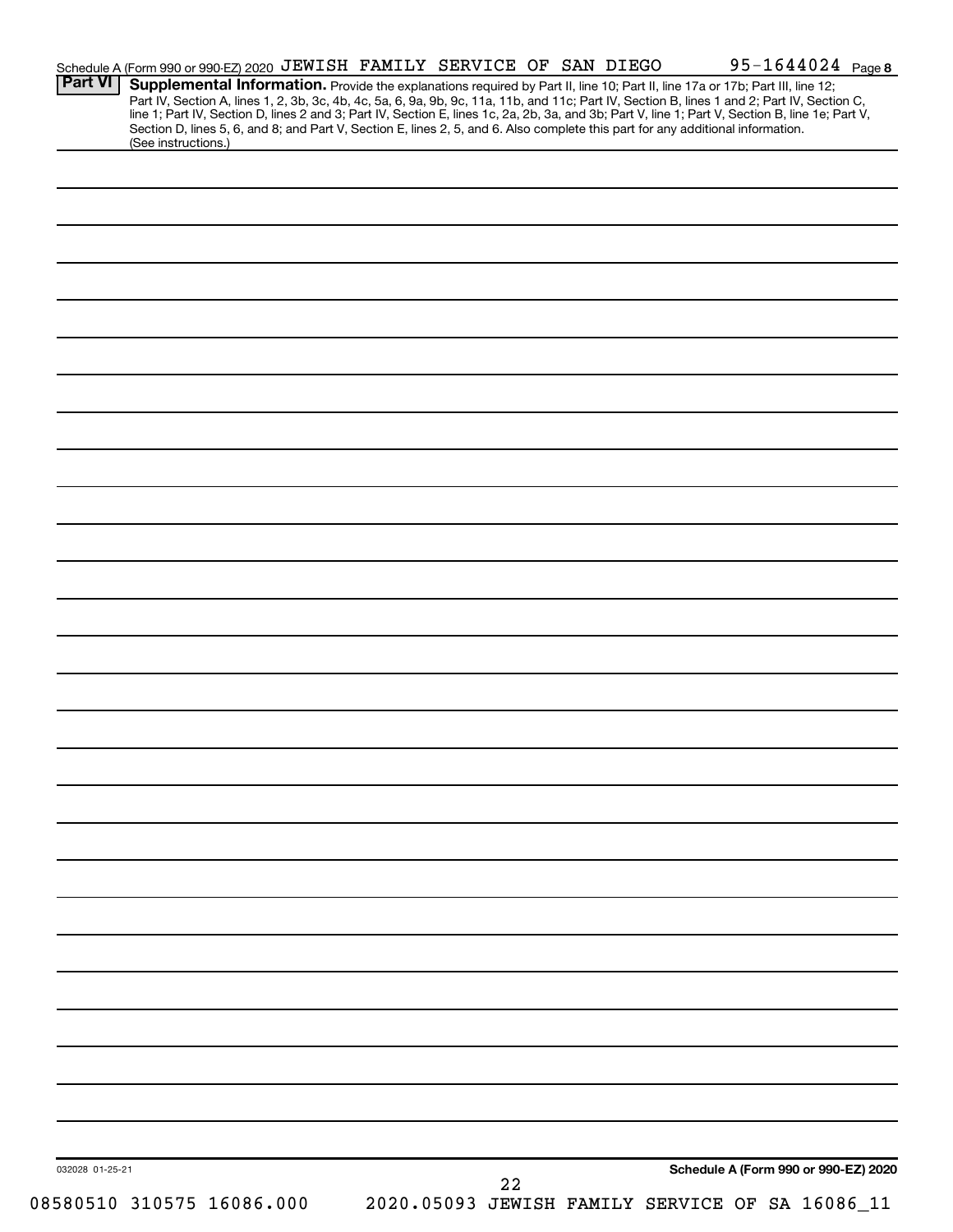Schedule A (Form 990 or 990-EZ) 2020 JEWISH FAMILY SERVICE OF SAN DIEGO 95-1644024 Page 8

**Part VI** **Supplemental Information.** Provide the explanations required by Part II, line 10; Part II, line 17a or 17b; Part III, line 12; Part IV, Section A, lines 1, 2, 3b, 3c, 4b, 4c, 5a, 6, 9a, 9b, 9c, 11a, 11b, and 11c; Part IV, Section B, lines 1 and 2; Part IV, Section C, line 1; Part IV, Section D, lines 2 and 3; Part IV, Section E, lines 1c, 2a, 2b, 3a, and 3b; Part V, line 1; Part V, Section B, line 1e; Part V, Section D, lines 5, 6, and 8; and Part V, Section E, lines 2, 5, and 6. Also complete this part for any additional information. (See instructions.)

032028 01-25-21

**Schedule A (Form 990 or 990-EZ) 2020**

08580510 310575 16086.000 2020.05093 JEWISH FAMILY SERVICE OF SA 16086_11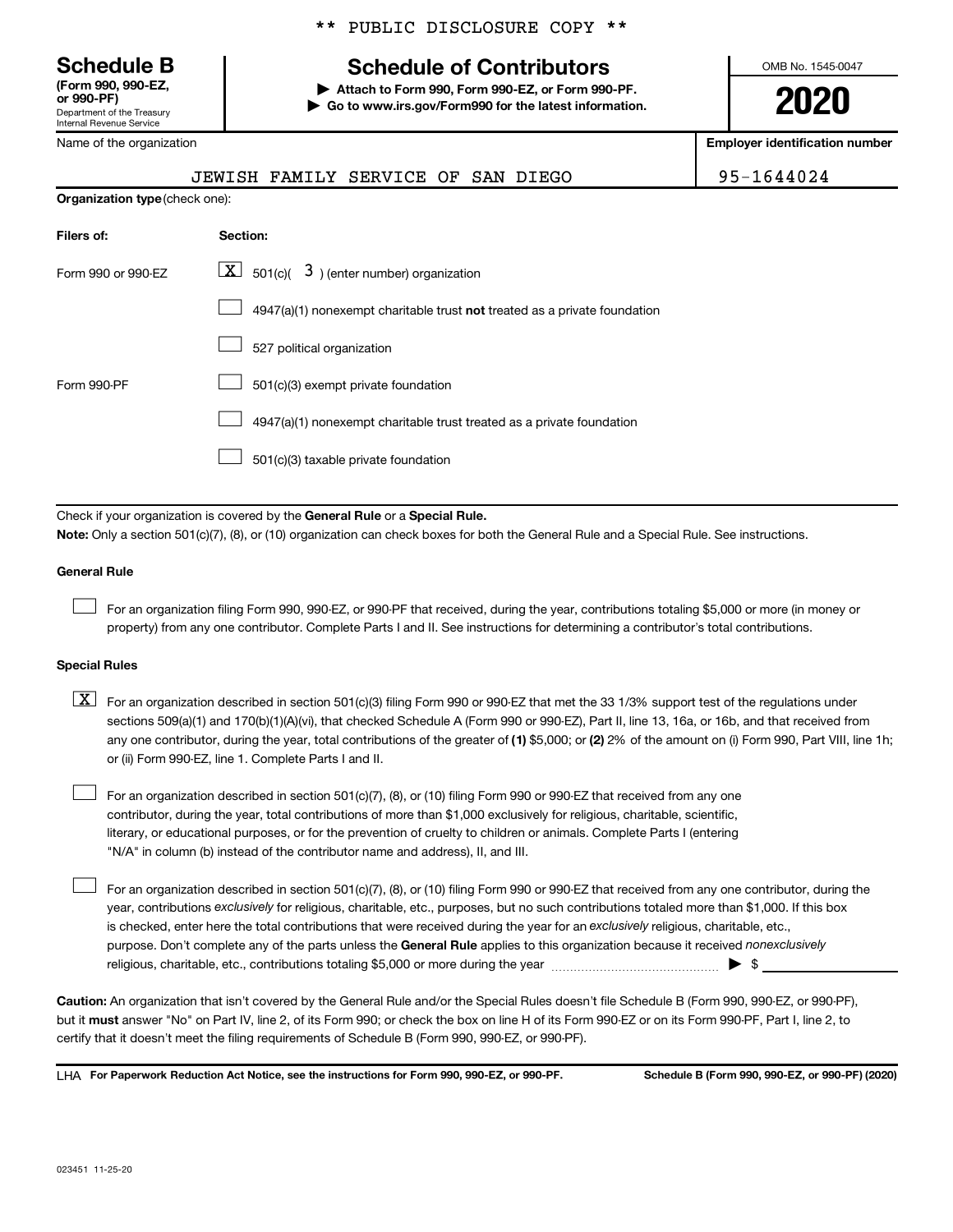** PUBLIC DISCLOSURE COPY **

**Schedule B**
**(Form 990, 990-EZ, or 990-PF)**
Department of the Treasury
Internal Revenue Service

# Schedule of Contributors

▶ **Attach to Form 990, Form 990-EZ, or Form 990-PF.**
▶ **Go to www.irs.gov/Form990 for the latest information.**

OMB No. 1545-0047

**2020**

Name of the organization: JEWISH FAMILY SERVICE OF SAN DIEGO

**Employer identification number**: 95-1644024

**Organization type** (check one):

| Filers of: | Section: |
|---|---|
| Form 990 or 990-EZ | [X] 501(c)( 3 ) (enter number) organization |
| | [ ] 4947(a)(1) nonexempt charitable trust **not** treated as a private foundation |
| | [ ] 527 political organization |
| Form 990-PF | [ ] 501(c)(3) exempt private foundation |
| | [ ] 4947(a)(1) nonexempt charitable trust treated as a private foundation |
| | [ ] 501(c)(3) taxable private foundation |

Check if your organization is covered by the **General Rule** or a **Special Rule.**

**Note:** Only a section 501(c)(7), (8), or (10) organization can check boxes for both the General Rule and a Special Rule. See instructions.

**General Rule**

[ ] For an organization filing Form 990, 990-EZ, or 990-PF that received, during the year, contributions totaling $5,000 or more (in money or property) from any one contributor. Complete Parts I and II. See instructions for determining a contributor's total contributions.

**Special Rules**

[X] For an organization described in section 501(c)(3) filing Form 990 or 990-EZ that met the 33 1/3% support test of the regulations under sections 509(a)(1) and 170(b)(1)(A)(vi), that checked Schedule A (Form 990 or 990-EZ), Part II, line 13, 16a, or 16b, and that received from any one contributor, during the year, total contributions of the greater of **(1)** $5,000; or **(2)** 2% of the amount on (i) Form 990, Part VIII, line 1h; or (ii) Form 990-EZ, line 1. Complete Parts I and II.

[ ] For an organization described in section 501(c)(7), (8), or (10) filing Form 990 or 990-EZ that received from any one contributor, during the year, total contributions of more than $1,000 exclusively for religious, charitable, scientific, literary, or educational purposes, or for the prevention of cruelty to children or animals. Complete Parts I (entering "N/A" in column (b) instead of the contributor name and address), II, and III.

[ ] For an organization described in section 501(c)(7), (8), or (10) filing Form 990 or 990-EZ that received from any one contributor, during the year, contributions *exclusively* for religious, charitable, etc., purposes, but no such contributions totaled more than $1,000. If this box is checked, enter here the total contributions that were received during the year for an *exclusively* religious, charitable, etc., purpose. Don't complete any of the parts unless the **General Rule** applies to this organization because it received *nonexclusively* religious, charitable, etc., contributions totaling $5,000 or more during the year ▶ $ ____________

**Caution:** An organization that isn't covered by the General Rule and/or the Special Rules doesn't file Schedule B (Form 990, 990-EZ, or 990-PF), but it **must** answer "No" on Part IV, line 2, of its Form 990; or check the box on line H of its Form 990-EZ or on its Form 990-PF, Part I, line 2, to certify that it doesn't meet the filing requirements of Schedule B (Form 990, 990-EZ, or 990-PF).

LHA **For Paperwork Reduction Act Notice, see the instructions for Form 990, 990-EZ, or 990-PF.** **Schedule B (Form 990, 990-EZ, or 990-PF) (2020)**

023451 11-25-20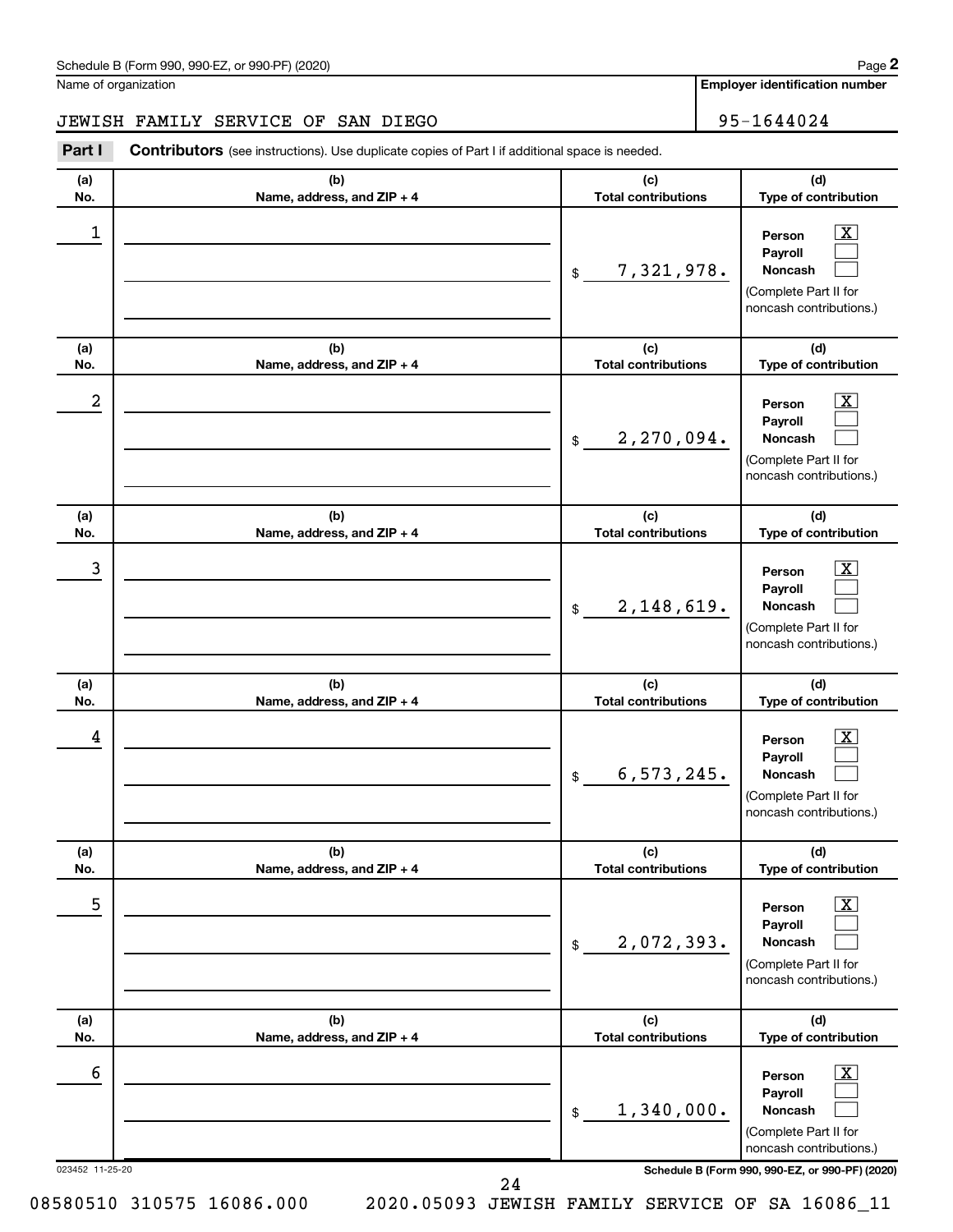Schedule B (Form 990, 990-EZ, or 990-PF) (2020)

Name of organization: JEWISH FAMILY SERVICE OF SAN DIEGO

Employer identification number: 95-1644024

**Part I** **Contributors** (see instructions). Use duplicate copies of Part I if additional space is needed.

| (a) No. | (b) Name, address, and ZIP + 4 | (c) Total contributions | (d) Type of contribution |
|---|---|---|---|
| 1 | | $ 7,321,978. | Person [X] Payroll [ ] Noncash [ ] (Complete Part II for noncash contributions.) |
| 2 | | $ 2,270,094. | Person [X] Payroll [ ] Noncash [ ] (Complete Part II for noncash contributions.) |
| 3 | | $ 2,148,619. | Person [X] Payroll [ ] Noncash [ ] (Complete Part II for noncash contributions.) |
| 4 | | $ 6,573,245. | Person [X] Payroll [ ] Noncash [ ] (Complete Part II for noncash contributions.) |
| 5 | | $ 2,072,393. | Person [X] Payroll [ ] Noncash [ ] (Complete Part II for noncash contributions.) |
| 6 | | $ 1,340,000. | Person [X] Payroll [ ] Noncash [ ] (Complete Part II for noncash contributions.) |

023452 11-25-20

Schedule B (Form 990, 990-EZ, or 990-PF) (2020)

08580510 310575 16086.000 2020.05093 JEWISH FAMILY SERVICE OF SA 16086_11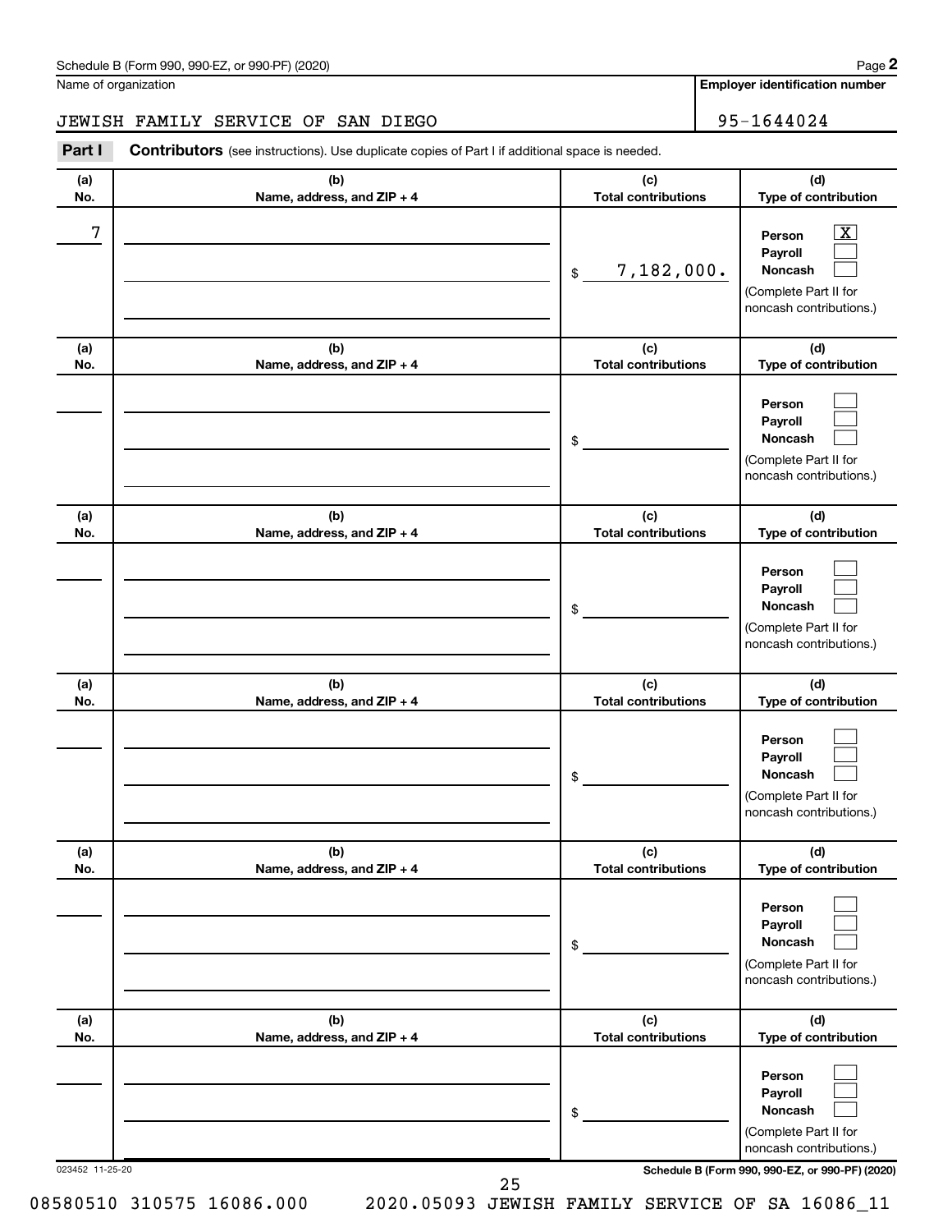Schedule B (Form 990, 990-EZ, or 990-PF) (2020)

Name of organization: JEWISH FAMILY SERVICE OF SAN DIEGO

Employer identification number: 95-1644024

**Part I** **Contributors** (see instructions). Use duplicate copies of Part I if additional space is needed.

| (a) No. | (b) Name, address, and ZIP + 4 | (c) Total contributions | (d) Type of contribution |
|---|---|---|---|
| 7 | | $ 7,182,000. | Person [X] Payroll [ ] Noncash [ ] (Complete Part II for noncash contributions.) |
| | | $ | Person [ ] Payroll [ ] Noncash [ ] (Complete Part II for noncash contributions.) |
| | | $ | Person [ ] Payroll [ ] Noncash [ ] (Complete Part II for noncash contributions.) |
| | | $ | Person [ ] Payroll [ ] Noncash [ ] (Complete Part II for noncash contributions.) |
| | | $ | Person [ ] Payroll [ ] Noncash [ ] (Complete Part II for noncash contributions.) |
| | | $ | Person [ ] Payroll [ ] Noncash [ ] (Complete Part II for noncash contributions.) |

023452 11-25-20

Schedule B (Form 990, 990-EZ, or 990-PF) (2020)

08580510 310575 16086.000 2020.05093 JEWISH FAMILY SERVICE OF SA 16086_11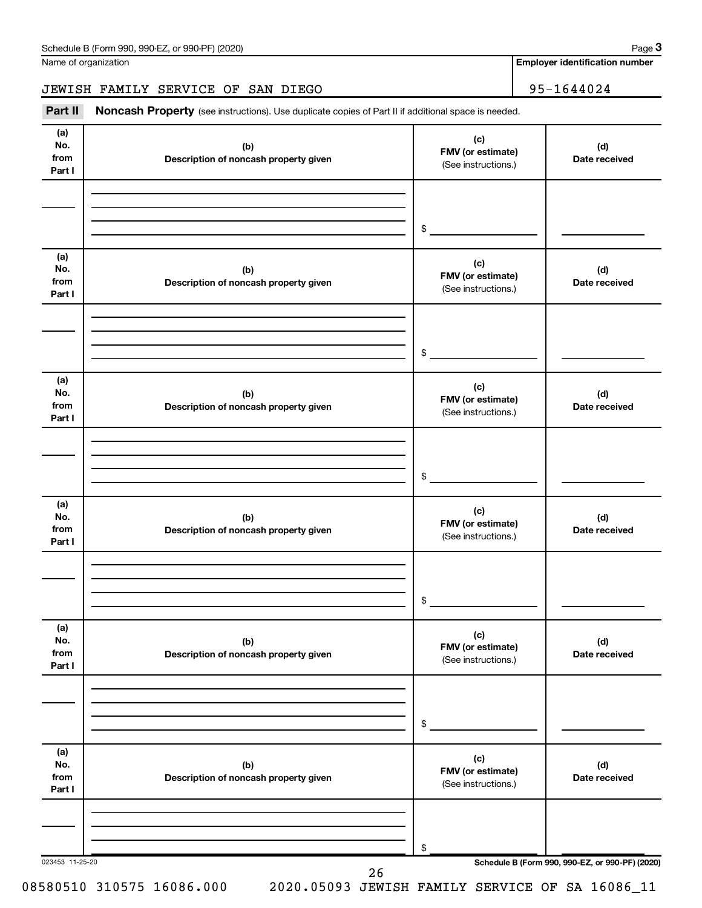Name of organization

JEWISH FAMILY SERVICE OF SAN DIEGO

**Employer identification number**

95-1644024

**Part II** **Noncash Property** (see instructions). Use duplicate copies of Part II if additional space is needed.

| (a) No. from Part I | (b) Description of noncash property given | (c) FMV (or estimate) (See instructions.) | (d) Date received |
|---|---|---|---|
| | | $ | |

| (a) No. from Part I | (b) Description of noncash property given | (c) FMV (or estimate) (See instructions.) | (d) Date received |
|---|---|---|---|
| | | $ | |

| (a) No. from Part I | (b) Description of noncash property given | (c) FMV (or estimate) (See instructions.) | (d) Date received |
|---|---|---|---|
| | | $ | |

| (a) No. from Part I | (b) Description of noncash property given | (c) FMV (or estimate) (See instructions.) | (d) Date received |
|---|---|---|---|
| | | $ | |

| (a) No. from Part I | (b) Description of noncash property given | (c) FMV (or estimate) (See instructions.) | (d) Date received |
|---|---|---|---|
| | | $ | |

| (a) No. from Part I | (b) Description of noncash property given | (c) FMV (or estimate) (See instructions.) | (d) Date received |
|---|---|---|---|
| | | $ | |

023453 11-25-20

**Schedule B (Form 990, 990-EZ, or 990-PF) (2020)**

08580510 310575 16086.000 2020.05093 JEWISH FAMILY SERVICE OF SA 16086_11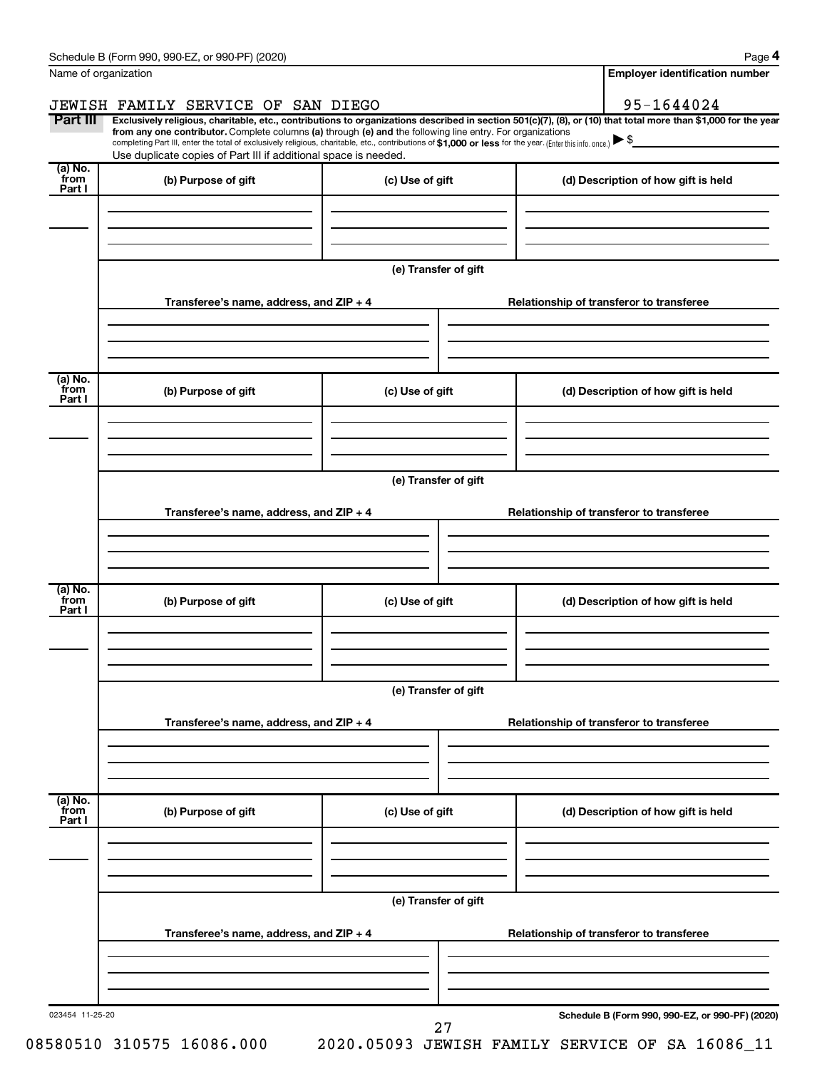Schedule B (Form 990, 990-EZ, or 990-PF) (2020) Page **4**

| Name of organization | Employer identification number |
| --- | --- |
| JEWISH FAMILY SERVICE OF SAN DIEGO | 95-1644024 |

**Part III** **Exclusively religious, charitable, etc., contributions to organizations described in section 501(c)(7), (8), or (10) that total more than $1,000 for the year from any one contributor.** Complete columns **(a)** through **(e)** and the following line entry. For organizations completing Part III, enter the total of exclusively religious, charitable, etc., contributions of **$1,000 or less** for the year. (Enter this info. once.) ▶ $

Use duplicate copies of Part III if additional space is needed.

| (a) No. from Part I | (b) Purpose of gift | (c) Use of gift | (d) Description of how gift is held |
| --- | --- | --- | --- |
| | | | |

**(e) Transfer of gift**

| Transferee's name, address, and ZIP + 4 | Relationship of transferor to transferee |
| --- | --- |
| | |

| (a) No. from Part I | (b) Purpose of gift | (c) Use of gift | (d) Description of how gift is held |
| --- | --- | --- | --- |
| | | | |

**(e) Transfer of gift**

| Transferee's name, address, and ZIP + 4 | Relationship of transferor to transferee |
| --- | --- |
| | |

| (a) No. from Part I | (b) Purpose of gift | (c) Use of gift | (d) Description of how gift is held |
| --- | --- | --- | --- |
| | | | |

**(e) Transfer of gift**

| Transferee's name, address, and ZIP + 4 | Relationship of transferor to transferee |
| --- | --- |
| | |

| (a) No. from Part I | (b) Purpose of gift | (c) Use of gift | (d) Description of how gift is held |
| --- | --- | --- | --- |
| | | | |

**(e) Transfer of gift**

| Transferee's name, address, and ZIP + 4 | Relationship of transferor to transferee |
| --- | --- |
| | |

023454 11-25-20

**Schedule B (Form 990, 990-EZ, or 990-PF) (2020)**

08580510 310575 16086.000 2020.05093 JEWISH FAMILY SERVICE OF SA 16086_11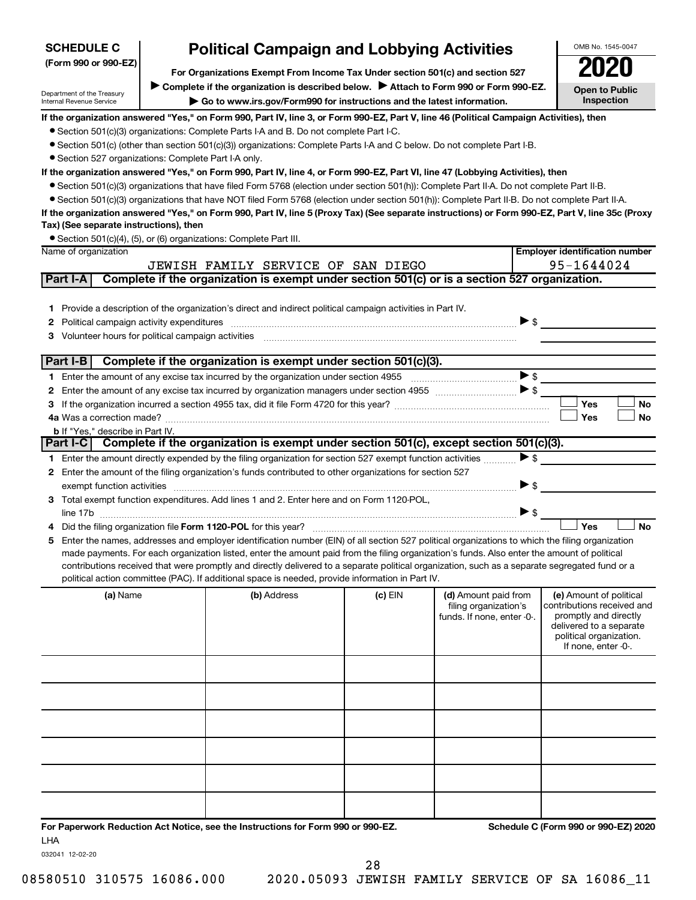**SCHEDULE C** **(Form 990 or 990-EZ)**

Department of the Treasury Internal Revenue Service

# Political Campaign and Lobbying Activities

**For Organizations Exempt From Income Tax Under section 501(c) and section 527**

▶ **Complete if the organization is described below.** ▶ **Attach to Form 990 or Form 990-EZ.**

▶ **Go to www.irs.gov/Form990 for instructions and the latest information.**

OMB No. 1545-0047

**2020**

**Open to Public Inspection**

**If the organization answered "Yes," on Form 990, Part IV, line 3, or Form 990-EZ, Part V, line 46 (Political Campaign Activities), then**

- Section 501(c)(3) organizations: Complete Parts I-A and B. Do not complete Part I-C.
- Section 501(c) (other than section 501(c)(3)) organizations: Complete Parts I-A and C below. Do not complete Part I-B.
- Section 527 organizations: Complete Part I-A only.

**If the organization answered "Yes," on Form 990, Part IV, line 4, or Form 990-EZ, Part VI, line 47 (Lobbying Activities), then**

- Section 501(c)(3) organizations that have filed Form 5768 (election under section 501(h)): Complete Part II-A. Do not complete Part II-B.
- Section 501(c)(3) organizations that have NOT filed Form 5768 (election under section 501(h)): Complete Part II-B. Do not complete Part II-A.

**If the organization answered "Yes," on Form 990, Part IV, line 5 (Proxy Tax) (See separate instructions) or Form 990-EZ, Part V, line 35c (Proxy Tax) (See separate instructions), then**

- Section 501(c)(4), (5), or (6) organizations: Complete Part III.

| Name of organization | Employer identification number |
|---|---|
| JEWISH FAMILY SERVICE OF SAN DIEGO | 95-1644024 |

## Part I-A Complete if the organization is exempt under section 501(c) or is a section 527 organization.

1 Provide a description of the organization's direct and indirect political campaign activities in Part IV.

2 Political campaign activity expenditures ▶ $

3 Volunteer hours for political campaign activities

## Part I-B Complete if the organization is exempt under section 501(c)(3).

1 Enter the amount of any excise tax incurred by the organization under section 4955 ▶ $

2 Enter the amount of any excise tax incurred by organization managers under section 4955 ▶ $

3 If the organization incurred a section 4955 tax, did it file Form 4720 for this year? ☐ Yes ☐ No

4a Was a correction made? ☐ Yes ☐ No

b If "Yes," describe in Part IV.

## Part I-C Complete if the organization is exempt under section 501(c), except section 501(c)(3).

1 Enter the amount directly expended by the filing organization for section 527 exempt function activities ▶ $

2 Enter the amount of the filing organization's funds contributed to other organizations for section 527 exempt function activities ▶ $

3 Total exempt function expenditures. Add lines 1 and 2. Enter here and on Form 1120-POL, line 17b ▶ $

4 Did the filing organization file **Form 1120-POL** for this year? ☐ Yes ☐ No

5 Enter the names, addresses and employer identification number (EIN) of all section 527 political organizations to which the filing organization made payments. For each organization listed, enter the amount paid from the filing organization's funds. Also enter the amount of political contributions received that were promptly and directly delivered to a separate political organization, such as a separate segregated fund or a political action committee (PAC). If additional space is needed, provide information in Part IV.

| (a) Name | (b) Address | (c) EIN | (d) Amount paid from filing organization's funds. If none, enter -0-. | (e) Amount of political contributions received and promptly and directly delivered to a separate political organization. If none, enter -0-. |
|---|---|---|---|---|
| | | | | |
| | | | | |
| | | | | |
| | | | | |
| | | | | |
| | | | | |

**For Paperwork Reduction Act Notice, see the Instructions for Form 990 or 990-EZ.** **Schedule C (Form 990 or 990-EZ) 2020**

LHA

032041 12-02-20

08580510 310575 16086.000 2020.05093 JEWISH FAMILY SERVICE OF SA 16086_11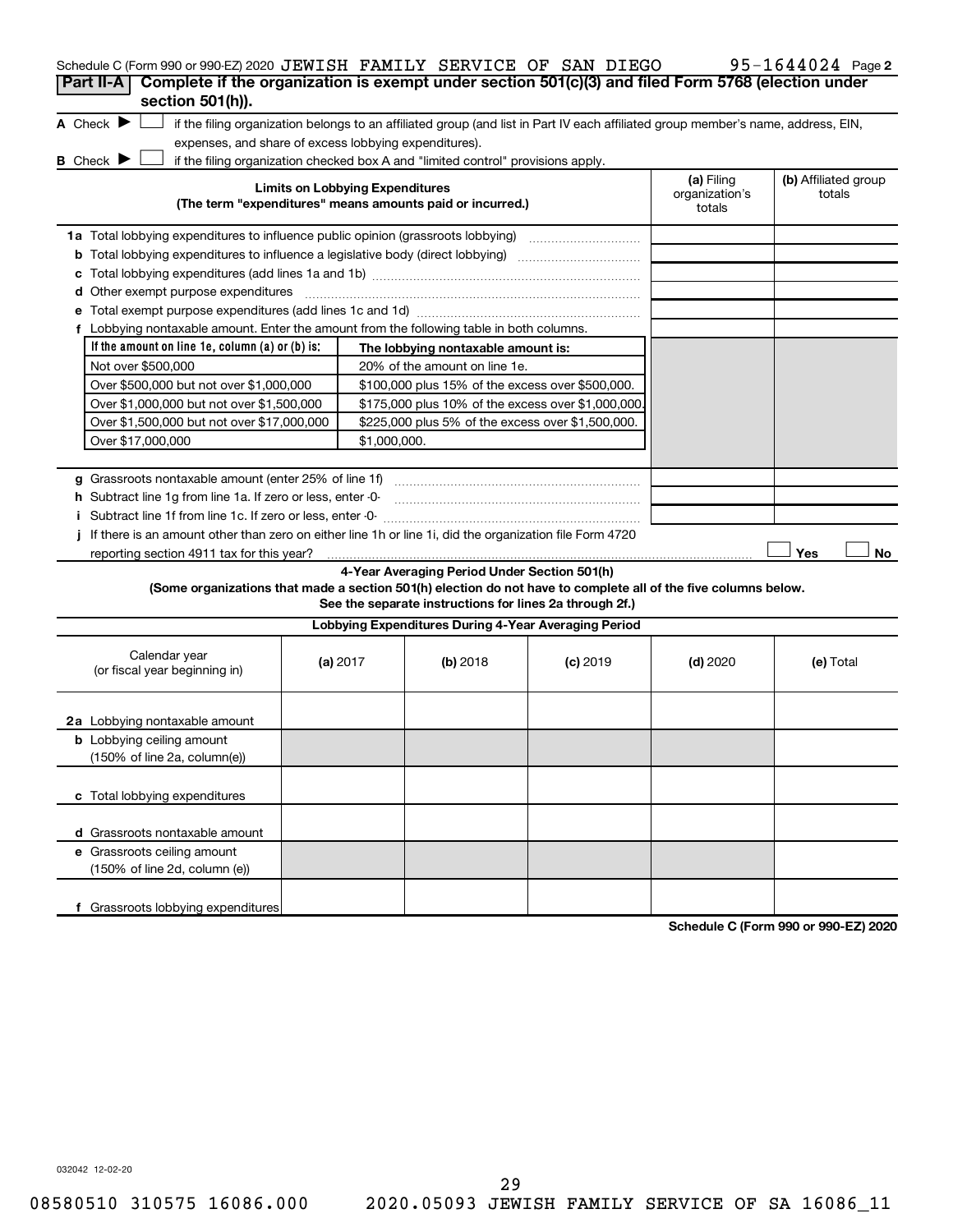Schedule C (Form 990 or 990-EZ) 2020 JEWISH FAMILY SERVICE OF SAN DIEGO 95-1644024 Page 2

**Part II-A** **Complete if the organization is exempt under section 501(c)(3) and filed Form 5768 (election under section 501(h)).**

A Check ▶ ☐ if the filing organization belongs to an affiliated group (and list in Part IV each affiliated group member's name, address, EIN, expenses, and share of excess lobbying expenditures).

B Check ▶ ☐ if the filing organization checked box A and "limited control" provisions apply.

| **Limits on Lobbying Expenditures** (The term "expenditures" means amounts paid or incurred.) | **(a)** Filing organization's totals | **(b)** Affiliated group totals |
|---|---|---|
| **1a** Total lobbying expenditures to influence public opinion (grassroots lobbying) | | |
| **b** Total lobbying expenditures to influence a legislative body (direct lobbying) | | |
| **c** Total lobbying expenditures (add lines 1a and 1b) | | |
| **d** Other exempt purpose expenditures | | |
| **e** Total exempt purpose expenditures (add lines 1c and 1d) | | |
| **f** Lobbying nontaxable amount. Enter the amount from the following table in both columns. | | |

| If the amount on line 1e, column (a) or (b) is: | The lobbying nontaxable amount is: |
|---|---|
| Not over $500,000 | 20% of the amount on line 1e. |
| Over $500,000 but not over $1,000,000 | $100,000 plus 15% of the excess over $500,000. |
| Over $1,000,000 but not over $1,500,000 | $175,000 plus 10% of the excess over $1,000,000. |
| Over $1,500,000 but not over $17,000,000 | $225,000 plus 5% of the excess over $1,500,000. |
| Over $17,000,000 | $1,000,000. |

| | (a) | (b) |
|---|---|---|
| **g** Grassroots nontaxable amount (enter 25% of line 1f) | | |
| **h** Subtract line 1g from line 1a. If zero or less, enter -0- | | |
| **i** Subtract line 1f from line 1c. If zero or less, enter -0- | | |

**j** If there is an amount other than zero on either line 1h or line 1i, did the organization file Form 4720 reporting section 4911 tax for this year? ☐ Yes ☐ No

**4-Year Averaging Period Under Section 501(h)**

**(Some organizations that made a section 501(h) election do not have to complete all of the five columns below. See the separate instructions for lines 2a through 2f.)**

**Lobbying Expenditures During 4-Year Averaging Period**

| Calendar year (or fiscal year beginning in) | **(a)** 2017 | **(b)** 2018 | **(c)** 2019 | **(d)** 2020 | **(e)** Total |
|---|---|---|---|---|---|
| **2a** Lobbying nontaxable amount | | | | | |
| **b** Lobbying ceiling amount (150% of line 2a, column(e)) | | | | | |
| **c** Total lobbying expenditures | | | | | |
| **d** Grassroots nontaxable amount | | | | | |
| **e** Grassroots ceiling amount (150% of line 2d, column (e)) | | | | | |
| **f** Grassroots lobbying expenditures | | | | | |

**Schedule C (Form 990 or 990-EZ) 2020**

032042 12-02-20

08580510 310575 16086.000 2020.05093 JEWISH FAMILY SERVICE OF SA 16086_11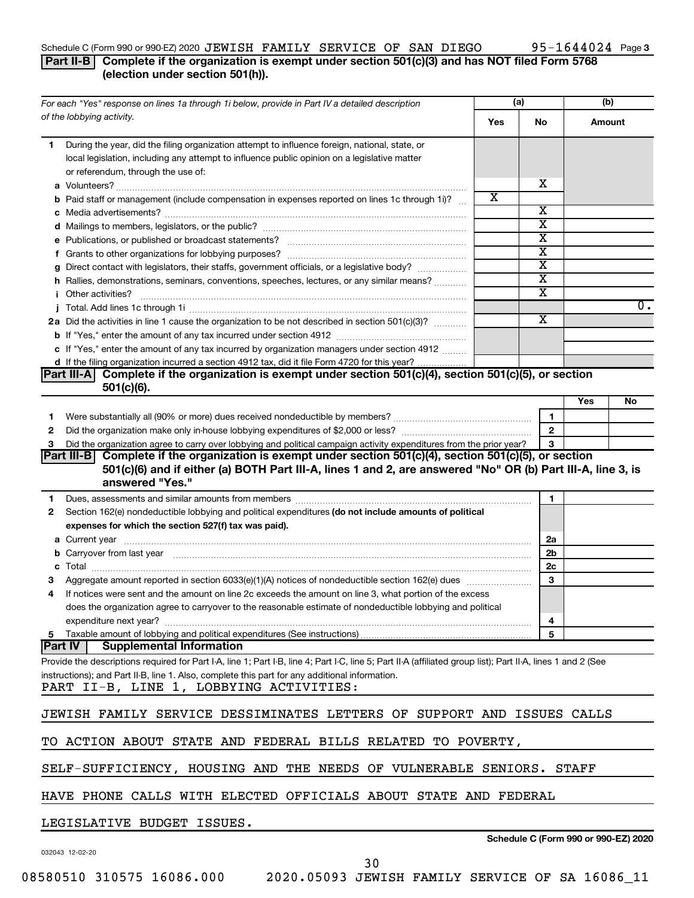Schedule C (Form 990 or 990-EZ) 2020 JEWISH FAMILY SERVICE OF SAN DIEGO 95-1644024 Page 3

**Part II-B Complete if the organization is exempt under section 501(c)(3) and has NOT filed Form 5768 (election under section 501(h)).**

| For each "Yes" response on lines 1a through 1i below, provide in Part IV a detailed description of the lobbying activity. | (a) Yes | (a) No | (b) Amount |
|---|---|---|---|
| **1** During the year, did the filing organization attempt to influence foreign, national, state, or local legislation, including any attempt to influence public opinion on a legislative matter or referendum, through the use of: | | | |
| **a** Volunteers? | | X | |
| **b** Paid staff or management (include compensation in expenses reported on lines 1c through 1i)? | X | | |
| **c** Media advertisements? | | X | |
| **d** Mailings to members, legislators, or the public? | | X | |
| **e** Publications, or published or broadcast statements? | | X | |
| **f** Grants to other organizations for lobbying purposes? | | X | |
| **g** Direct contact with legislators, their staffs, government officials, or a legislative body? | | X | |
| **h** Rallies, demonstrations, seminars, conventions, speeches, lectures, or any similar means? | | X | |
| **i** Other activities? | | X | |
| **j** Total. Add lines 1c through 1i | | | 0. |
| **2a** Did the activities in line 1 cause the organization to be not described in section 501(c)(3)? | | X | |
| **b** If "Yes," enter the amount of any tax incurred under section 4912 | | | |
| **c** If "Yes," enter the amount of any tax incurred by organization managers under section 4912 | | | |
| **d** If the filing organization incurred a section 4912 tax, did it file Form 4720 for this year? | | | |

**Part III-A Complete if the organization is exempt under section 501(c)(4), section 501(c)(5), or section 501(c)(6).**

| | | Yes | No |
|---|---|---|---|
| **1** Were substantially all (90% or more) dues received nondeductible by members? | 1 | | |
| **2** Did the organization make only in-house lobbying expenditures of $2,000 or less? | 2 | | |
| **3** Did the organization agree to carry over lobbying and political campaign activity expenditures from the prior year? | 3 | | |

**Part III-B Complete if the organization is exempt under section 501(c)(4), section 501(c)(5), or section 501(c)(6) and if either (a) BOTH Part III-A, lines 1 and 2, are answered "No" OR (b) Part III-A, line 3, is answered "Yes."**

| | | |
|---|---|---|
| **1** Dues, assessments and similar amounts from members | 1 | |
| **2** Section 162(e) nondeductible lobbying and political expenditures **(do not include amounts of political expenses for which the section 527(f) tax was paid).** | | |
| **a** Current year | 2a | |
| **b** Carryover from last year | 2b | |
| **c** Total | 2c | |
| **3** Aggregate amount reported in section 6033(e)(1)(A) notices of nondeductible section 162(e) dues | 3 | |
| **4** If notices were sent and the amount on line 2c exceeds the amount on line 3, what portion of the excess does the organization agree to carryover to the reasonable estimate of nondeductible lobbying and political expenditure next year? | 4 | |
| **5** Taxable amount of lobbying and political expenditures (See instructions) | 5 | |

**Part IV Supplemental Information**

Provide the descriptions required for Part I-A, line 1; Part I-B, line 4; Part I-C, line 5; Part II-A (affiliated group list); Part II-A, lines 1 and 2 (See instructions); and Part II-B, line 1. Also, complete this part for any additional information.

PART II-B, LINE 1, LOBBYING ACTIVITIES:

JEWISH FAMILY SERVICE DESSIMINATES LETTERS OF SUPPORT AND ISSUES CALLS TO ACTION ABOUT STATE AND FEDERAL BILLS RELATED TO POVERTY, SELF-SUFFICIENCY, HOUSING AND THE NEEDS OF VULNERABLE SENIORS. STAFF HAVE PHONE CALLS WITH ELECTED OFFICIALS ABOUT STATE AND FEDERAL LEGISLATIVE BUDGET ISSUES.

032043 12-02-20

Schedule C (Form 990 or 990-EZ) 2020

08580510 310575 16086.000 2020.05093 JEWISH FAMILY SERVICE OF SA 16086_11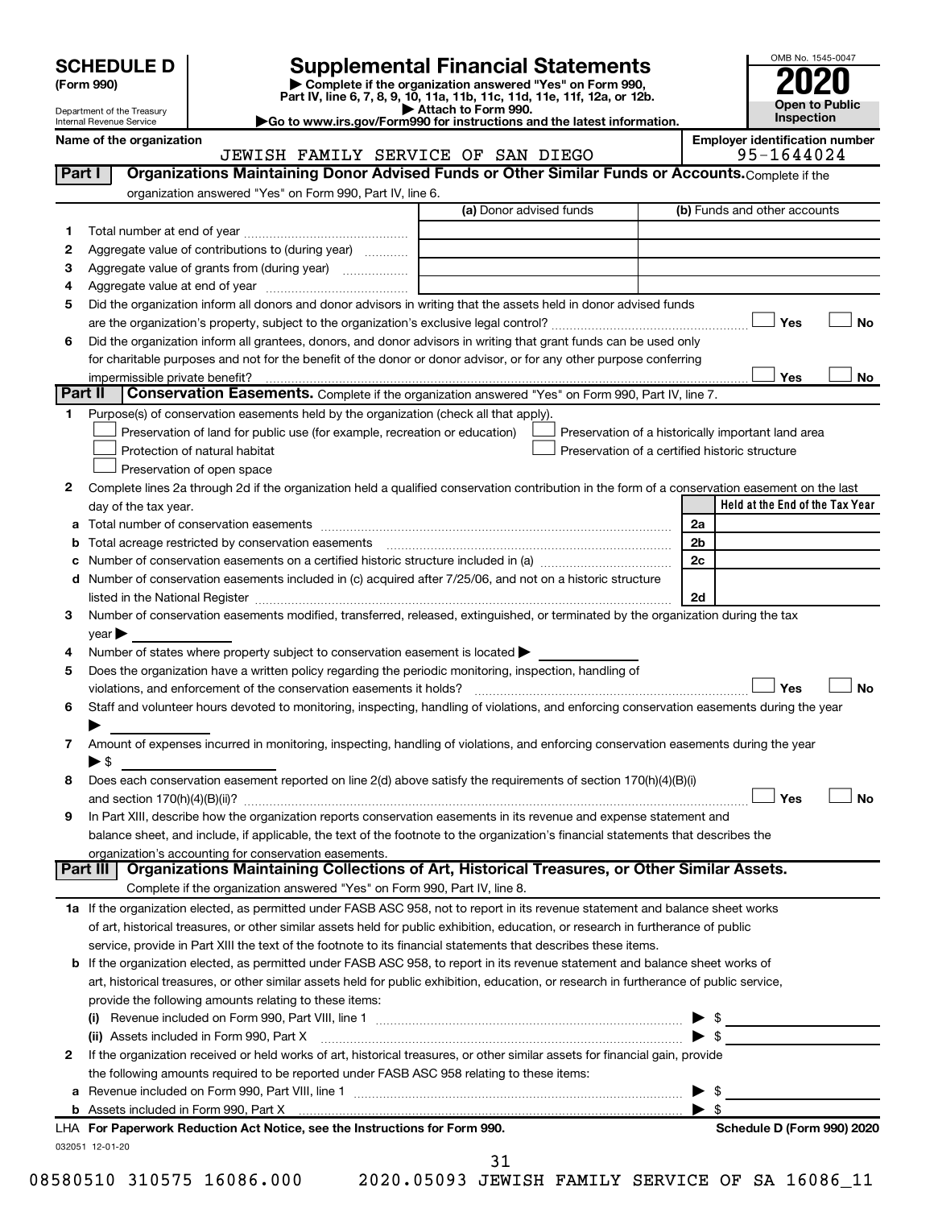**SCHEDULE D**
**(Form 990)**

Department of the Treasury
Internal Revenue Service

# Supplemental Financial Statements

▶ Complete if the organization answered "Yes" on Form 990, Part IV, line 6, 7, 8, 9, 10, 11a, 11b, 11c, 11d, 11e, 11f, 12a, or 12b.
▶ Attach to Form 990.
▶Go to www.irs.gov/Form990 for instructions and the latest information.

OMB No. 1545-0047
**2020**
**Open to Public Inspection**

**Name of the organization**
JEWISH FAMILY SERVICE OF SAN DIEGO

**Employer identification number**
95-1644024

**Part I** **Organizations Maintaining Donor Advised Funds or Other Similar Funds or Accounts.** Complete if the organization answered "Yes" on Form 990, Part IV, line 6.

| | | (a) Donor advised funds | (b) Funds and other accounts |
|---|---|---|---|
| 1 | Total number at end of year | | |
| 2 | Aggregate value of contributions to (during year) | | |
| 3 | Aggregate value of grants from (during year) | | |
| 4 | Aggregate value at end of year | | |

5 Did the organization inform all donors and donor advisors in writing that the assets held in donor advised funds are the organization's property, subject to the organization's exclusive legal control? ☐ Yes ☐ No

6 Did the organization inform all grantees, donors, and donor advisors in writing that grant funds can be used only for charitable purposes and not for the benefit of the donor or donor advisor, or for any other purpose conferring impermissible private benefit? ☐ Yes ☐ No

**Part II** **Conservation Easements.** Complete if the organization answered "Yes" on Form 990, Part IV, line 7.

1 Purpose(s) of conservation easements held by the organization (check all that apply).
- ☐ Preservation of land for public use (for example, recreation or education)
- ☐ Protection of natural habitat
- ☐ Preservation of open space
- ☐ Preservation of a historically important land area
- ☐ Preservation of a certified historic structure

2 Complete lines 2a through 2d if the organization held a qualified conservation contribution in the form of a conservation easement on the last day of the tax year.

| | | | Held at the End of the Tax Year |
|---|---|---|---|
| a | Total number of conservation easements | 2a | |
| b | Total acreage restricted by conservation easements | 2b | |
| c | Number of conservation easements on a certified historic structure included in (a) | 2c | |
| d | Number of conservation easements included in (c) acquired after 7/25/06, and not on a historic structure listed in the National Register | 2d | |

3 Number of conservation easements modified, transferred, released, extinguished, or terminated by the organization during the tax year ▶

4 Number of states where property subject to conservation easement is located ▶

5 Does the organization have a written policy regarding the periodic monitoring, inspection, handling of violations, and enforcement of the conservation easements it holds? ☐ Yes ☐ No

6 Staff and volunteer hours devoted to monitoring, inspecting, handling of violations, and enforcing conservation easements during the year ▶

7 Amount of expenses incurred in monitoring, inspecting, handling of violations, and enforcing conservation easements during the year ▶ $

8 Does each conservation easement reported on line 2(d) above satisfy the requirements of section 170(h)(4)(B)(i) and section 170(h)(4)(B)(ii)? ☐ Yes ☐ No

9 In Part XIII, describe how the organization reports conservation easements in its revenue and expense statement and balance sheet, and include, if applicable, the text of the footnote to the organization's financial statements that describes the organization's accounting for conservation easements.

**Part III** **Organizations Maintaining Collections of Art, Historical Treasures, or Other Similar Assets.**
Complete if the organization answered "Yes" on Form 990, Part IV, line 8.

1a If the organization elected, as permitted under FASB ASC 958, not to report in its revenue statement and balance sheet works of art, historical treasures, or other similar assets held for public exhibition, education, or research in furtherance of public service, provide in Part XIII the text of the footnote to its financial statements that describes these items.

b If the organization elected, as permitted under FASB ASC 958, to report in its revenue statement and balance sheet works of art, historical treasures, or other similar assets held for public exhibition, education, or research in furtherance of public service, provide the following amounts relating to these items:

(i) Revenue included on Form 990, Part VIII, line 1 ▶ $

(ii) Assets included in Form 990, Part X ▶ $

2 If the organization received or held works of art, historical treasures, or other similar assets for financial gain, provide the following amounts required to be reported under FASB ASC 958 relating to these items:

a Revenue included on Form 990, Part VIII, line 1 ▶ $

b Assets included in Form 990, Part X ▶ $

LHA **For Paperwork Reduction Act Notice, see the Instructions for Form 990.** **Schedule D (Form 990) 2020**

032051 12-01-20

08580510 310575 16086.000 2020.05093 JEWISH FAMILY SERVICE OF SA 16086_11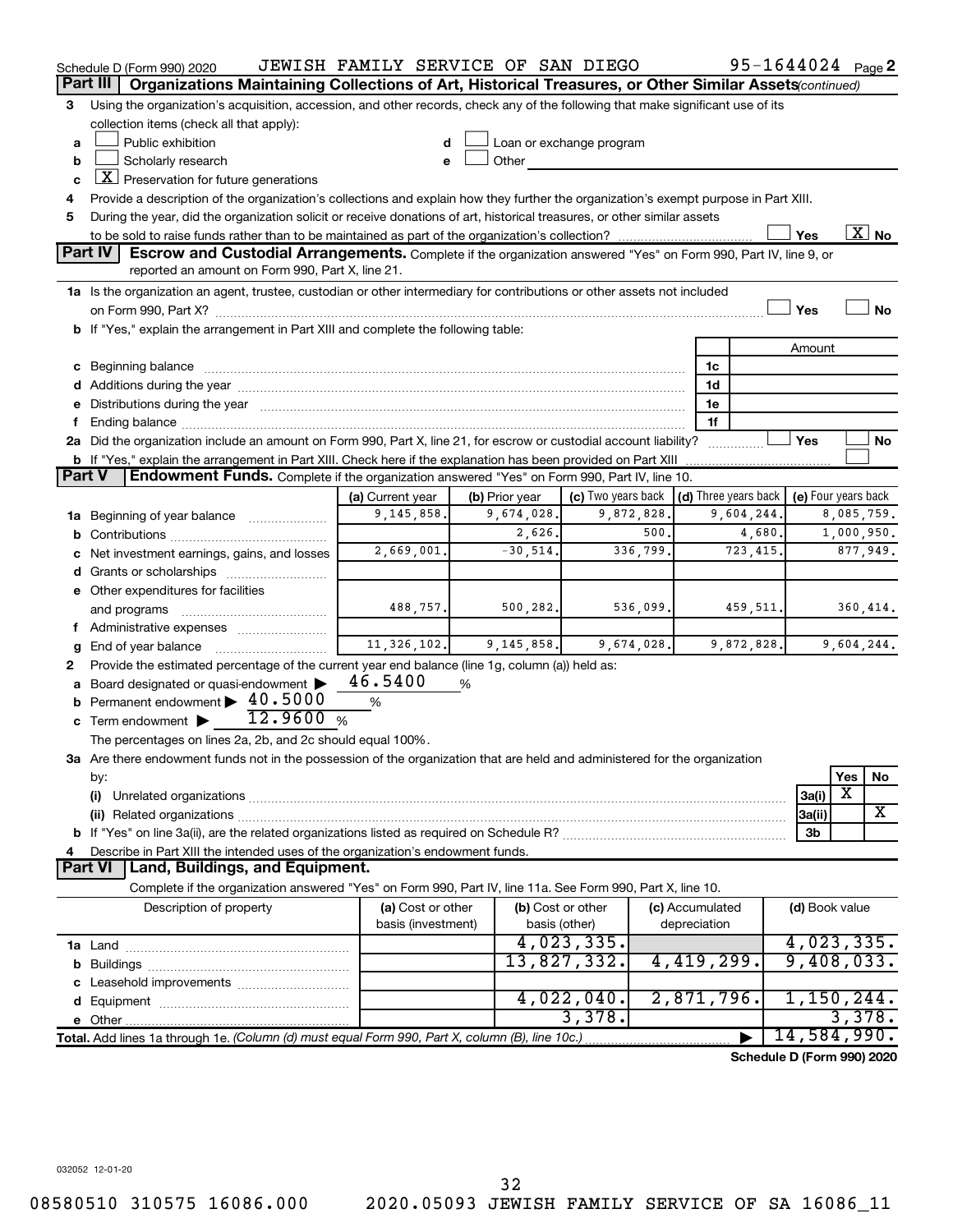Schedule D (Form 990) 2020    JEWISH FAMILY SERVICE OF SAN DIEGO    95-1644024 Page 2

**Part III** **Organizations Maintaining Collections of Art, Historical Treasures, or Other Similar Assets** *(continued)*

3 Using the organization's acquisition, accession, and other records, check any of the following that make significant use of its collection items (check all that apply):

a ☐ Public exhibition
b ☐ Scholarly research
c ☒ Preservation for future generations
d ☐ Loan or exchange program
e ☐ Other

4 Provide a description of the organization's collections and explain how they further the organization's exempt purpose in Part XIII.

5 During the year, did the organization solicit or receive donations of art, historical treasures, or other similar assets to be sold to raise funds rather than to be maintained as part of the organization's collection? ☐ Yes ☒ No

**Part IV** **Escrow and Custodial Arrangements.** Complete if the organization answered "Yes" on Form 990, Part IV, line 9, or reported an amount on Form 990, Part X, line 21.

1a Is the organization an agent, trustee, custodian or other intermediary for contributions or other assets not included on Form 990, Part X? ☐ Yes ☐ No

b If "Yes," explain the arrangement in Part XIII and complete the following table:

| | | Amount |
|---|---|---|
| c Beginning balance | 1c | |
| d Additions during the year | 1d | |
| e Distributions during the year | 1e | |
| f Ending balance | 1f | |

2a Did the organization include an amount on Form 990, Part X, line 21, for escrow or custodial account liability? ☐ Yes ☐ No

b If "Yes," explain the arrangement in Part XIII. Check here if the explanation has been provided on Part XIII ☐

**Part V** **Endowment Funds.** Complete if the organization answered "Yes" on Form 990, Part IV, line 10.

| | (a) Current year | (b) Prior year | (c) Two years back | (d) Three years back | (e) Four years back |
|---|---|---|---|---|---|
| 1a Beginning of year balance | 9,145,858. | 9,674,028. | 9,872,828. | 9,604,244. | 8,085,759. |
| b Contributions | | 2,626. | 500. | 4,680. | 1,000,950. |
| c Net investment earnings, gains, and losses | 2,669,001. | -30,514. | 336,799. | 723,415. | 877,949. |
| d Grants or scholarships | | | | | |
| e Other expenditures for facilities and programs | 488,757. | 500,282. | 536,099. | 459,511. | 360,414. |
| f Administrative expenses | | | | | |
| g End of year balance | 11,326,102. | 9,145,858. | 9,674,028. | 9,872,828. | 9,604,244. |

2 Provide the estimated percentage of the current year end balance (line 1g, column (a)) held as:

a Board designated or quasi-endowment ▶ 46.5400 %

b Permanent endowment ▶ 40.5000 %

c Term endowment ▶ 12.9600 %

The percentages on lines 2a, 2b, and 2c should equal 100%.

3a Are there endowment funds not in the possession of the organization that are held and administered for the organization by:

| | | Yes | No |
|---|---|---|---|
| (i) Unrelated organizations | 3a(i) | X | |
| (ii) Related organizations | 3a(ii) | | X |
| b If "Yes" on line 3a(ii), are the related organizations listed as required on Schedule R? | 3b | | |

4 Describe in Part XIII the intended uses of the organization's endowment funds.

**Part VI** **Land, Buildings, and Equipment.**

Complete if the organization answered "Yes" on Form 990, Part IV, line 11a. See Form 990, Part X, line 10.

| Description of property | (a) Cost or other basis (investment) | (b) Cost or other basis (other) | (c) Accumulated depreciation | (d) Book value |
|---|---|---|---|---|
| 1a Land | | 4,023,335. | | 4,023,335. |
| b Buildings | | 13,827,332. | 4,419,299. | 9,408,033. |
| c Leasehold improvements | | | | |
| d Equipment | | 4,022,040. | 2,871,796. | 1,150,244. |
| e Other | | 3,378. | | 3,378. |
| **Total.** Add lines 1a through 1e. *(Column (d) must equal Form 990, Part X, column (B), line 10c.)* | | | ▶ | 14,584,990. |

**Schedule D (Form 990) 2020**

032052 12-01-20

08580510 310575 16086.000    2020.05093 JEWISH FAMILY SERVICE OF SA 16086_11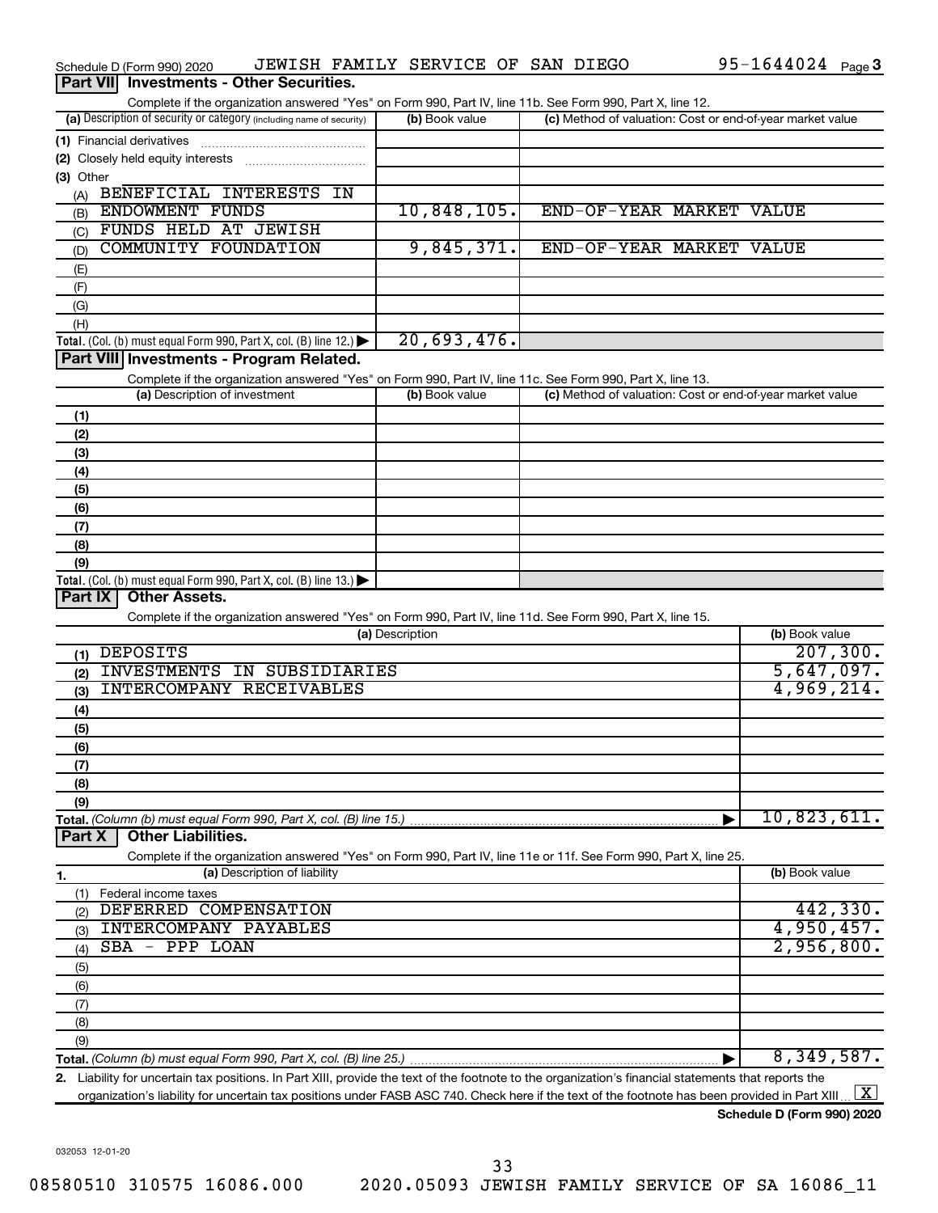Schedule D (Form 990) 2020 JEWISH FAMILY SERVICE OF SAN DIEGO 95-1644024 Page 3

## Part VII Investments - Other Securities.

Complete if the organization answered "Yes" on Form 990, Part IV, line 11b. See Form 990, Part X, line 12.

| (a) Description of security or category (including name of security) | (b) Book value | (c) Method of valuation: Cost or end-of-year market value |
|---|---|---|
| (1) Financial derivatives | | |
| (2) Closely held equity interests | | |
| (3) Other | | |
| (A) BENEFICIAL INTERESTS IN | | |
| (B) ENDOWMENT FUNDS | 10,848,105. | END-OF-YEAR MARKET VALUE |
| (C) FUNDS HELD AT JEWISH | | |
| (D) COMMUNITY FOUNDATION | 9,845,371. | END-OF-YEAR MARKET VALUE |
| (E) | | |
| (F) | | |
| (G) | | |
| (H) | | |
| **Total.** (Col. (b) must equal Form 990, Part X, col. (B) line 12.) ▶ | 20,693,476. | |

## Part VIII Investments - Program Related.

Complete if the organization answered "Yes" on Form 990, Part IV, line 11c. See Form 990, Part X, line 13.

| (a) Description of investment | (b) Book value | (c) Method of valuation: Cost or end-of-year market value |
|---|---|---|
| (1) | | |
| (2) | | |
| (3) | | |
| (4) | | |
| (5) | | |
| (6) | | |
| (7) | | |
| (8) | | |
| (9) | | |
| **Total.** (Col. (b) must equal Form 990, Part X, col. (B) line 13.) ▶ | | |

## Part IX Other Assets.

Complete if the organization answered "Yes" on Form 990, Part IV, line 11d. See Form 990, Part X, line 15.

| (a) Description | (b) Book value |
|---|---|
| (1) DEPOSITS | 207,300. |
| (2) INVESTMENTS IN SUBSIDIARIES | 5,647,097. |
| (3) INTERCOMPANY RECEIVABLES | 4,969,214. |
| (4) | |
| (5) | |
| (6) | |
| (7) | |
| (8) | |
| (9) | |
| **Total.** *(Column (b) must equal Form 990, Part X, col. (B) line 15.)* ▶ | 10,823,611. |

## Part X Other Liabilities.

Complete if the organization answered "Yes" on Form 990, Part IV, line 11e or 11f. See Form 990, Part X, line 25.

| 1. (a) Description of liability | (b) Book value |
|---|---|
| (1) Federal income taxes | |
| (2) DEFERRED COMPENSATION | 442,330. |
| (3) INTERCOMPANY PAYABLES | 4,950,457. |
| (4) SBA - PPP LOAN | 2,956,800. |
| (5) | |
| (6) | |
| (7) | |
| (8) | |
| (9) | |
| **Total.** *(Column (b) must equal Form 990, Part X, col. (B) line 25.)* ▶ | 8,349,587. |

2. Liability for uncertain tax positions. In Part XIII, provide the text of the footnote to the organization's financial statements that reports the organization's liability for uncertain tax positions under FASB ASC 740. Check here if the text of the footnote has been provided in Part XIII ... [X]

**Schedule D (Form 990) 2020**

032053 12-01-20

08580510 310575 16086.000 2020.05093 JEWISH FAMILY SERVICE OF SA 16086_11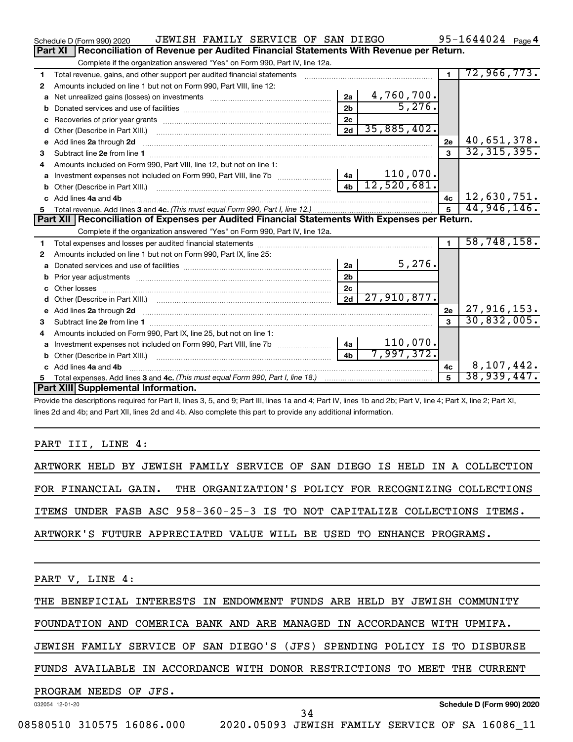Schedule D (Form 990) 2020 JEWISH FAMILY SERVICE OF SAN DIEGO 95-1644024 Page 4

## Part XI Reconciliation of Revenue per Audited Financial Statements With Revenue per Return.

Complete if the organization answered "Yes" on Form 990, Part IV, line 12a.

| | | | | | |
|---|---|---|---|---|---|
| 1 | Total revenue, gains, and other support per audited financial statements | | | 1 | 72,966,773. |
| 2 | Amounts included on line 1 but not on Form 990, Part VIII, line 12: | | | | |
| a | Net unrealized gains (losses) on investments | 2a | 4,760,700. | | |
| b | Donated services and use of facilities | 2b | 5,276. | | |
| c | Recoveries of prior year grants | 2c | | | |
| d | Other (Describe in Part XIII.) | 2d | 35,885,402. | | |
| e | Add lines 2a through 2d | | | 2e | 40,651,378. |
| 3 | Subtract line 2e from line 1 | | | 3 | 32,315,395. |
| 4 | Amounts included on Form 990, Part VIII, line 12, but not on line 1: | | | | |
| a | Investment expenses not included on Form 990, Part VIII, line 7b | 4a | 110,070. | | |
| b | Other (Describe in Part XIII.) | 4b | 12,520,681. | | |
| c | Add lines 4a and 4b | | | 4c | 12,630,751. |
| 5 | Total revenue. Add lines 3 and 4c. *(This must equal Form 990, Part I, line 12.)* | | | 5 | 44,946,146. |

## Part XII Reconciliation of Expenses per Audited Financial Statements With Expenses per Return.

Complete if the organization answered "Yes" on Form 990, Part IV, line 12a.

| | | | | | |
|---|---|---|---|---|---|
| 1 | Total expenses and losses per audited financial statements | | | 1 | 58,748,158. |
| 2 | Amounts included on line 1 but not on Form 990, Part IX, line 25: | | | | |
| a | Donated services and use of facilities | 2a | 5,276. | | |
| b | Prior year adjustments | 2b | | | |
| c | Other losses | 2c | | | |
| d | Other (Describe in Part XIII.) | 2d | 27,910,877. | | |
| e | Add lines 2a through 2d | | | 2e | 27,916,153. |
| 3 | Subtract line 2e from line 1 | | | 3 | 30,832,005. |
| 4 | Amounts included on Form 990, Part IX, line 25, but not on line 1: | | | | |
| a | Investment expenses not included on Form 990, Part VIII, line 7b | 4a | 110,070. | | |
| b | Other (Describe in Part XIII.) | 4b | 7,997,372. | | |
| c | Add lines 4a and 4b | | | 4c | 8,107,442. |
| 5 | Total expenses. Add lines 3 and 4c. *(This must equal Form 990, Part I, line 18.)* | | | 5 | 38,939,447. |

## Part XIII Supplemental Information.

Provide the descriptions required for Part II, lines 3, 5, and 9; Part III, lines 1a and 4; Part IV, lines 1b and 2b; Part V, line 4; Part X, line 2; Part XI, lines 2d and 4b; and Part XII, lines 2d and 4b. Also complete this part to provide any additional information.

PART III, LINE 4:

ARTWORK HELD BY JEWISH FAMILY SERVICE OF SAN DIEGO IS HELD IN A COLLECTION FOR FINANCIAL GAIN. THE ORGANIZATION'S POLICY FOR RECOGNIZING COLLECTIONS ITEMS UNDER FASB ASC 958-360-25-3 IS TO NOT CAPITALIZE COLLECTIONS ITEMS. ARTWORK'S FUTURE APPRECIATED VALUE WILL BE USED TO ENHANCE PROGRAMS.

PART V, LINE 4:

THE BENEFICIAL INTERESTS IN ENDOWMENT FUNDS ARE HELD BY JEWISH COMMUNITY FOUNDATION AND COMERICA BANK AND ARE MANAGED IN ACCORDANCE WITH UPMIFA. JEWISH FAMILY SERVICE OF SAN DIEGO'S (JFS) SPENDING POLICY IS TO DISBURSE FUNDS AVAILABLE IN ACCORDANCE WITH DONOR RESTRICTIONS TO MEET THE CURRENT PROGRAM NEEDS OF JFS.

032054 12-01-20 Schedule D (Form 990) 2020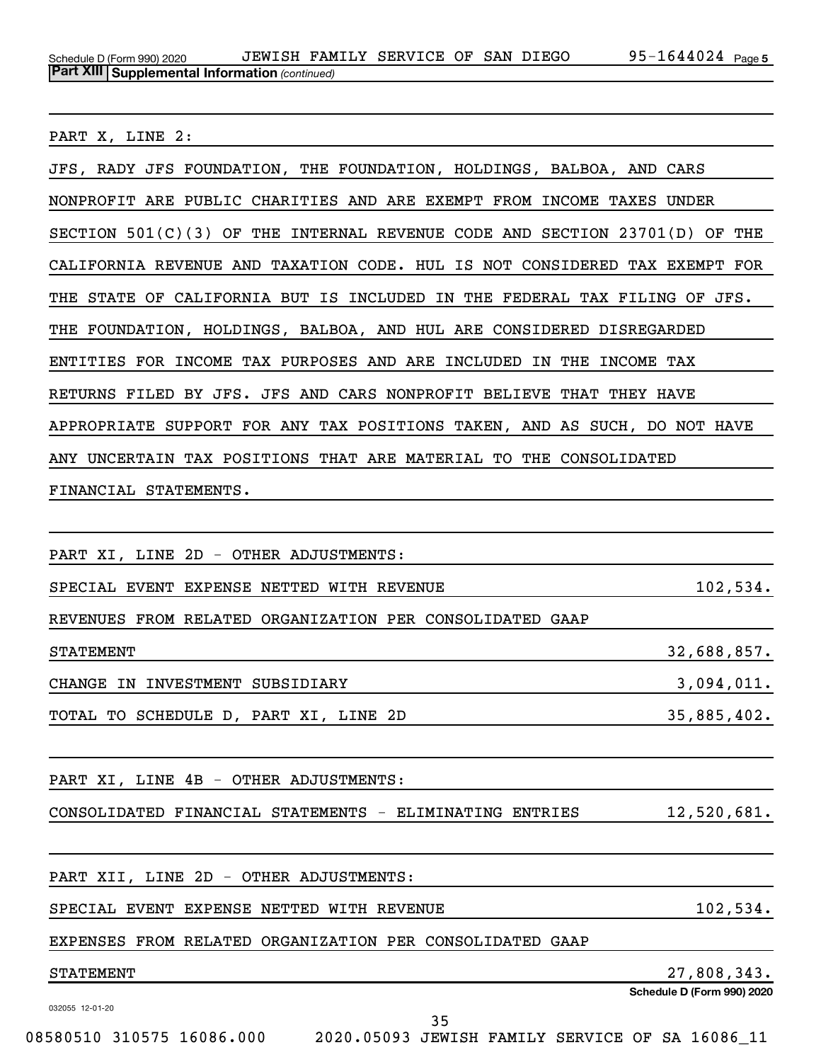**Part XIII Supplemental Information** *(continued)*

PART X, LINE 2:

JFS, RADY JFS FOUNDATION, THE FOUNDATION, HOLDINGS, BALBOA, AND CARS NONPROFIT ARE PUBLIC CHARITIES AND ARE EXEMPT FROM INCOME TAXES UNDER SECTION 501(C)(3) OF THE INTERNAL REVENUE CODE AND SECTION 23701(D) OF THE CALIFORNIA REVENUE AND TAXATION CODE. HUL IS NOT CONSIDERED TAX EXEMPT FOR THE STATE OF CALIFORNIA BUT IS INCLUDED IN THE FEDERAL TAX FILING OF JFS. THE FOUNDATION, HOLDINGS, BALBOA, AND HUL ARE CONSIDERED DISREGARDED ENTITIES FOR INCOME TAX PURPOSES AND ARE INCLUDED IN THE INCOME TAX RETURNS FILED BY JFS. JFS AND CARS NONPROFIT BELIEVE THAT THEY HAVE APPROPRIATE SUPPORT FOR ANY TAX POSITIONS TAKEN, AND AS SUCH, DO NOT HAVE ANY UNCERTAIN TAX POSITIONS THAT ARE MATERIAL TO THE CONSOLIDATED FINANCIAL STATEMENTS.

PART XI, LINE 2D - OTHER ADJUSTMENTS:

| | |
|---|---|
| SPECIAL EVENT EXPENSE NETTED WITH REVENUE | 102,534. |
| REVENUES FROM RELATED ORGANIZATION PER CONSOLIDATED GAAP STATEMENT | 32,688,857. |
| CHANGE IN INVESTMENT SUBSIDIARY | 3,094,011. |
| TOTAL TO SCHEDULE D, PART XI, LINE 2D | 35,885,402. |

PART XI, LINE 4B - OTHER ADJUSTMENTS:

| | |
|---|---|
| CONSOLIDATED FINANCIAL STATEMENTS - ELIMINATING ENTRIES | 12,520,681. |

PART XII, LINE 2D - OTHER ADJUSTMENTS:

| | |
|---|---|
| SPECIAL EVENT EXPENSE NETTED WITH REVENUE | 102,534. |
| EXPENSES FROM RELATED ORGANIZATION PER CONSOLIDATED GAAP STATEMENT | 27,808,343. |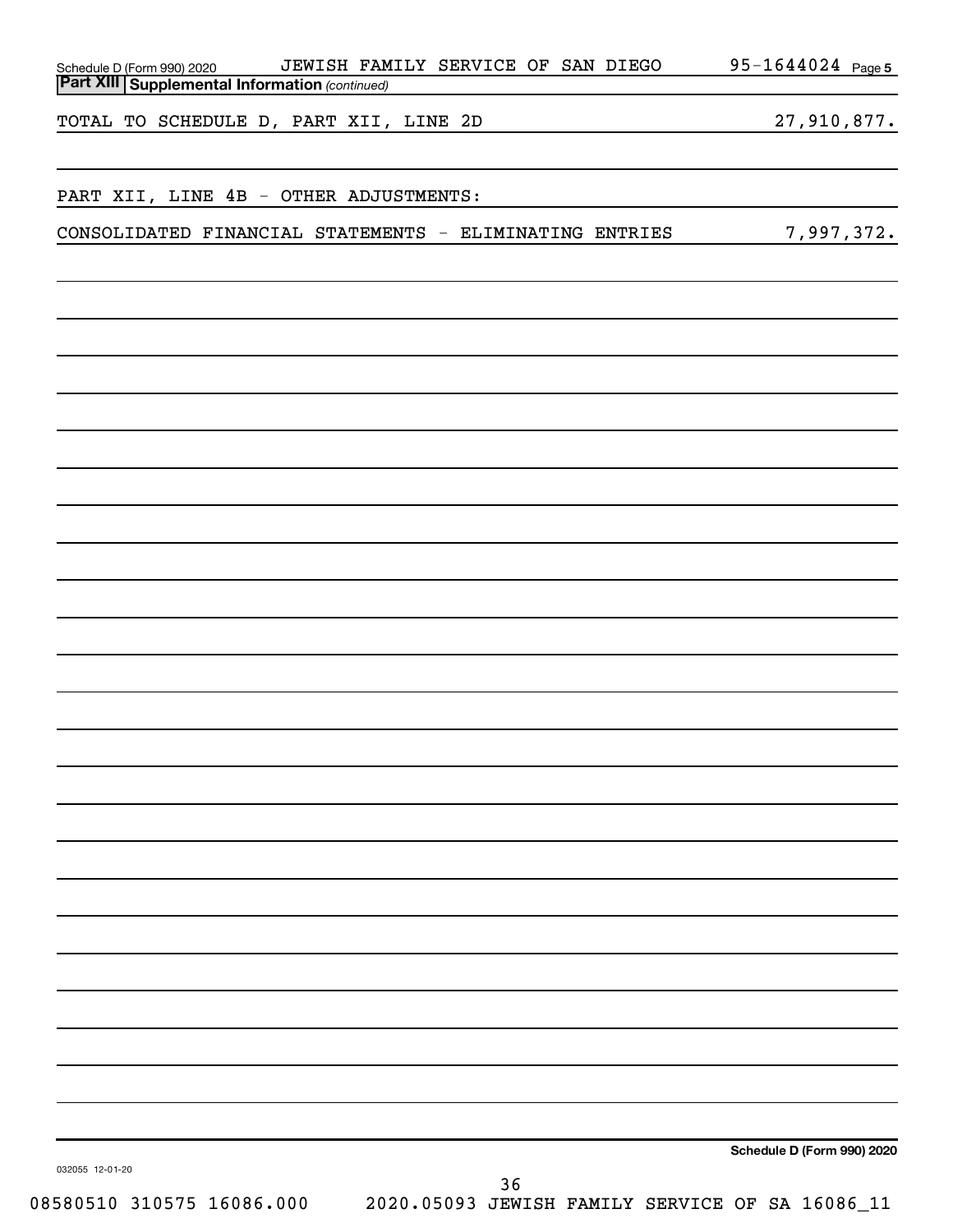Schedule D (Form 990) 2020 JEWISH FAMILY SERVICE OF SAN DIEGO 95-1644024 Page 5

**Part XIII Supplemental Information** *(continued)*

| | |
|---|---|
| TOTAL TO SCHEDULE D, PART XII, LINE 2D | 27,910,877. |
| | |
| PART XII, LINE 4B - OTHER ADJUSTMENTS: | |
| CONSOLIDATED FINANCIAL STATEMENTS - ELIMINATING ENTRIES | 7,997,372. |

Schedule D (Form 990) 2020

032055 12-01-20

08580510 310575 16086.000 2020.05093 JEWISH FAMILY SERVICE OF SA 16086_11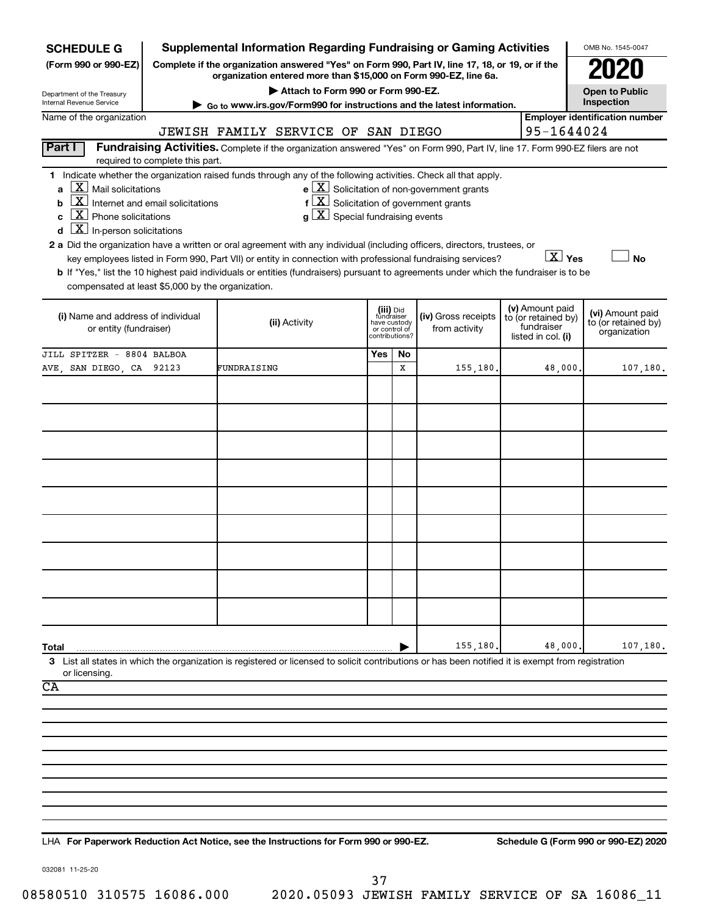**SCHEDULE G (Form 990 or 990-EZ)**

Department of the Treasury
Internal Revenue Service

# Supplemental Information Regarding Fundraising or Gaming Activities

**Complete if the organization answered "Yes" on Form 990, Part IV, line 17, 18, or 19, or if the organization entered more than $15,000 on Form 990-EZ, line 6a.**

▶ Attach to Form 990 or Form 990-EZ.

▶ Go to www.irs.gov/Form990 for instructions and the latest information.

OMB No. 1545-0047

**2020**

**Open to Public Inspection**

Name of the organization: JEWISH FAMILY SERVICE OF SAN DIEGO

Employer identification number: 95-1644024

## Part I Fundraising Activities.

Complete if the organization answered "Yes" on Form 990, Part IV, line 17. Form 990-EZ filers are not required to complete this part.

**1** Indicate whether the organization raised funds through any of the following activities. Check all that apply.

- **a** [X] Mail solicitations
- **b** [X] Internet and email solicitations
- **c** [X] Phone solicitations
- **d** [X] In-person solicitations
- **e** [X] Solicitation of non-government grants
- **f** [X] Solicitation of government grants
- **g** [X] Special fundraising events

**2 a** Did the organization have a written or oral agreement with any individual (including officers, directors, trustees, or key employees listed in Form 990, Part VII) or entity in connection with professional fundraising services? [X] Yes [ ] No

**b** If "Yes," list the 10 highest paid individuals or entities (fundraisers) pursuant to agreements under which the fundraiser is to be compensated at least $5,000 by the organization.

| (i) Name and address of individual or entity (fundraiser) | (ii) Activity | (iii) Did fundraiser have custody or control of contributions? Yes | No | (iv) Gross receipts from activity | (v) Amount paid to (or retained by) fundraiser listed in col. (i) | (vi) Amount paid to (or retained by) organization |
|---|---|---|---|---|---|---|
| JILL SPITZER - 8804 BALBOA AVE, SAN DIEGO, CA 92123 | FUNDRAISING | | X | 155,180. | 48,000. | 107,180. |
| **Total** | | | | 155,180. | 48,000. | 107,180. |

**3** List all states in which the organization is registered or licensed to solicit contributions or has been notified it is exempt from registration or licensing.

CA

LHA **For Paperwork Reduction Act Notice, see the Instructions for Form 990 or 990-EZ.** **Schedule G (Form 990 or 990-EZ) 2020**

032081 11-25-20

08580510 310575 16086.000 2020.05093 JEWISH FAMILY SERVICE OF SA 16086_11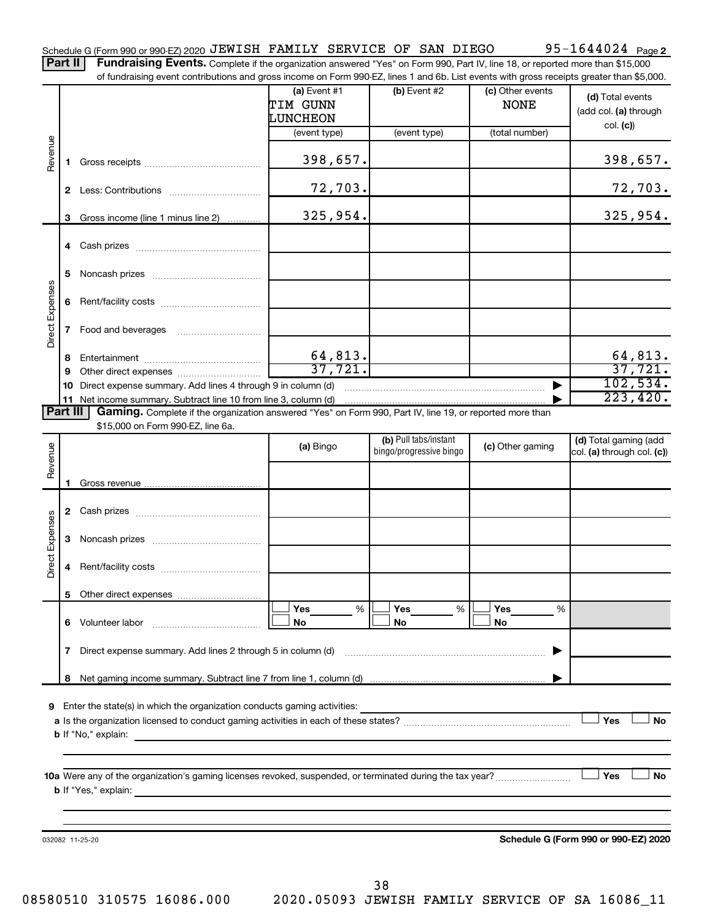Schedule G (Form 990 or 990-EZ) 2020 JEWISH FAMILY SERVICE OF SAN DIEGO 95-1644024 Page 2

**Part II** **Fundraising Events.** Complete if the organization answered "Yes" on Form 990, Part IV, line 18, or reported more than $15,000 of fundraising event contributions and gross income on Form 990-EZ, lines 1 and 6b. List events with gross receipts greater than $5,000.

| | | (a) Event #1 TIM GUNN LUNCHEON (event type) | (b) Event #2 (event type) | (c) Other events NONE (total number) | (d) Total events (add col. (a) through col. (c)) |
|---|---|---|---|---|---|
| Revenue | 1 Gross receipts | 398,657. | | | 398,657. |
| | 2 Less: Contributions | 72,703. | | | 72,703. |
| | 3 Gross income (line 1 minus line 2) | 325,954. | | | 325,954. |
| Direct Expenses | 4 Cash prizes | | | | |
| | 5 Noncash prizes | | | | |
| | 6 Rent/facility costs | | | | |
| | 7 Food and beverages | | | | |
| | 8 Entertainment | 64,813. | | | 64,813. |
| | 9 Other direct expenses | 37,721. | | | 37,721. |
| | 10 Direct expense summary. Add lines 4 through 9 in column (d) | | | | 102,534. |
| | 11 Net income summary. Subtract line 10 from line 3, column (d) | | | | 223,420. |

**Part III** **Gaming.** Complete if the organization answered "Yes" on Form 990, Part IV, line 19, or reported more than $15,000 on Form 990-EZ, line 6a.

| | | (a) Bingo | (b) Pull tabs/instant bingo/progressive bingo | (c) Other gaming | (d) Total gaming (add col. (a) through col. (c)) |
|---|---|---|---|---|---|
| Revenue | 1 Gross revenue | | | | |
| Direct Expenses | 2 Cash prizes | | | | |
| | 3 Noncash prizes | | | | |
| | 4 Rent/facility costs | | | | |
| | 5 Other direct expenses | | | | |
| | 6 Volunteer labor | Yes ___ % No | Yes ___ % No | Yes ___ % No | |
| | 7 Direct expense summary. Add lines 2 through 5 in column (d) | | | | |
| | 8 Net gaming income summary. Subtract line 7 from line 1, column (d) | | | | |

9 Enter the state(s) in which the organization conducts gaming activities:

a Is the organization licensed to conduct gaming activities in each of these states? Yes No

b If "No," explain:

10a Were any of the organization's gaming licenses revoked, suspended, or terminated during the tax year? Yes No

b If "Yes," explain:

032082 11-25-20

**Schedule G (Form 990 or 990-EZ) 2020**

08580510 310575 16086.000 2020.05093 JEWISH FAMILY SERVICE OF SA 16086_11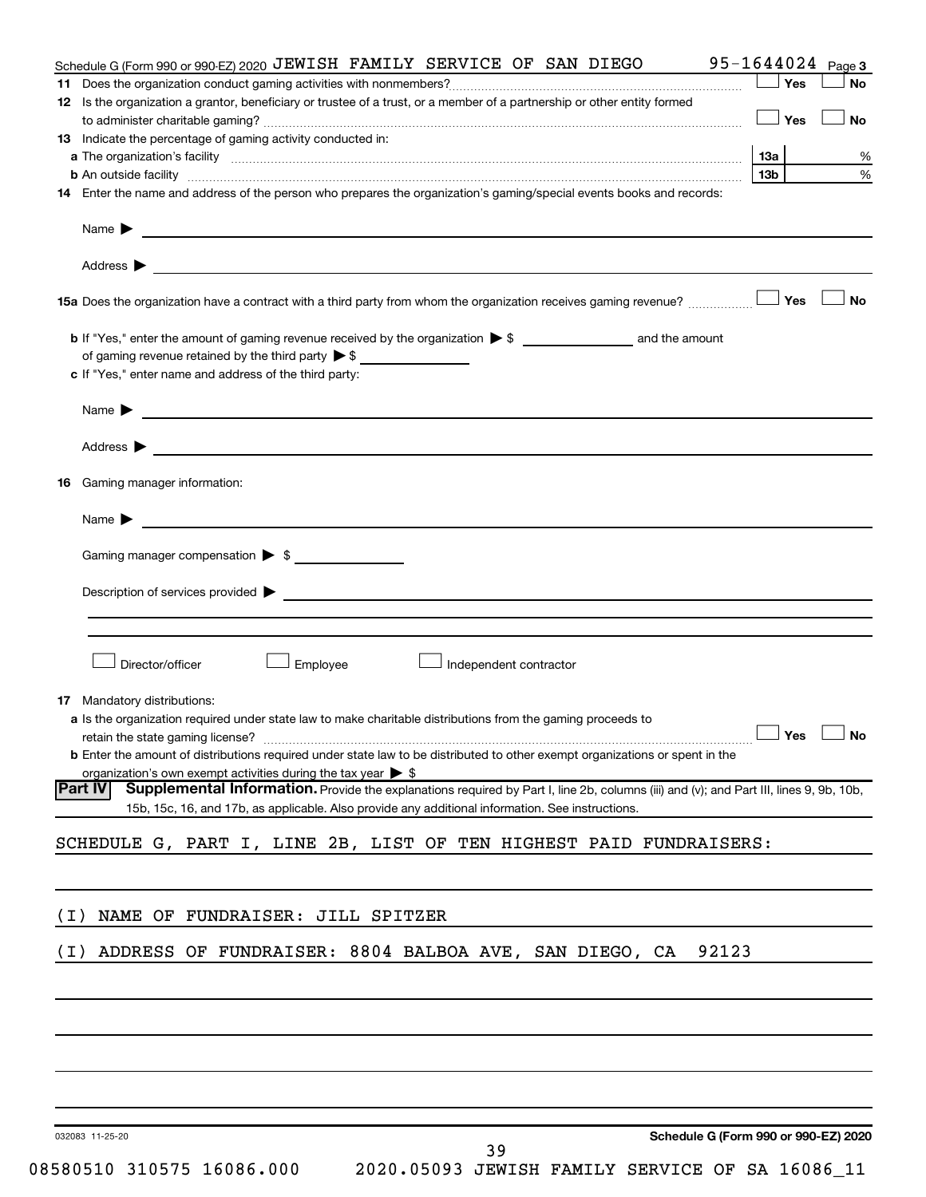Schedule G (Form 990 or 990-EZ) 2020 JEWISH FAMILY SERVICE OF SAN DIEGO 95-1644024 Page 3

**11** Does the organization conduct gaming activities with nonmembers? ☐ Yes ☐ No

**12** Is the organization a grantor, beneficiary or trustee of a trust, or a member of a partnership or other entity formed to administer charitable gaming? ☐ Yes ☐ No

**13** Indicate the percentage of gaming activity conducted in:

**a** The organization's facility **13a** %

**b** An outside facility **13b** %

**14** Enter the name and address of the person who prepares the organization's gaming/special events books and records:

Name ▶

Address ▶

**15a** Does the organization have a contract with a third party from whom the organization receives gaming revenue? ☐ Yes ☐ No

**b** If "Yes," enter the amount of gaming revenue received by the organization ▶ $ \_\_\_\_\_\_ and the amount of gaming revenue retained by the third party ▶ $ \_\_\_\_\_\_

**c** If "Yes," enter name and address of the third party:

Name ▶

Address ▶

**16** Gaming manager information:

Name ▶

Gaming manager compensation ▶ $

Description of services provided ▶

☐ Director/officer ☐ Employee ☐ Independent contractor

**17** Mandatory distributions:

**a** Is the organization required under state law to make charitable distributions from the gaming proceeds to retain the state gaming license? ☐ Yes ☐ No

**b** Enter the amount of distributions required under state law to be distributed to other exempt organizations or spent in the organization's own exempt activities during the tax year ▶ $

**Part IV** **Supplemental Information.** Provide the explanations required by Part I, line 2b, columns (iii) and (v); and Part III, lines 9, 9b, 10b, 15b, 15c, 16, and 17b, as applicable. Also provide any additional information. See instructions.

SCHEDULE G, PART I, LINE 2B, LIST OF TEN HIGHEST PAID FUNDRAISERS:

(I) NAME OF FUNDRAISER: JILL SPITZER

(I) ADDRESS OF FUNDRAISER: 8804 BALBOA AVE, SAN DIEGO, CA 92123

032083 11-25-20 **Schedule G (Form 990 or 990-EZ) 2020**

08580510 310575 16086.000 2020.05093 JEWISH FAMILY SERVICE OF SA 16086_11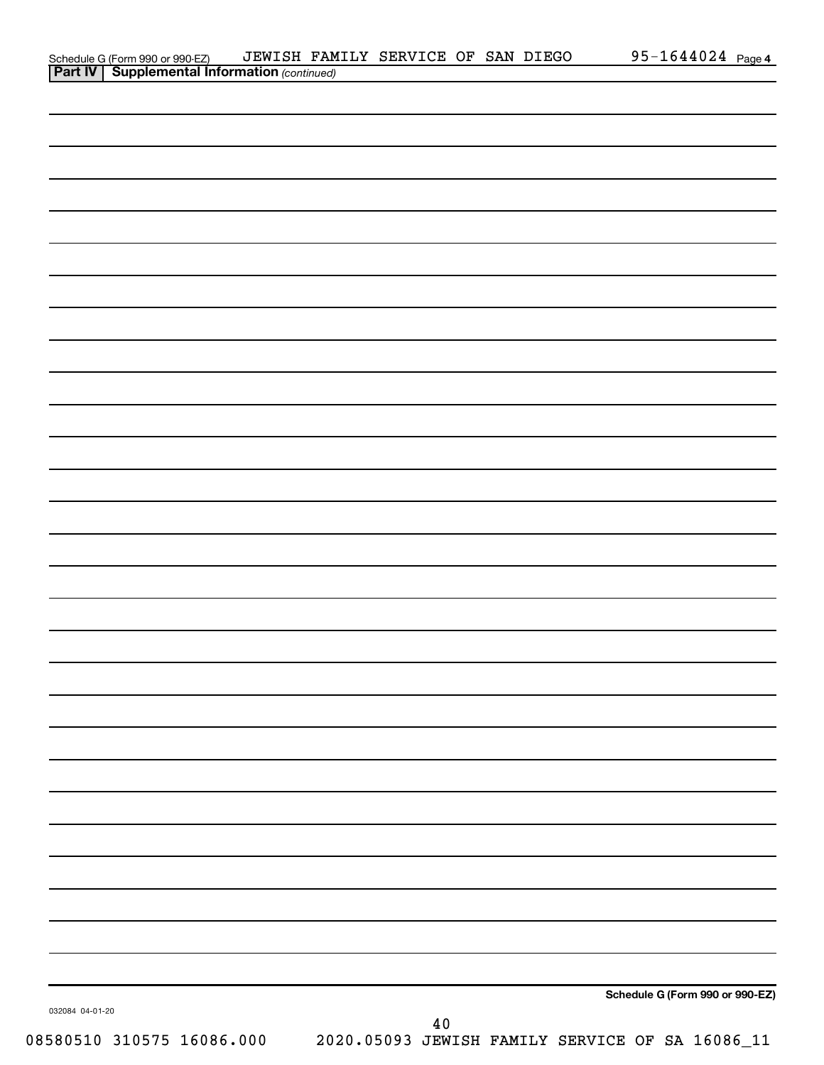Schedule G (Form 990 or 990-EZ) JEWISH FAMILY SERVICE OF SAN DIEGO 95-1644024 Page 4

**Part IV | Supplemental Information** *(continued)*

**Schedule G (Form 990 or 990-EZ)**

032084 04-01-20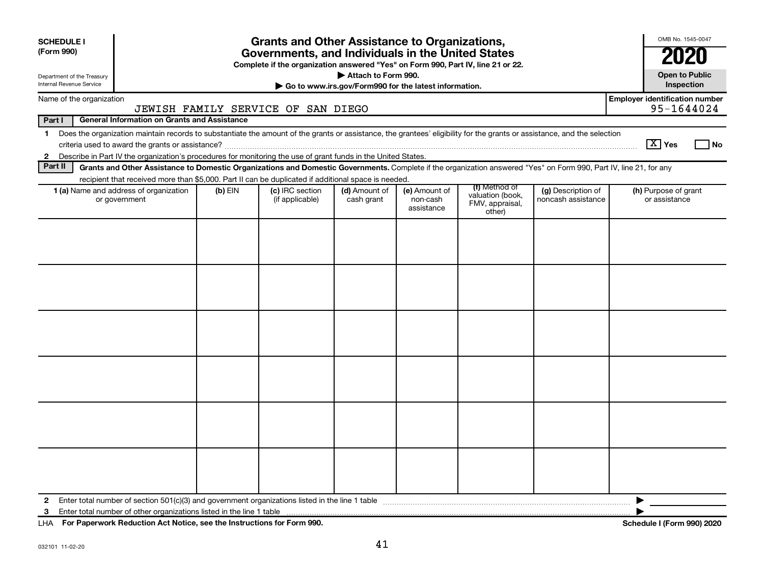**SCHEDULE I**
**(Form 990)**

Department of the Treasury
Internal Revenue Service

# Grants and Other Assistance to Organizations, Governments, and Individuals in the United States

**Complete if the organization answered "Yes" on Form 990, Part IV, line 21 or 22.**

**▶ Attach to Form 990.**

**▶ Go to www.irs.gov/Form990 for the latest information.**

OMB No. 1545-0047

**2020**

**Open to Public Inspection**

Name of the organization: JEWISH FAMILY SERVICE OF SAN DIEGO

**Employer identification number:** 95-1644024

**Part I — General Information on Grants and Assistance**

1 Does the organization maintain records to substantiate the amount of the grants or assistance, the grantees' eligibility for the grants or assistance, and the selection criteria used to award the grants or assistance? [X] Yes [ ] No

2 Describe in Part IV the organization's procedures for monitoring the use of grant funds in the United States.

**Part II — Grants and Other Assistance to Domestic Organizations and Domestic Governments.** Complete if the organization answered "Yes" on Form 990, Part IV, line 21, for any recipient that received more than $5,000. Part II can be duplicated if additional space is needed.

| 1 (a) Name and address of organization or government | (b) EIN | (c) IRC section (if applicable) | (d) Amount of cash grant | (e) Amount of non-cash assistance | (f) Method of valuation (book, FMV, appraisal, other) | (g) Description of noncash assistance | (h) Purpose of grant or assistance |
|---|---|---|---|---|---|---|---|
| | | | | | | | |
| | | | | | | | |
| | | | | | | | |
| | | | | | | | |
| | | | | | | | |
| | | | | | | | |

2 Enter total number of section 501(c)(3) and government organizations listed in the line 1 table ▶

3 Enter total number of other organizations listed in the line 1 table ▶

LHA **For Paperwork Reduction Act Notice, see the Instructions for Form 990.** **Schedule I (Form 990) 2020**

032101 11-02-20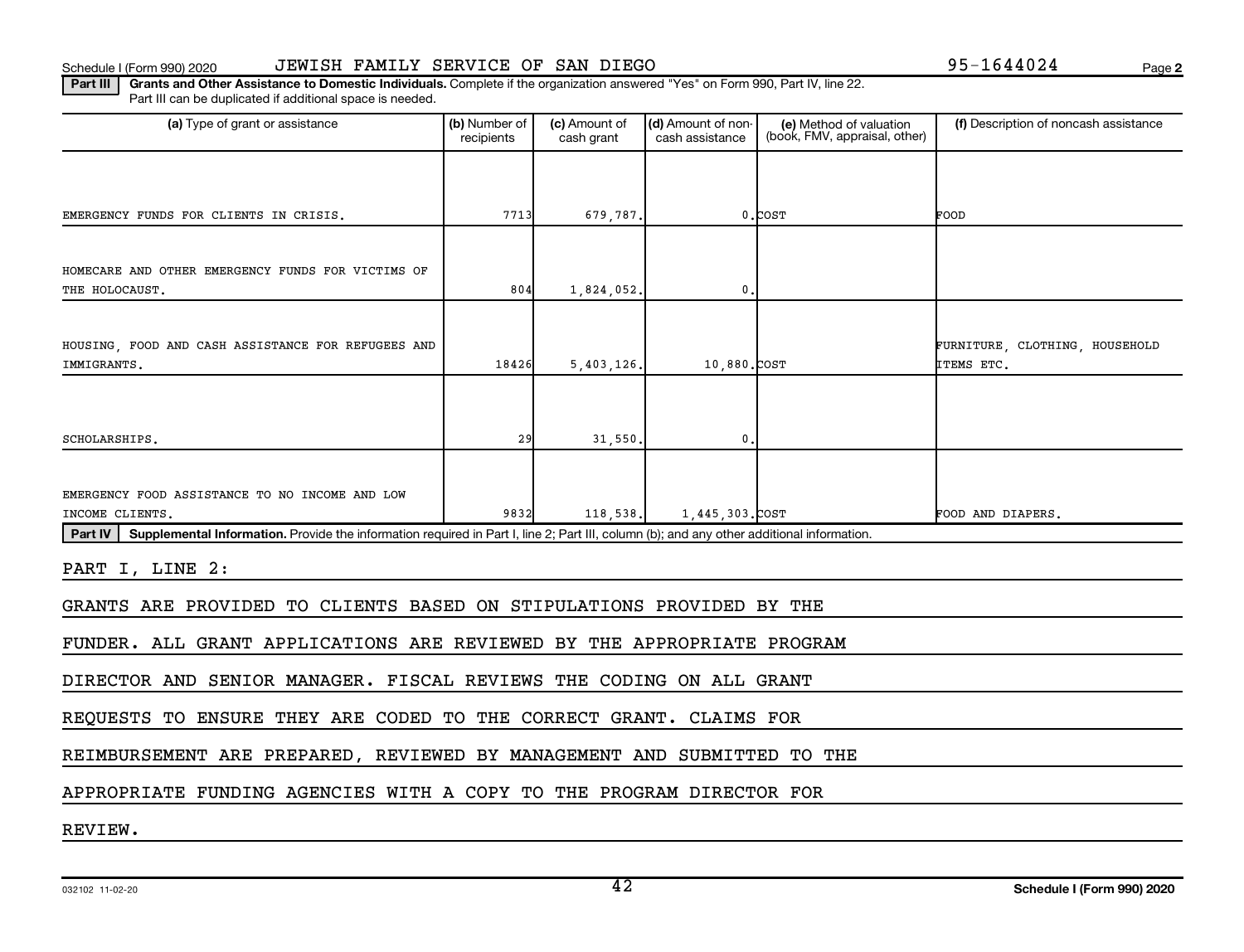Schedule I (Form 990) 2020 JEWISH FAMILY SERVICE OF SAN DIEGO 95-1644024

**Part III** **Grants and Other Assistance to Domestic Individuals.** Complete if the organization answered "Yes" on Form 990, Part IV, line 22. Part III can be duplicated if additional space is needed.

| (a) Type of grant or assistance | (b) Number of recipients | (c) Amount of cash grant | (d) Amount of non-cash assistance | (e) Method of valuation (book, FMV, appraisal, other) | (f) Description of noncash assistance |
|---|---|---|---|---|---|
| EMERGENCY FUNDS FOR CLIENTS IN CRISIS. | 7713 | 679,787. | 0. | COST | FOOD |
| HOMECARE AND OTHER EMERGENCY FUNDS FOR VICTIMS OF THE HOLOCAUST. | 804 | 1,824,052. | 0. | | |
| HOUSING, FOOD AND CASH ASSISTANCE FOR REFUGEES AND IMMIGRANTS. | 18426 | 5,403,126. | 10,880. | COST | FURNITURE, CLOTHING, HOUSEHOLD ITEMS ETC. |
| SCHOLARSHIPS. | 29 | 31,550. | 0. | | |
| EMERGENCY FOOD ASSISTANCE TO NO INCOME AND LOW INCOME CLIENTS. | 9832 | 118,538. | 1,445,303. | COST | FOOD AND DIAPERS. |

**Part IV** **Supplemental Information.** Provide the information required in Part I, line 2; Part III, column (b); and any other additional information.

PART I, LINE 2:

GRANTS ARE PROVIDED TO CLIENTS BASED ON STIPULATIONS PROVIDED BY THE FUNDER. ALL GRANT APPLICATIONS ARE REVIEWED BY THE APPROPRIATE PROGRAM DIRECTOR AND SENIOR MANAGER. FISCAL REVIEWS THE CODING ON ALL GRANT REQUESTS TO ENSURE THEY ARE CODED TO THE CORRECT GRANT. CLAIMS FOR REIMBURSEMENT ARE PREPARED, REVIEWED BY MANAGEMENT AND SUBMITTED TO THE APPROPRIATE FUNDING AGENCIES WITH A COPY TO THE PROGRAM DIRECTOR FOR REVIEW.

032102 11-02-20 **Schedule I (Form 990) 2020**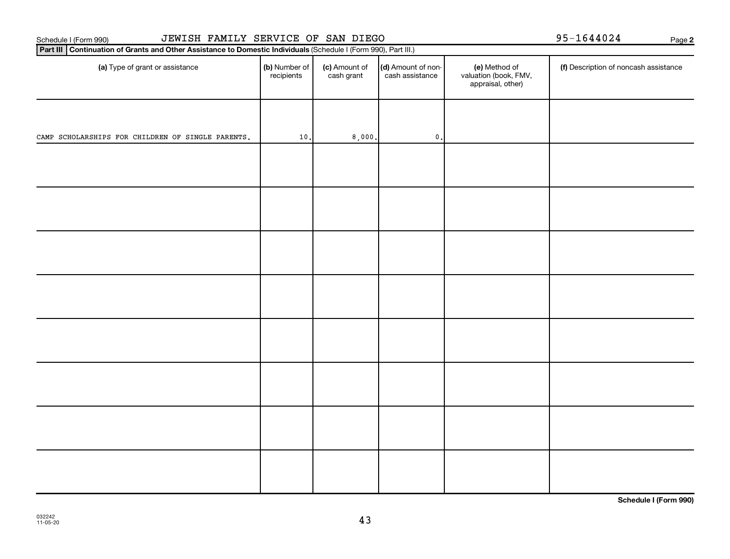Schedule I (Form 990) JEWISH FAMILY SERVICE OF SAN DIEGO 95-1644024 Page 2

**Part III Continuation of Grants and Other Assistance to Domestic Individuals** (Schedule I (Form 990), Part III.)

| (a) Type of grant or assistance | (b) Number of recipients | (c) Amount of cash grant | (d) Amount of non-cash assistance | (e) Method of valuation (book, FMV, appraisal, other) | (f) Description of noncash assistance |
|---|---|---|---|---|---|
| CAMP SCHOLARSHIPS FOR CHILDREN OF SINGLE PARENTS. | 10. | 8,000. | 0. | | |
| | | | | | |
| | | | | | |
| | | | | | |
| | | | | | |
| | | | | | |
| | | | | | |
| | | | | | |
| | | | | | |

**Schedule I (Form 990)**

032242 11-05-20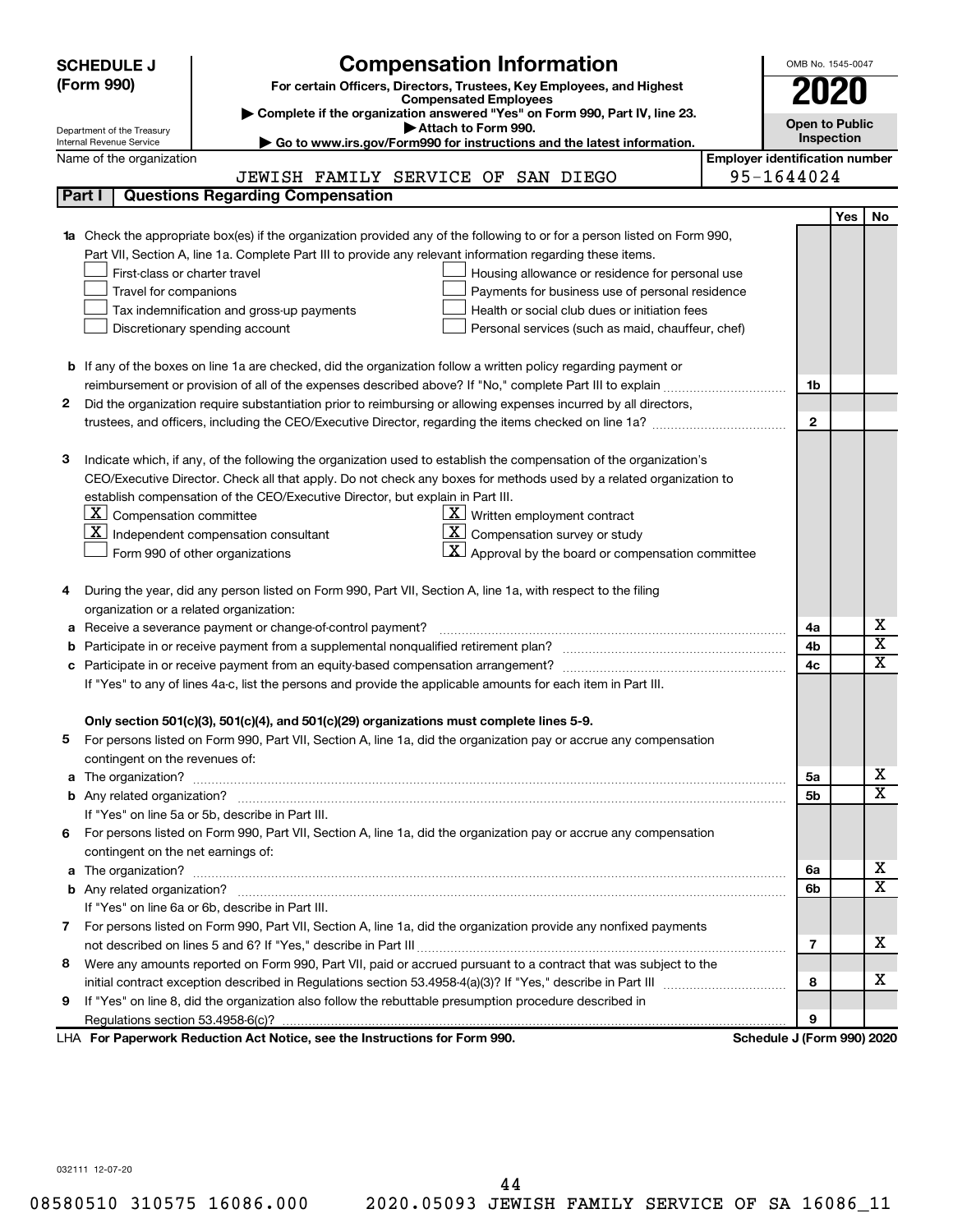# SCHEDULE J (Form 990)

## Compensation Information

**For certain Officers, Directors, Trustees, Key Employees, and Highest Compensated Employees**

▶ Complete if the organization answered "Yes" on Form 990, Part IV, line 23.

▶ Attach to Form 990.

▶ Go to www.irs.gov/Form990 for instructions and the latest information.

Department of the Treasury
Internal Revenue Service

OMB No. 1545-0047

**2020**

**Open to Public Inspection**

Name of the organization: JEWISH FAMILY SERVICE OF SAN DIEGO

Employer identification number: 95-1644024

## Part I — Questions Regarding Compensation

| | | Line | Yes | No |
|---|---|---|---|---|
| **1a** | Check the appropriate box(es) if the organization provided any of the following to or for a person listed on Form 990, Part VII, Section A, line 1a. Complete Part III to provide any relevant information regarding these items.<br>☐ First-class or charter travel ☐ Housing allowance or residence for personal use<br>☐ Travel for companions ☐ Payments for business use of personal residence<br>☐ Tax indemnification and gross-up payments ☐ Health or social club dues or initiation fees<br>☐ Discretionary spending account ☐ Personal services (such as maid, chauffeur, chef) | | | |
| **b** | If any of the boxes on line 1a are checked, did the organization follow a written policy regarding payment or reimbursement or provision of all of the expenses described above? If "No," complete Part III to explain | 1b | | |
| **2** | Did the organization require substantiation prior to reimbursing or allowing expenses incurred by all directors, trustees, and officers, including the CEO/Executive Director, regarding the items checked on line 1a? | 2 | | |
| **3** | Indicate which, if any, of the following the organization used to establish the compensation of the organization's CEO/Executive Director. Check all that apply. Do not check any boxes for methods used by a related organization to establish compensation of the CEO/Executive Director, but explain in Part III.<br>☒ Compensation committee ☒ Written employment contract<br>☒ Independent compensation consultant ☒ Compensation survey or study<br>☐ Form 990 of other organizations ☒ Approval by the board or compensation committee | | | |
| **4** | During the year, did any person listed on Form 990, Part VII, Section A, line 1a, with respect to the filing organization or a related organization: | | | |
| **a** | Receive a severance payment or change-of-control payment? | 4a | | X |
| **b** | Participate in or receive payment from a supplemental nonqualified retirement plan? | 4b | | X |
| **c** | Participate in or receive payment from an equity-based compensation arrangement? | 4c | | X |
| | If "Yes" to any of lines 4a-c, list the persons and provide the applicable amounts for each item in Part III. | | | |
| | **Only section 501(c)(3), 501(c)(4), and 501(c)(29) organizations must complete lines 5-9.** | | | |
| **5** | For persons listed on Form 990, Part VII, Section A, line 1a, did the organization pay or accrue any compensation contingent on the revenues of: | | | |
| **a** | The organization? | 5a | | X |
| **b** | Any related organization? | 5b | | X |
| | If "Yes" on line 5a or 5b, describe in Part III. | | | |
| **6** | For persons listed on Form 990, Part VII, Section A, line 1a, did the organization pay or accrue any compensation contingent on the net earnings of: | | | |
| **a** | The organization? | 6a | | X |
| **b** | Any related organization? | 6b | | X |
| | If "Yes" on line 6a or 6b, describe in Part III. | | | |
| **7** | For persons listed on Form 990, Part VII, Section A, line 1a, did the organization provide any nonfixed payments not described on lines 5 and 6? If "Yes," describe in Part III | 7 | | X |
| **8** | Were any amounts reported on Form 990, Part VII, paid or accrued pursuant to a contract that was subject to the initial contract exception described in Regulations section 53.4958-4(a)(3)? If "Yes," describe in Part III | 8 | | X |
| **9** | If "Yes" on line 8, did the organization also follow the rebuttable presumption procedure described in Regulations section 53.4958-6(c)? | 9 | | |

LHA **For Paperwork Reduction Act Notice, see the Instructions for Form 990.** **Schedule J (Form 990) 2020**

032111 12-07-20

08580510 310575 16086.000 2020.05093 JEWISH FAMILY SERVICE OF SA 16086_11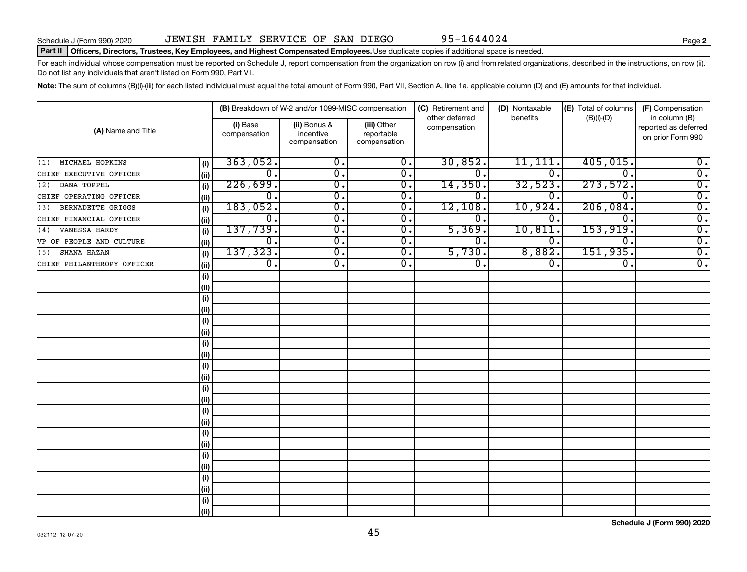Schedule J (Form 990) 2020 JEWISH FAMILY SERVICE OF SAN DIEGO 95-1644024 Page **2**

**Part II** **Officers, Directors, Trustees, Key Employees, and Highest Compensated Employees.** Use duplicate copies if additional space is needed.

For each individual whose compensation must be reported on Schedule J, report compensation from the organization on row (i) and from related organizations, described in the instructions, on row (ii). Do not list any individuals that aren't listed on Form 990, Part VII.

**Note:** The sum of columns (B)(i)-(iii) for each listed individual must equal the total amount of Form 990, Part VII, Section A, line 1a, applicable column (D) and (E) amounts for that individual.

| (A) Name and Title | | (B) Breakdown of W-2 and/or 1099-MISC compensation | | | (C) Retirement and other deferred compensation | (D) Nontaxable benefits | (E) Total of columns (B)(i)-(D) | (F) Compensation in column (B) reported as deferred on prior Form 990 |
|---|---|---|---|---|---|---|---|---|
| | | (i) Base compensation | (ii) Bonus & incentive compensation | (iii) Other reportable compensation | | | | |
| (1) MICHAEL HOPKINS | (i) | 363,052. | 0. | 0. | 30,852. | 11,111. | 405,015. | 0. |
| CHIEF EXECUTIVE OFFICER | (ii) | 0. | 0. | 0. | 0. | 0. | 0. | 0. |
| (2) DANA TOPPEL | (i) | 226,699. | 0. | 0. | 14,350. | 32,523. | 273,572. | 0. |
| CHIEF OPERATING OFFICER | (ii) | 0. | 0. | 0. | 0. | 0. | 0. | 0. |
| (3) BERNADETTE GRIGGS | (i) | 183,052. | 0. | 0. | 12,108. | 10,924. | 206,084. | 0. |
| CHIEF FINANCIAL OFFICER | (ii) | 0. | 0. | 0. | 0. | 0. | 0. | 0. |
| (4) VANESSA HARDY | (i) | 137,739. | 0. | 0. | 5,369. | 10,811. | 153,919. | 0. |
| VP OF PEOPLE AND CULTURE | (ii) | 0. | 0. | 0. | 0. | 0. | 0. | 0. |
| (5) SHANA HAZAN | (i) | 137,323. | 0. | 0. | 5,730. | 8,882. | 151,935. | 0. |
| CHIEF PHILANTHROPY OFFICER | (ii) | 0. | 0. | 0. | 0. | 0. | 0. | 0. |
| | (i) | | | | | | | |
| | (ii) | | | | | | | |
| | (i) | | | | | | | |
| | (ii) | | | | | | | |
| | (i) | | | | | | | |
| | (ii) | | | | | | | |
| | (i) | | | | | | | |
| | (ii) | | | | | | | |
| | (i) | | | | | | | |
| | (ii) | | | | | | | |
| | (i) | | | | | | | |
| | (ii) | | | | | | | |
| | (i) | | | | | | | |
| | (ii) | | | | | | | |
| | (i) | | | | | | | |
| | (ii) | | | | | | | |
| | (i) | | | | | | | |
| | (ii) | | | | | | | |
| | (i) | | | | | | | |
| | (ii) | | | | | | | |
| | (i) | | | | | | | |
| | (ii) | | | | | | | |

032112 12-07-20 **Schedule J (Form 990) 2020**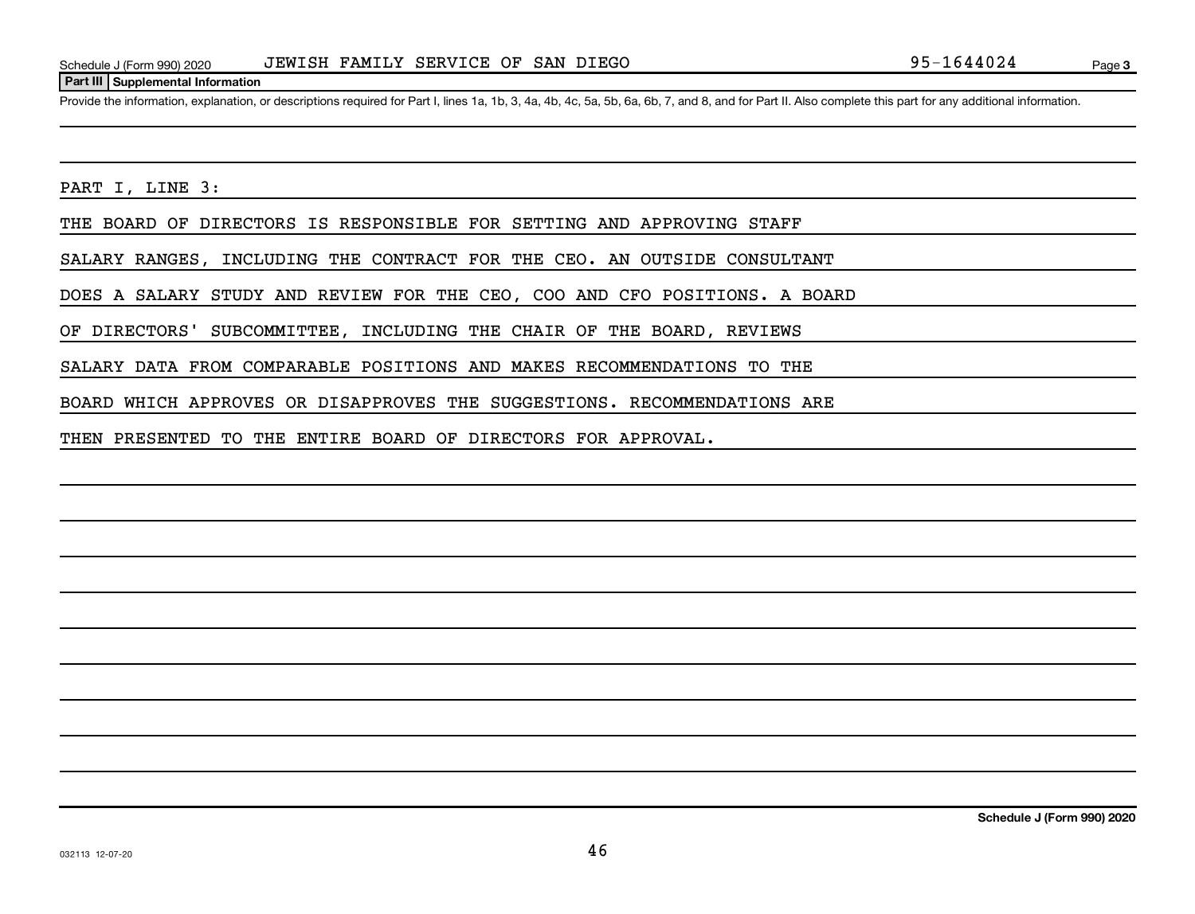Schedule J (Form 990) 2020 JEWISH FAMILY SERVICE OF SAN DIEGO 95-1644024 Page 3

**Part III Supplemental Information**

Provide the information, explanation, or descriptions required for Part I, lines 1a, 1b, 3, 4a, 4b, 4c, 5a, 5b, 6a, 6b, 7, and 8, and for Part II. Also complete this part for any additional information.

PART I, LINE 3:

THE BOARD OF DIRECTORS IS RESPONSIBLE FOR SETTING AND APPROVING STAFF SALARY RANGES, INCLUDING THE CONTRACT FOR THE CEO. AN OUTSIDE CONSULTANT DOES A SALARY STUDY AND REVIEW FOR THE CEO, COO AND CFO POSITIONS. A BOARD OF DIRECTORS' SUBCOMMITTEE, INCLUDING THE CHAIR OF THE BOARD, REVIEWS SALARY DATA FROM COMPARABLE POSITIONS AND MAKES RECOMMENDATIONS TO THE BOARD WHICH APPROVES OR DISAPPROVES THE SUGGESTIONS. RECOMMENDATIONS ARE THEN PRESENTED TO THE ENTIRE BOARD OF DIRECTORS FOR APPROVAL.

Schedule J (Form 990) 2020

032113 12-07-20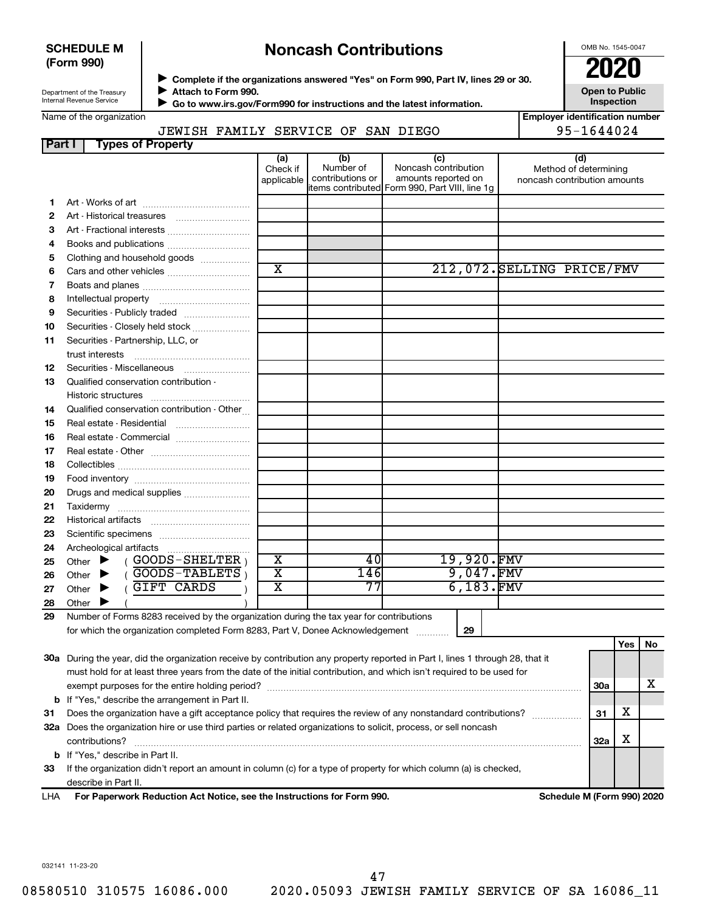**SCHEDULE M (Form 990)**

Department of the Treasury
Internal Revenue Service

# Noncash Contributions

▶ Complete if the organizations answered "Yes" on Form 990, Part IV, lines 29 or 30.
▶ Attach to Form 990.
▶ Go to www.irs.gov/Form990 for instructions and the latest information.

OMB No. 1545-0047

**2020**

**Open to Public Inspection**

Name of the organization: JEWISH FAMILY SERVICE OF SAN DIEGO

Employer identification number: 95-1644024

## Part I Types of Property

| | | (a) Check if applicable | (b) Number of contributions or items contributed | (c) Noncash contribution amounts reported on Form 990, Part VIII, line 1g | (d) Method of determining noncash contribution amounts |
|---|---|---|---|---|---|
| 1 | Art - Works of art | | | | |
| 2 | Art - Historical treasures | | | | |
| 3 | Art - Fractional interests | | | | |
| 4 | Books and publications | | | | |
| 5 | Clothing and household goods | | | | |
| 6 | Cars and other vehicles | X | | 212,072. | SELLING PRICE/FMV |
| 7 | Boats and planes | | | | |
| 8 | Intellectual property | | | | |
| 9 | Securities - Publicly traded | | | | |
| 10 | Securities - Closely held stock | | | | |
| 11 | Securities - Partnership, LLC, or trust interests | | | | |
| 12 | Securities - Miscellaneous | | | | |
| 13 | Qualified conservation contribution - Historic structures | | | | |
| 14 | Qualified conservation contribution - Other | | | | |
| 15 | Real estate - Residential | | | | |
| 16 | Real estate - Commercial | | | | |
| 17 | Real estate - Other | | | | |
| 18 | Collectibles | | | | |
| 19 | Food inventory | | | | |
| 20 | Drugs and medical supplies | | | | |
| 21 | Taxidermy | | | | |
| 22 | Historical artifacts | | | | |
| 23 | Scientific specimens | | | | |
| 24 | Archeological artifacts | | | | |
| 25 | Other ▶ ( GOODS-SHELTER ) | X | 40 | 19,920. | FMV |
| 26 | Other ▶ ( GOODS-TABLETS ) | X | 146 | 9,047. | FMV |
| 27 | Other ▶ ( GIFT CARDS ) | X | 77 | 6,183. | FMV |
| 28 | Other ▶ ( ) | | | | |

29 Number of Forms 8283 received by the organization during the tax year for contributions for which the organization completed Form 8283, Part V, Donee Acknowledgement ..... 29

| | | | Yes | No |
|---|---|---|---|---|
| 30a | During the year, did the organization receive by contribution any property reported in Part I, lines 1 through 28, that it must hold for at least three years from the date of the initial contribution, and which isn't required to be used for exempt purposes for the entire holding period? | 30a | | X |
| b | If "Yes," describe the arrangement in Part II. | | | |
| 31 | Does the organization have a gift acceptance policy that requires the review of any nonstandard contributions? | 31 | X | |
| 32a | Does the organization hire or use third parties or related organizations to solicit, process, or sell noncash contributions? | 32a | X | |
| b | If "Yes," describe in Part II. | | | |
| 33 | If the organization didn't report an amount in column (c) for a type of property for which column (a) is checked, describe in Part II. | | | |

LHA **For Paperwork Reduction Act Notice, see the Instructions for Form 990.** **Schedule M (Form 990) 2020**

032141 11-23-20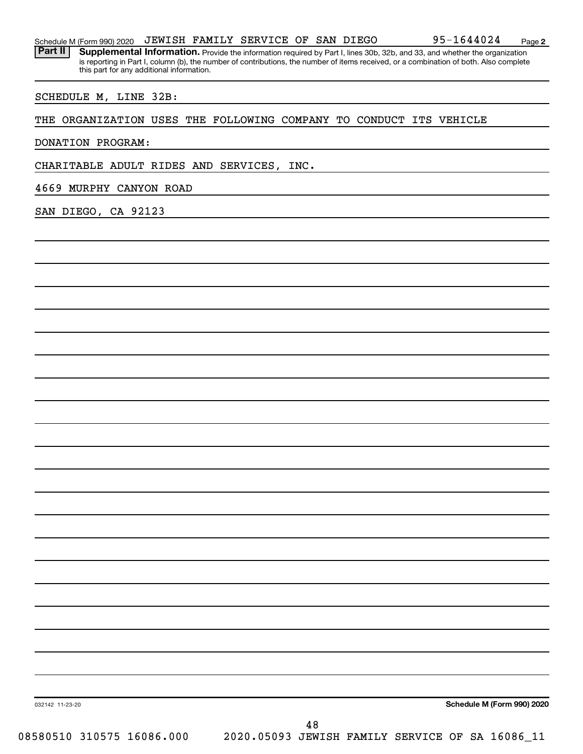Schedule M (Form 990) 2020 JEWISH FAMILY SERVICE OF SAN DIEGO 95-1644024 Page 2

**Part II** **Supplemental Information.** Provide the information required by Part I, lines 30b, 32b, and 33, and whether the organization is reporting in Part I, column (b), the number of contributions, the number of items received, or a combination of both. Also complete this part for any additional information.

SCHEDULE M, LINE 32B:

THE ORGANIZATION USES THE FOLLOWING COMPANY TO CONDUCT ITS VEHICLE DONATION PROGRAM:

CHARITABLE ADULT RIDES AND SERVICES, INC.

4669 MURPHY CANYON ROAD

SAN DIEGO, CA 92123

032142 11-23-20

**Schedule M (Form 990) 2020**

08580510 310575 16086.000 2020.05093 JEWISH FAMILY SERVICE OF SA 16086_11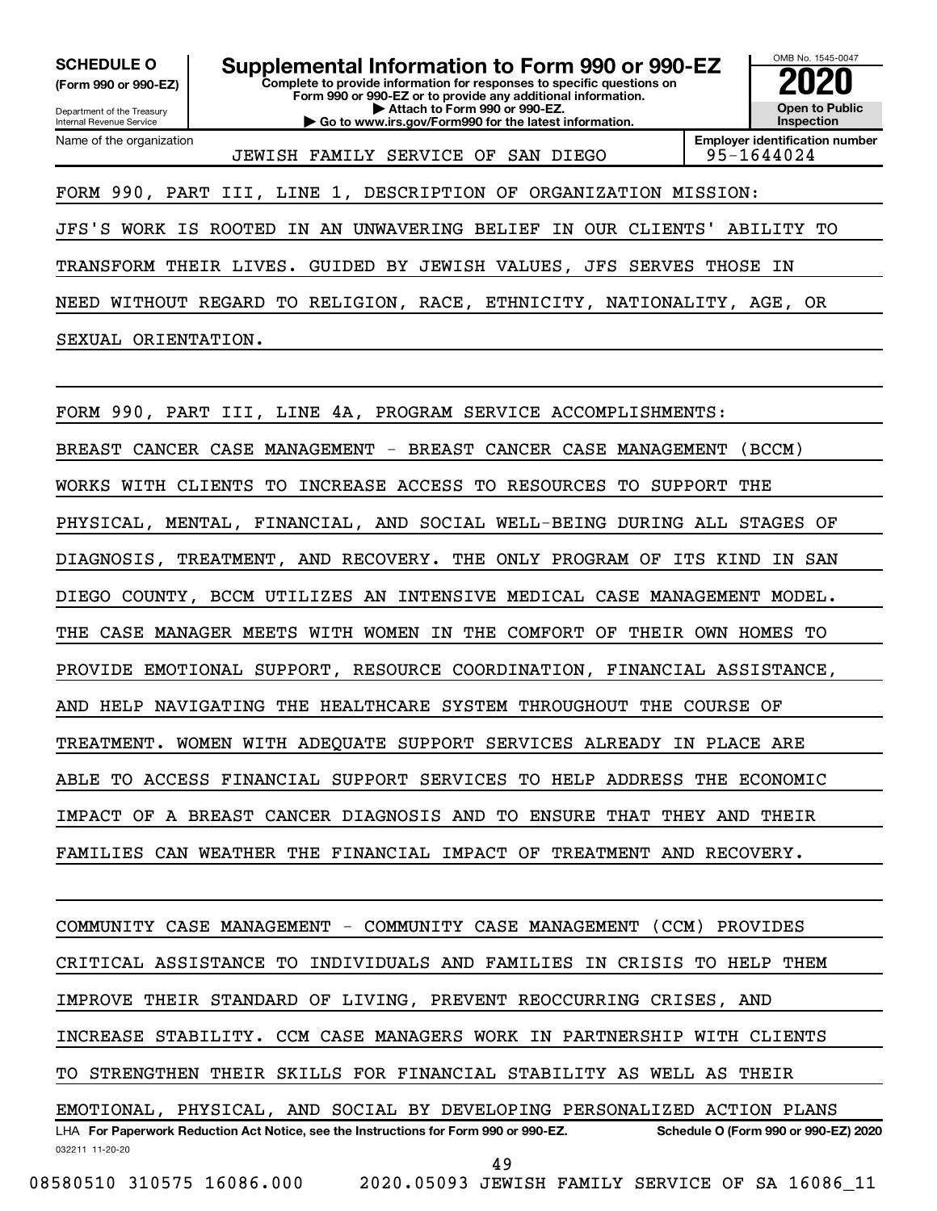**SCHEDULE O**
**(Form 990 or 990-EZ)**

Department of the Treasury
Internal Revenue Service

# Supplemental Information to Form 990 or 990-EZ

**Complete to provide information for responses to specific questions on Form 990 or 990-EZ or to provide any additional information.**
**▶ Attach to Form 990 or 990-EZ.**
**▶ Go to www.irs.gov/Form990 for the latest information.**

OMB No. 1545-0047

**2020**

**Open to Public Inspection**

Name of the organization: JEWISH FAMILY SERVICE OF SAN DIEGO

**Employer identification number:** 95-1644024

FORM 990, PART III, LINE 1, DESCRIPTION OF ORGANIZATION MISSION:

JFS'S WORK IS ROOTED IN AN UNWAVERING BELIEF IN OUR CLIENTS' ABILITY TO TRANSFORM THEIR LIVES. GUIDED BY JEWISH VALUES, JFS SERVES THOSE IN NEED WITHOUT REGARD TO RELIGION, RACE, ETHNICITY, NATIONALITY, AGE, OR SEXUAL ORIENTATION.

FORM 990, PART III, LINE 4A, PROGRAM SERVICE ACCOMPLISHMENTS:

BREAST CANCER CASE MANAGEMENT - BREAST CANCER CASE MANAGEMENT (BCCM) WORKS WITH CLIENTS TO INCREASE ACCESS TO RESOURCES TO SUPPORT THE PHYSICAL, MENTAL, FINANCIAL, AND SOCIAL WELL-BEING DURING ALL STAGES OF DIAGNOSIS, TREATMENT, AND RECOVERY. THE ONLY PROGRAM OF ITS KIND IN SAN DIEGO COUNTY, BCCM UTILIZES AN INTENSIVE MEDICAL CASE MANAGEMENT MODEL. THE CASE MANAGER MEETS WITH WOMEN IN THE COMFORT OF THEIR OWN HOMES TO PROVIDE EMOTIONAL SUPPORT, RESOURCE COORDINATION, FINANCIAL ASSISTANCE, AND HELP NAVIGATING THE HEALTHCARE SYSTEM THROUGHOUT THE COURSE OF TREATMENT. WOMEN WITH ADEQUATE SUPPORT SERVICES ALREADY IN PLACE ARE ABLE TO ACCESS FINANCIAL SUPPORT SERVICES TO HELP ADDRESS THE ECONOMIC IMPACT OF A BREAST CANCER DIAGNOSIS AND TO ENSURE THAT THEY AND THEIR FAMILIES CAN WEATHER THE FINANCIAL IMPACT OF TREATMENT AND RECOVERY.

COMMUNITY CASE MANAGEMENT - COMMUNITY CASE MANAGEMENT (CCM) PROVIDES CRITICAL ASSISTANCE TO INDIVIDUALS AND FAMILIES IN CRISIS TO HELP THEM IMPROVE THEIR STANDARD OF LIVING, PREVENT REOCCURRING CRISES, AND INCREASE STABILITY. CCM CASE MANAGERS WORK IN PARTNERSHIP WITH CLIENTS TO STRENGTHEN THEIR SKILLS FOR FINANCIAL STABILITY AS WELL AS THEIR EMOTIONAL, PHYSICAL, AND SOCIAL BY DEVELOPING PERSONALIZED ACTION PLANS

LHA **For Paperwork Reduction Act Notice, see the Instructions for Form 990 or 990-EZ.** **Schedule O (Form 990 or 990-EZ) 2020**

032211 11-20-20

08580510 310575 16086.000 2020.05093 JEWISH FAMILY SERVICE OF SA 16086_11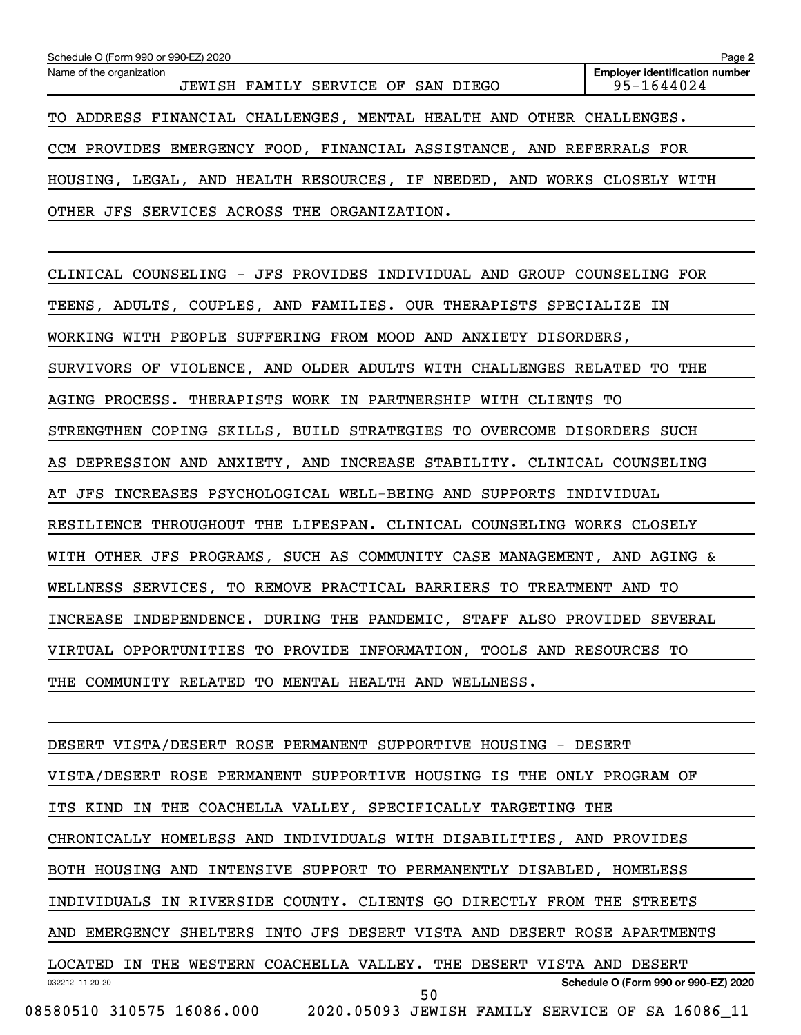TO ADDRESS FINANCIAL CHALLENGES, MENTAL HEALTH AND OTHER CHALLENGES. CCM PROVIDES EMERGENCY FOOD, FINANCIAL ASSISTANCE, AND REFERRALS FOR HOUSING, LEGAL, AND HEALTH RESOURCES, IF NEEDED, AND WORKS CLOSELY WITH OTHER JFS SERVICES ACROSS THE ORGANIZATION.

CLINICAL COUNSELING - JFS PROVIDES INDIVIDUAL AND GROUP COUNSELING FOR TEENS, ADULTS, COUPLES, AND FAMILIES. OUR THERAPISTS SPECIALIZE IN WORKING WITH PEOPLE SUFFERING FROM MOOD AND ANXIETY DISORDERS, SURVIVORS OF VIOLENCE, AND OLDER ADULTS WITH CHALLENGES RELATED TO THE AGING PROCESS. THERAPISTS WORK IN PARTNERSHIP WITH CLIENTS TO STRENGTHEN COPING SKILLS, BUILD STRATEGIES TO OVERCOME DISORDERS SUCH AS DEPRESSION AND ANXIETY, AND INCREASE STABILITY. CLINICAL COUNSELING AT JFS INCREASES PSYCHOLOGICAL WELL-BEING AND SUPPORTS INDIVIDUAL RESILIENCE THROUGHOUT THE LIFESPAN. CLINICAL COUNSELING WORKS CLOSELY WITH OTHER JFS PROGRAMS, SUCH AS COMMUNITY CASE MANAGEMENT, AND AGING & WELLNESS SERVICES, TO REMOVE PRACTICAL BARRIERS TO TREATMENT AND TO INCREASE INDEPENDENCE. DURING THE PANDEMIC, STAFF ALSO PROVIDED SEVERAL VIRTUAL OPPORTUNITIES TO PROVIDE INFORMATION, TOOLS AND RESOURCES TO THE COMMUNITY RELATED TO MENTAL HEALTH AND WELLNESS.

DESERT VISTA/DESERT ROSE PERMANENT SUPPORTIVE HOUSING - DESERT VISTA/DESERT ROSE PERMANENT SUPPORTIVE HOUSING IS THE ONLY PROGRAM OF ITS KIND IN THE COACHELLA VALLEY, SPECIFICALLY TARGETING THE CHRONICALLY HOMELESS AND INDIVIDUALS WITH DISABILITIES, AND PROVIDES BOTH HOUSING AND INTENSIVE SUPPORT TO PERMANENTLY DISABLED, HOMELESS INDIVIDUALS IN RIVERSIDE COUNTY. CLIENTS GO DIRECTLY FROM THE STREETS AND EMERGENCY SHELTERS INTO JFS DESERT VISTA AND DESERT ROSE APARTMENTS LOCATED IN THE WESTERN COACHELLA VALLEY. THE DESERT VISTA AND DESERT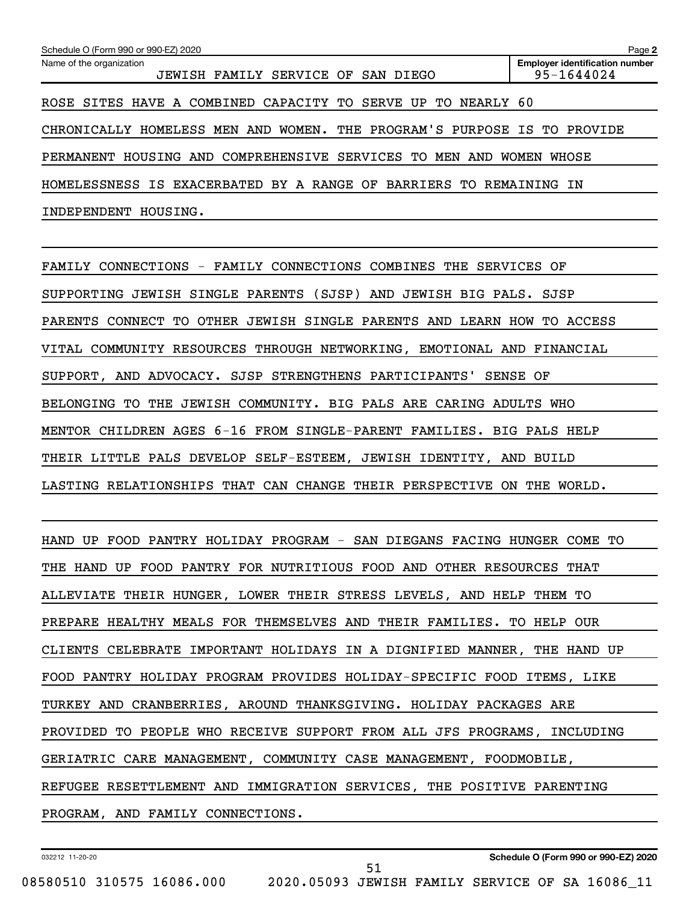Schedule O (Form 990 or 990-EZ) 2020

Name of the organization: JEWISH FAMILY SERVICE OF SAN DIEGO

Employer identification number: 95-1644024

ROSE SITES HAVE A COMBINED CAPACITY TO SERVE UP TO NEARLY 60 CHRONICALLY HOMELESS MEN AND WOMEN. THE PROGRAM'S PURPOSE IS TO PROVIDE PERMANENT HOUSING AND COMPREHENSIVE SERVICES TO MEN AND WOMEN WHOSE HOMELESSNESS IS EXACERBATED BY A RANGE OF BARRIERS TO REMAINING IN INDEPENDENT HOUSING.

FAMILY CONNECTIONS - FAMILY CONNECTIONS COMBINES THE SERVICES OF SUPPORTING JEWISH SINGLE PARENTS (SJSP) AND JEWISH BIG PALS. SJSP PARENTS CONNECT TO OTHER JEWISH SINGLE PARENTS AND LEARN HOW TO ACCESS VITAL COMMUNITY RESOURCES THROUGH NETWORKING, EMOTIONAL AND FINANCIAL SUPPORT, AND ADVOCACY. SJSP STRENGTHENS PARTICIPANTS' SENSE OF BELONGING TO THE JEWISH COMMUNITY. BIG PALS ARE CARING ADULTS WHO MENTOR CHILDREN AGES 6-16 FROM SINGLE-PARENT FAMILIES. BIG PALS HELP THEIR LITTLE PALS DEVELOP SELF-ESTEEM, JEWISH IDENTITY, AND BUILD LASTING RELATIONSHIPS THAT CAN CHANGE THEIR PERSPECTIVE ON THE WORLD.

HAND UP FOOD PANTRY HOLIDAY PROGRAM - SAN DIEGANS FACING HUNGER COME TO THE HAND UP FOOD PANTRY FOR NUTRITIOUS FOOD AND OTHER RESOURCES THAT ALLEVIATE THEIR HUNGER, LOWER THEIR STRESS LEVELS, AND HELP THEM TO PREPARE HEALTHY MEALS FOR THEMSELVES AND THEIR FAMILIES. TO HELP OUR CLIENTS CELEBRATE IMPORTANT HOLIDAYS IN A DIGNIFIED MANNER, THE HAND UP FOOD PANTRY HOLIDAY PROGRAM PROVIDES HOLIDAY-SPECIFIC FOOD ITEMS, LIKE TURKEY AND CRANBERRIES, AROUND THANKSGIVING. HOLIDAY PACKAGES ARE PROVIDED TO PEOPLE WHO RECEIVE SUPPORT FROM ALL JFS PROGRAMS, INCLUDING GERIATRIC CARE MANAGEMENT, COMMUNITY CASE MANAGEMENT, FOODMOBILE, REFUGEE RESETTLEMENT AND IMMIGRATION SERVICES, THE POSITIVE PARENTING PROGRAM, AND FAMILY CONNECTIONS.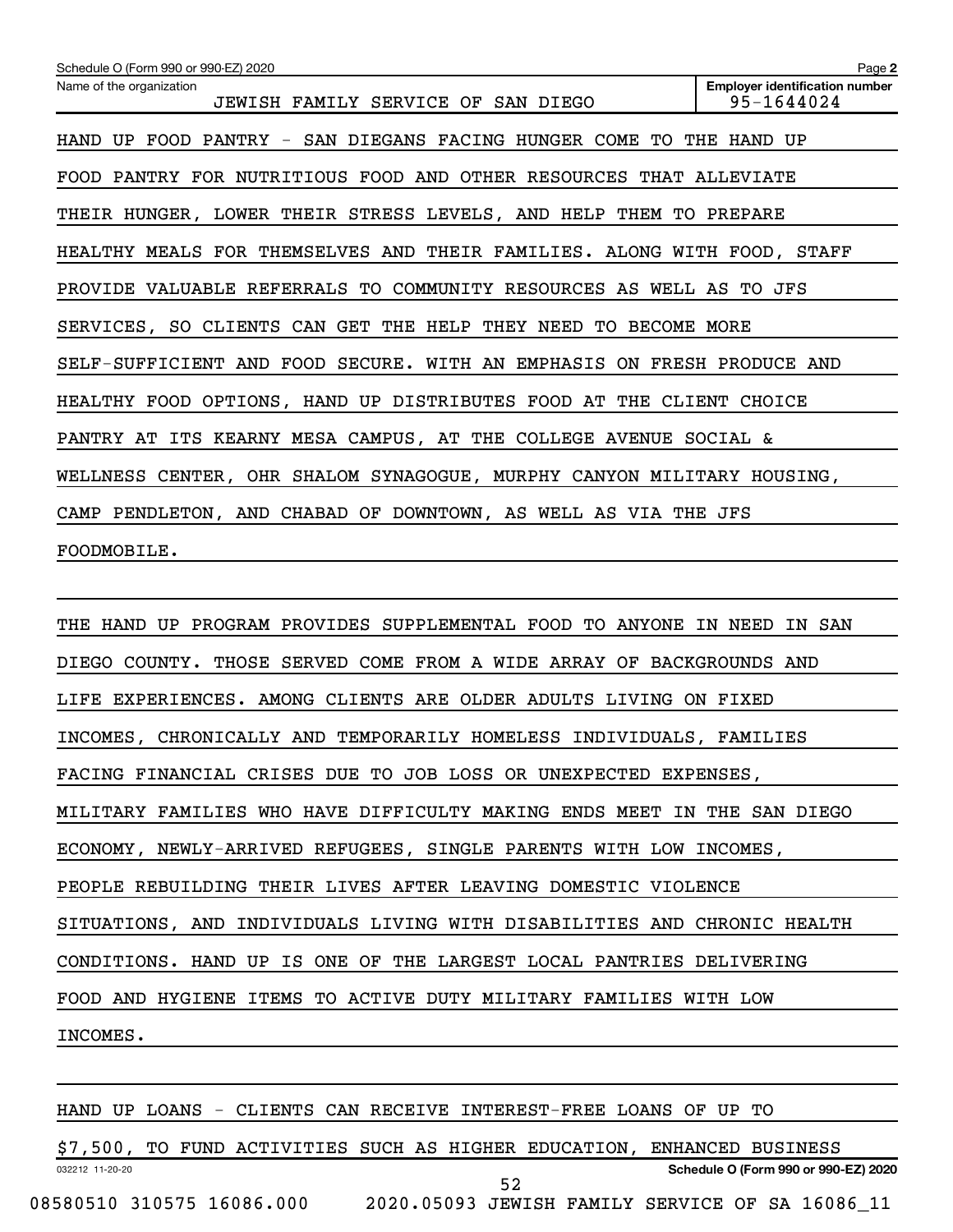Schedule O (Form 990 or 990-EZ) 2020

Name of the organization: JEWISH FAMILY SERVICE OF SAN DIEGO

Employer identification number: 95-1644024

HAND UP FOOD PANTRY - SAN DIEGANS FACING HUNGER COME TO THE HAND UP FOOD PANTRY FOR NUTRITIOUS FOOD AND OTHER RESOURCES THAT ALLEVIATE THEIR HUNGER, LOWER THEIR STRESS LEVELS, AND HELP THEM TO PREPARE HEALTHY MEALS FOR THEMSELVES AND THEIR FAMILIES. ALONG WITH FOOD, STAFF PROVIDE VALUABLE REFERRALS TO COMMUNITY RESOURCES AS WELL AS TO JFS SERVICES, SO CLIENTS CAN GET THE HELP THEY NEED TO BECOME MORE SELF-SUFFICIENT AND FOOD SECURE. WITH AN EMPHASIS ON FRESH PRODUCE AND HEALTHY FOOD OPTIONS, HAND UP DISTRIBUTES FOOD AT THE CLIENT CHOICE PANTRY AT ITS KEARNY MESA CAMPUS, AT THE COLLEGE AVENUE SOCIAL & WELLNESS CENTER, OHR SHALOM SYNAGOGUE, MURPHY CANYON MILITARY HOUSING, CAMP PENDLETON, AND CHABAD OF DOWNTOWN, AS WELL AS VIA THE JFS FOODMOBILE.

THE HAND UP PROGRAM PROVIDES SUPPLEMENTAL FOOD TO ANYONE IN NEED IN SAN DIEGO COUNTY. THOSE SERVED COME FROM A WIDE ARRAY OF BACKGROUNDS AND LIFE EXPERIENCES. AMONG CLIENTS ARE OLDER ADULTS LIVING ON FIXED INCOMES, CHRONICALLY AND TEMPORARILY HOMELESS INDIVIDUALS, FAMILIES FACING FINANCIAL CRISES DUE TO JOB LOSS OR UNEXPECTED EXPENSES, MILITARY FAMILIES WHO HAVE DIFFICULTY MAKING ENDS MEET IN THE SAN DIEGO ECONOMY, NEWLY-ARRIVED REFUGEES, SINGLE PARENTS WITH LOW INCOMES, PEOPLE REBUILDING THEIR LIVES AFTER LEAVING DOMESTIC VIOLENCE SITUATIONS, AND INDIVIDUALS LIVING WITH DISABILITIES AND CHRONIC HEALTH CONDITIONS. HAND UP IS ONE OF THE LARGEST LOCAL PANTRIES DELIVERING FOOD AND HYGIENE ITEMS TO ACTIVE DUTY MILITARY FAMILIES WITH LOW INCOMES.

HAND UP LOANS - CLIENTS CAN RECEIVE INTEREST-FREE LOANS OF UP TO $7,500, TO FUND ACTIVITIES SUCH AS HIGHER EDUCATION, ENHANCED BUSINESS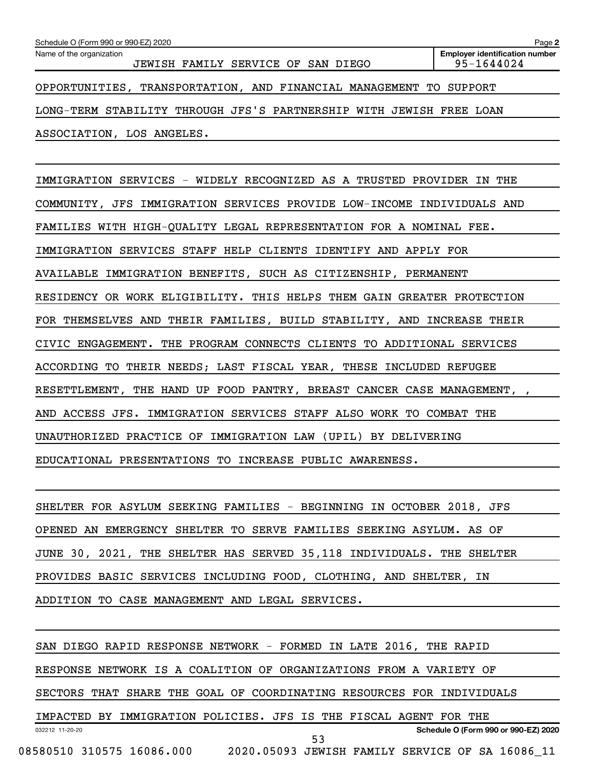OPPORTUNITIES, TRANSPORTATION, AND FINANCIAL MANAGEMENT TO SUPPORT LONG-TERM STABILITY THROUGH JFS'S PARTNERSHIP WITH JEWISH FREE LOAN ASSOCIATION, LOS ANGELES.

IMMIGRATION SERVICES - WIDELY RECOGNIZED AS A TRUSTED PROVIDER IN THE COMMUNITY, JFS IMMIGRATION SERVICES PROVIDE LOW-INCOME INDIVIDUALS AND FAMILIES WITH HIGH-QUALITY LEGAL REPRESENTATION FOR A NOMINAL FEE. IMMIGRATION SERVICES STAFF HELP CLIENTS IDENTIFY AND APPLY FOR AVAILABLE IMMIGRATION BENEFITS, SUCH AS CITIZENSHIP, PERMANENT RESIDENCY OR WORK ELIGIBILITY. THIS HELPS THEM GAIN GREATER PROTECTION FOR THEMSELVES AND THEIR FAMILIES, BUILD STABILITY, AND INCREASE THEIR CIVIC ENGAGEMENT. THE PROGRAM CONNECTS CLIENTS TO ADDITIONAL SERVICES ACCORDING TO THEIR NEEDS; LAST FISCAL YEAR, THESE INCLUDED REFUGEE RESETTLEMENT, THE HAND UP FOOD PANTRY, BREAST CANCER CASE MANAGEMENT, , AND ACCESS JFS. IMMIGRATION SERVICES STAFF ALSO WORK TO COMBAT THE UNAUTHORIZED PRACTICE OF IMMIGRATION LAW (UPIL) BY DELIVERING EDUCATIONAL PRESENTATIONS TO INCREASE PUBLIC AWARENESS.

SHELTER FOR ASYLUM SEEKING FAMILIES - BEGINNING IN OCTOBER 2018, JFS OPENED AN EMERGENCY SHELTER TO SERVE FAMILIES SEEKING ASYLUM. AS OF JUNE 30, 2021, THE SHELTER HAS SERVED 35,118 INDIVIDUALS. THE SHELTER PROVIDES BASIC SERVICES INCLUDING FOOD, CLOTHING, AND SHELTER, IN ADDITION TO CASE MANAGEMENT AND LEGAL SERVICES.

SAN DIEGO RAPID RESPONSE NETWORK - FORMED IN LATE 2016, THE RAPID RESPONSE NETWORK IS A COALITION OF ORGANIZATIONS FROM A VARIETY OF SECTORS THAT SHARE THE GOAL OF COORDINATING RESOURCES FOR INDIVIDUALS IMPACTED BY IMMIGRATION POLICIES. JFS IS THE FISCAL AGENT FOR THE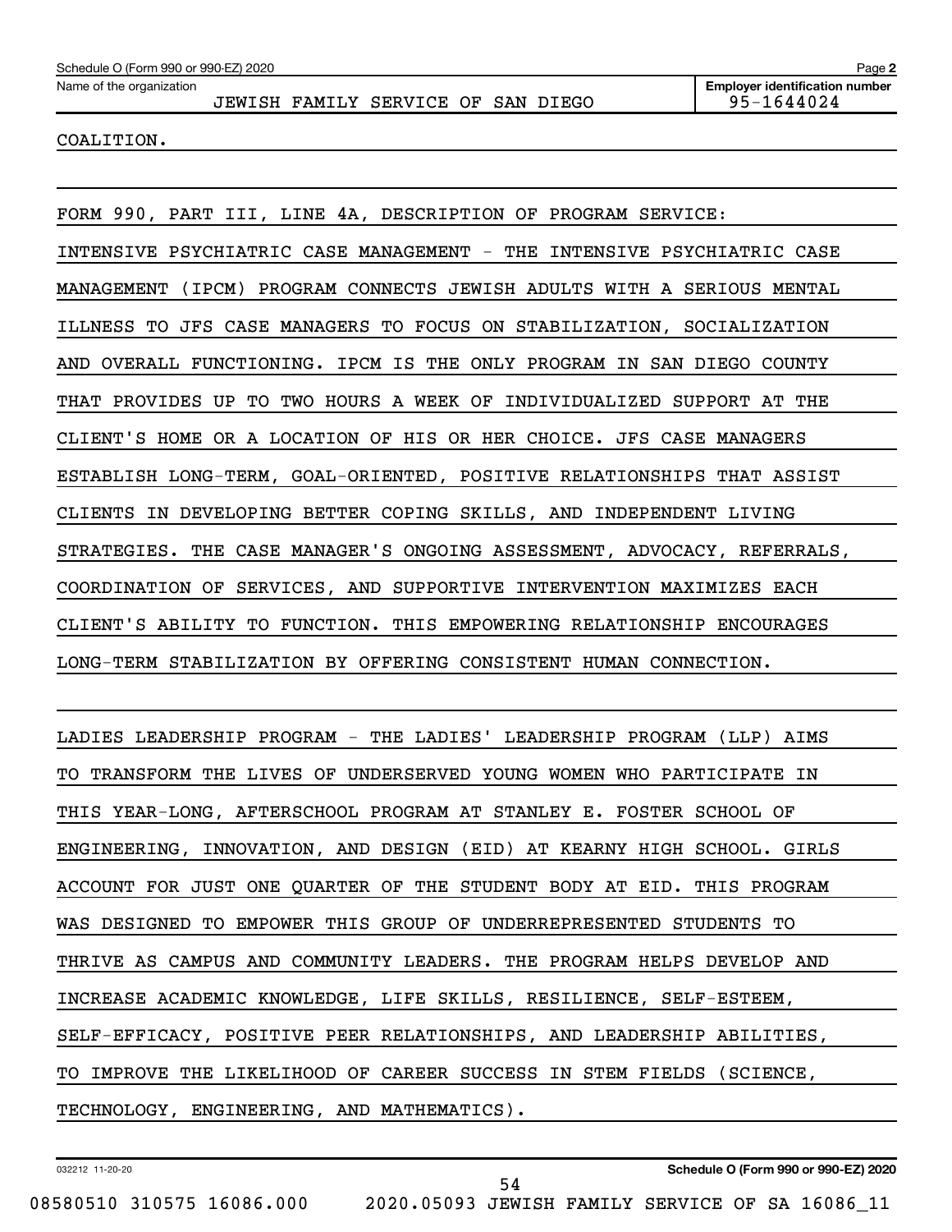COALITION.

FORM 990, PART III, LINE 4A, DESCRIPTION OF PROGRAM SERVICE:

INTENSIVE PSYCHIATRIC CASE MANAGEMENT - THE INTENSIVE PSYCHIATRIC CASE MANAGEMENT (IPCM) PROGRAM CONNECTS JEWISH ADULTS WITH A SERIOUS MENTAL ILLNESS TO JFS CASE MANAGERS TO FOCUS ON STABILIZATION, SOCIALIZATION AND OVERALL FUNCTIONING. IPCM IS THE ONLY PROGRAM IN SAN DIEGO COUNTY THAT PROVIDES UP TO TWO HOURS A WEEK OF INDIVIDUALIZED SUPPORT AT THE CLIENT'S HOME OR A LOCATION OF HIS OR HER CHOICE. JFS CASE MANAGERS ESTABLISH LONG-TERM, GOAL-ORIENTED, POSITIVE RELATIONSHIPS THAT ASSIST CLIENTS IN DEVELOPING BETTER COPING SKILLS, AND INDEPENDENT LIVING STRATEGIES. THE CASE MANAGER'S ONGOING ASSESSMENT, ADVOCACY, REFERRALS, COORDINATION OF SERVICES, AND SUPPORTIVE INTERVENTION MAXIMIZES EACH CLIENT'S ABILITY TO FUNCTION. THIS EMPOWERING RELATIONSHIP ENCOURAGES LONG-TERM STABILIZATION BY OFFERING CONSISTENT HUMAN CONNECTION.

LADIES LEADERSHIP PROGRAM - THE LADIES' LEADERSHIP PROGRAM (LLP) AIMS TO TRANSFORM THE LIVES OF UNDERSERVED YOUNG WOMEN WHO PARTICIPATE IN THIS YEAR-LONG, AFTERSCHOOL PROGRAM AT STANLEY E. FOSTER SCHOOL OF ENGINEERING, INNOVATION, AND DESIGN (EID) AT KEARNY HIGH SCHOOL. GIRLS ACCOUNT FOR JUST ONE QUARTER OF THE STUDENT BODY AT EID. THIS PROGRAM WAS DESIGNED TO EMPOWER THIS GROUP OF UNDERREPRESENTED STUDENTS TO THRIVE AS CAMPUS AND COMMUNITY LEADERS. THE PROGRAM HELPS DEVELOP AND INCREASE ACADEMIC KNOWLEDGE, LIFE SKILLS, RESILIENCE, SELF-ESTEEM, SELF-EFFICACY, POSITIVE PEER RELATIONSHIPS, AND LEADERSHIP ABILITIES, TO IMPROVE THE LIKELIHOOD OF CAREER SUCCESS IN STEM FIELDS (SCIENCE, TECHNOLOGY, ENGINEERING, AND MATHEMATICS).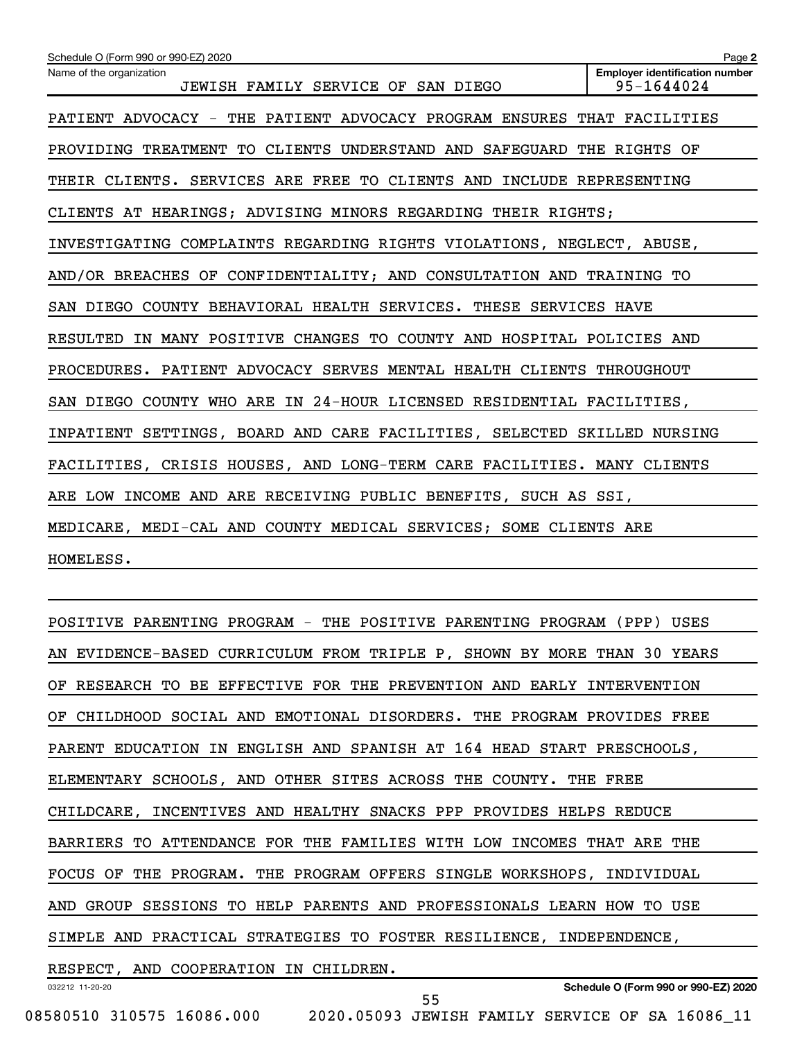Schedule O (Form 990 or 990-EZ) 2020

Name of the organization: JEWISH FAMILY SERVICE OF SAN DIEGO

Employer identification number: 95-1644024

PATIENT ADVOCACY - THE PATIENT ADVOCACY PROGRAM ENSURES THAT FACILITIES PROVIDING TREATMENT TO CLIENTS UNDERSTAND AND SAFEGUARD THE RIGHTS OF THEIR CLIENTS. SERVICES ARE FREE TO CLIENTS AND INCLUDE REPRESENTING CLIENTS AT HEARINGS; ADVISING MINORS REGARDING THEIR RIGHTS; INVESTIGATING COMPLAINTS REGARDING RIGHTS VIOLATIONS, NEGLECT, ABUSE, AND/OR BREACHES OF CONFIDENTIALITY; AND CONSULTATION AND TRAINING TO SAN DIEGO COUNTY BEHAVIORAL HEALTH SERVICES. THESE SERVICES HAVE RESULTED IN MANY POSITIVE CHANGES TO COUNTY AND HOSPITAL POLICIES AND PROCEDURES. PATIENT ADVOCACY SERVES MENTAL HEALTH CLIENTS THROUGHOUT SAN DIEGO COUNTY WHO ARE IN 24-HOUR LICENSED RESIDENTIAL FACILITIES, INPATIENT SETTINGS, BOARD AND CARE FACILITIES, SELECTED SKILLED NURSING FACILITIES, CRISIS HOUSES, AND LONG-TERM CARE FACILITIES. MANY CLIENTS ARE LOW INCOME AND ARE RECEIVING PUBLIC BENEFITS, SUCH AS SSI, MEDICARE, MEDI-CAL AND COUNTY MEDICAL SERVICES; SOME CLIENTS ARE HOMELESS.

POSITIVE PARENTING PROGRAM - THE POSITIVE PARENTING PROGRAM (PPP) USES AN EVIDENCE-BASED CURRICULUM FROM TRIPLE P, SHOWN BY MORE THAN 30 YEARS OF RESEARCH TO BE EFFECTIVE FOR THE PREVENTION AND EARLY INTERVENTION OF CHILDHOOD SOCIAL AND EMOTIONAL DISORDERS. THE PROGRAM PROVIDES FREE PARENT EDUCATION IN ENGLISH AND SPANISH AT 164 HEAD START PRESCHOOLS, ELEMENTARY SCHOOLS, AND OTHER SITES ACROSS THE COUNTY. THE FREE CHILDCARE, INCENTIVES AND HEALTHY SNACKS PPP PROVIDES HELPS REDUCE BARRIERS TO ATTENDANCE FOR THE FAMILIES WITH LOW INCOMES THAT ARE THE FOCUS OF THE PROGRAM. THE PROGRAM OFFERS SINGLE WORKSHOPS, INDIVIDUAL AND GROUP SESSIONS TO HELP PARENTS AND PROFESSIONALS LEARN HOW TO USE SIMPLE AND PRACTICAL STRATEGIES TO FOSTER RESILIENCE, INDEPENDENCE, RESPECT, AND COOPERATION IN CHILDREN.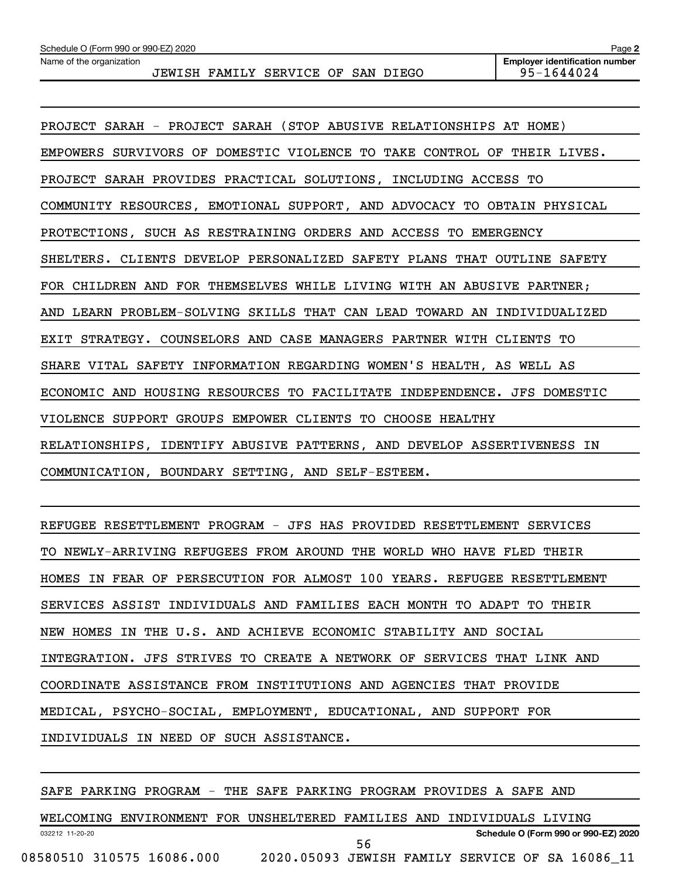Schedule O (Form 990 or 990-EZ) 2020

Name of the organization: JEWISH FAMILY SERVICE OF SAN DIEGO

Employer identification number: 95-1644024

PROJECT SARAH - PROJECT SARAH (STOP ABUSIVE RELATIONSHIPS AT HOME) EMPOWERS SURVIVORS OF DOMESTIC VIOLENCE TO TAKE CONTROL OF THEIR LIVES. PROJECT SARAH PROVIDES PRACTICAL SOLUTIONS, INCLUDING ACCESS TO COMMUNITY RESOURCES, EMOTIONAL SUPPORT, AND ADVOCACY TO OBTAIN PHYSICAL PROTECTIONS, SUCH AS RESTRAINING ORDERS AND ACCESS TO EMERGENCY SHELTERS. CLIENTS DEVELOP PERSONALIZED SAFETY PLANS THAT OUTLINE SAFETY FOR CHILDREN AND FOR THEMSELVES WHILE LIVING WITH AN ABUSIVE PARTNER; AND LEARN PROBLEM-SOLVING SKILLS THAT CAN LEAD TOWARD AN INDIVIDUALIZED EXIT STRATEGY. COUNSELORS AND CASE MANAGERS PARTNER WITH CLIENTS TO SHARE VITAL SAFETY INFORMATION REGARDING WOMEN'S HEALTH, AS WELL AS ECONOMIC AND HOUSING RESOURCES TO FACILITATE INDEPENDENCE. JFS DOMESTIC VIOLENCE SUPPORT GROUPS EMPOWER CLIENTS TO CHOOSE HEALTHY RELATIONSHIPS, IDENTIFY ABUSIVE PATTERNS, AND DEVELOP ASSERTIVENESS IN COMMUNICATION, BOUNDARY SETTING, AND SELF-ESTEEM.

REFUGEE RESETTLEMENT PROGRAM - JFS HAS PROVIDED RESETTLEMENT SERVICES TO NEWLY-ARRIVING REFUGEES FROM AROUND THE WORLD WHO HAVE FLED THEIR HOMES IN FEAR OF PERSECUTION FOR ALMOST 100 YEARS. REFUGEE RESETTLEMENT SERVICES ASSIST INDIVIDUALS AND FAMILIES EACH MONTH TO ADAPT TO THEIR NEW HOMES IN THE U.S. AND ACHIEVE ECONOMIC STABILITY AND SOCIAL INTEGRATION. JFS STRIVES TO CREATE A NETWORK OF SERVICES THAT LINK AND COORDINATE ASSISTANCE FROM INSTITUTIONS AND AGENCIES THAT PROVIDE MEDICAL, PSYCHO-SOCIAL, EMPLOYMENT, EDUCATIONAL, AND SUPPORT FOR INDIVIDUALS IN NEED OF SUCH ASSISTANCE.

SAFE PARKING PROGRAM - THE SAFE PARKING PROGRAM PROVIDES A SAFE AND WELCOMING ENVIRONMENT FOR UNSHELTERED FAMILIES AND INDIVIDUALS LIVING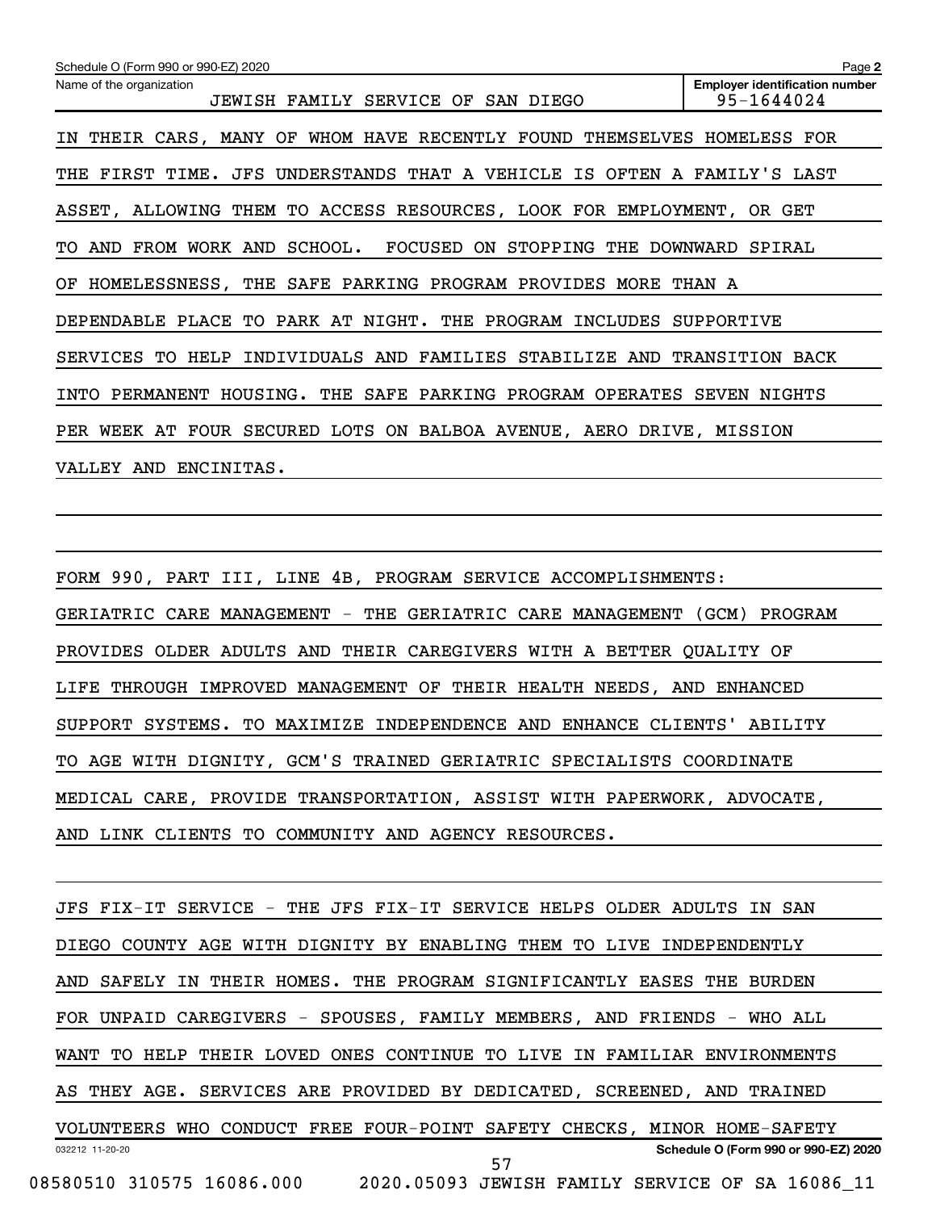IN THEIR CARS, MANY OF WHOM HAVE RECENTLY FOUND THEMSELVES HOMELESS FOR THE FIRST TIME. JFS UNDERSTANDS THAT A VEHICLE IS OFTEN A FAMILY'S LAST ASSET, ALLOWING THEM TO ACCESS RESOURCES, LOOK FOR EMPLOYMENT, OR GET TO AND FROM WORK AND SCHOOL. FOCUSED ON STOPPING THE DOWNWARD SPIRAL OF HOMELESSNESS, THE SAFE PARKING PROGRAM PROVIDES MORE THAN A DEPENDABLE PLACE TO PARK AT NIGHT. THE PROGRAM INCLUDES SUPPORTIVE SERVICES TO HELP INDIVIDUALS AND FAMILIES STABILIZE AND TRANSITION BACK INTO PERMANENT HOUSING. THE SAFE PARKING PROGRAM OPERATES SEVEN NIGHTS PER WEEK AT FOUR SECURED LOTS ON BALBOA AVENUE, AERO DRIVE, MISSION VALLEY AND ENCINITAS.

FORM 990, PART III, LINE 4B, PROGRAM SERVICE ACCOMPLISHMENTS:
GERIATRIC CARE MANAGEMENT - THE GERIATRIC CARE MANAGEMENT (GCM) PROGRAM PROVIDES OLDER ADULTS AND THEIR CAREGIVERS WITH A BETTER QUALITY OF LIFE THROUGH IMPROVED MANAGEMENT OF THEIR HEALTH NEEDS, AND ENHANCED SUPPORT SYSTEMS. TO MAXIMIZE INDEPENDENCE AND ENHANCE CLIENTS' ABILITY TO AGE WITH DIGNITY, GCM'S TRAINED GERIATRIC SPECIALISTS COORDINATE MEDICAL CARE, PROVIDE TRANSPORTATION, ASSIST WITH PAPERWORK, ADVOCATE, AND LINK CLIENTS TO COMMUNITY AND AGENCY RESOURCES.

JFS FIX-IT SERVICE - THE JFS FIX-IT SERVICE HELPS OLDER ADULTS IN SAN DIEGO COUNTY AGE WITH DIGNITY BY ENABLING THEM TO LIVE INDEPENDENTLY AND SAFELY IN THEIR HOMES. THE PROGRAM SIGNIFICANTLY EASES THE BURDEN FOR UNPAID CAREGIVERS - SPOUSES, FAMILY MEMBERS, AND FRIENDS - WHO ALL WANT TO HELP THEIR LOVED ONES CONTINUE TO LIVE IN FAMILIAR ENVIRONMENTS AS THEY AGE. SERVICES ARE PROVIDED BY DEDICATED, SCREENED, AND TRAINED VOLUNTEERS WHO CONDUCT FREE FOUR-POINT SAFETY CHECKS, MINOR HOME-SAFETY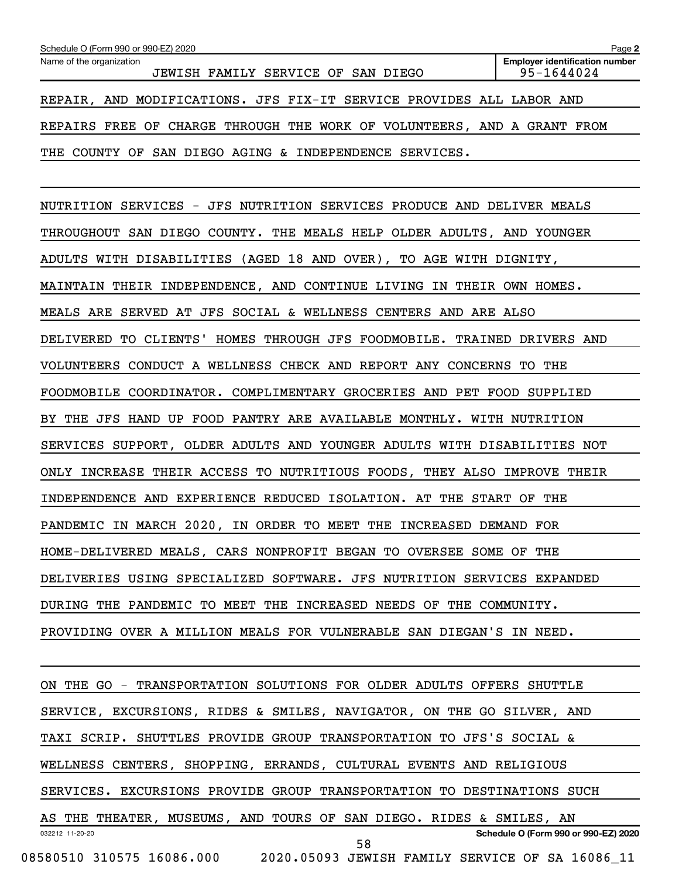REPAIR, AND MODIFICATIONS. JFS FIX-IT SERVICE PROVIDES ALL LABOR AND REPAIRS FREE OF CHARGE THROUGH THE WORK OF VOLUNTEERS, AND A GRANT FROM THE COUNTY OF SAN DIEGO AGING & INDEPENDENCE SERVICES.

NUTRITION SERVICES - JFS NUTRITION SERVICES PRODUCE AND DELIVER MEALS THROUGHOUT SAN DIEGO COUNTY. THE MEALS HELP OLDER ADULTS, AND YOUNGER ADULTS WITH DISABILITIES (AGED 18 AND OVER), TO AGE WITH DIGNITY, MAINTAIN THEIR INDEPENDENCE, AND CONTINUE LIVING IN THEIR OWN HOMES. MEALS ARE SERVED AT JFS SOCIAL & WELLNESS CENTERS AND ARE ALSO DELIVERED TO CLIENTS' HOMES THROUGH JFS FOODMOBILE. TRAINED DRIVERS AND VOLUNTEERS CONDUCT A WELLNESS CHECK AND REPORT ANY CONCERNS TO THE FOODMOBILE COORDINATOR. COMPLIMENTARY GROCERIES AND PET FOOD SUPPLIED BY THE JFS HAND UP FOOD PANTRY ARE AVAILABLE MONTHLY. WITH NUTRITION SERVICES SUPPORT, OLDER ADULTS AND YOUNGER ADULTS WITH DISABILITIES NOT ONLY INCREASE THEIR ACCESS TO NUTRITIOUS FOODS, THEY ALSO IMPROVE THEIR INDEPENDENCE AND EXPERIENCE REDUCED ISOLATION. AT THE START OF THE PANDEMIC IN MARCH 2020, IN ORDER TO MEET THE INCREASED DEMAND FOR HOME-DELIVERED MEALS, CARS NONPROFIT BEGAN TO OVERSEE SOME OF THE DELIVERIES USING SPECIALIZED SOFTWARE. JFS NUTRITION SERVICES EXPANDED DURING THE PANDEMIC TO MEET THE INCREASED NEEDS OF THE COMMUNITY. PROVIDING OVER A MILLION MEALS FOR VULNERABLE SAN DIEGAN'S IN NEED.

ON THE GO - TRANSPORTATION SOLUTIONS FOR OLDER ADULTS OFFERS SHUTTLE SERVICE, EXCURSIONS, RIDES & SMILES, NAVIGATOR, ON THE GO SILVER, AND TAXI SCRIP. SHUTTLES PROVIDE GROUP TRANSPORTATION TO JFS'S SOCIAL & WELLNESS CENTERS, SHOPPING, ERRANDS, CULTURAL EVENTS AND RELIGIOUS SERVICES. EXCURSIONS PROVIDE GROUP TRANSPORTATION TO DESTINATIONS SUCH AS THE THEATER, MUSEUMS, AND TOURS OF SAN DIEGO. RIDES & SMILES, AN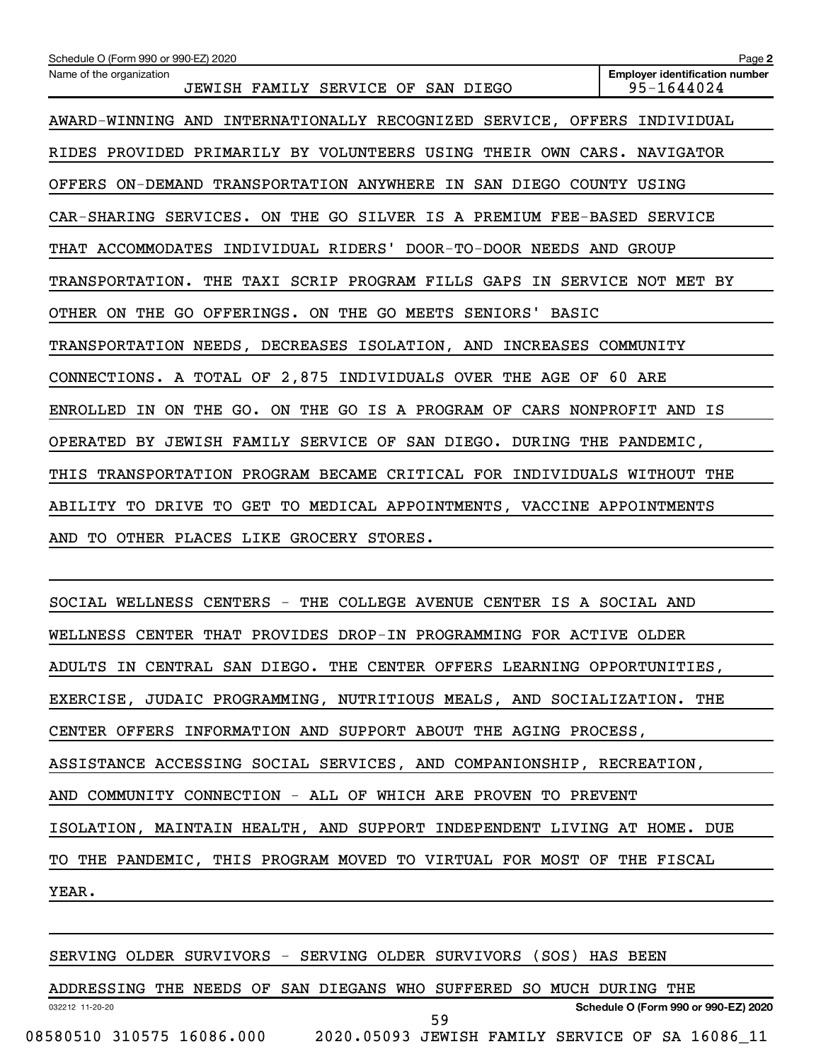AWARD-WINNING AND INTERNATIONALLY RECOGNIZED SERVICE, OFFERS INDIVIDUAL RIDES PROVIDED PRIMARILY BY VOLUNTEERS USING THEIR OWN CARS. NAVIGATOR OFFERS ON-DEMAND TRANSPORTATION ANYWHERE IN SAN DIEGO COUNTY USING CAR-SHARING SERVICES. ON THE GO SILVER IS A PREMIUM FEE-BASED SERVICE THAT ACCOMMODATES INDIVIDUAL RIDERS' DOOR-TO-DOOR NEEDS AND GROUP TRANSPORTATION. THE TAXI SCRIP PROGRAM FILLS GAPS IN SERVICE NOT MET BY OTHER ON THE GO OFFERINGS. ON THE GO MEETS SENIORS' BASIC TRANSPORTATION NEEDS, DECREASES ISOLATION, AND INCREASES COMMUNITY CONNECTIONS. A TOTAL OF 2,875 INDIVIDUALS OVER THE AGE OF 60 ARE ENROLLED IN ON THE GO. ON THE GO IS A PROGRAM OF CARS NONPROFIT AND IS OPERATED BY JEWISH FAMILY SERVICE OF SAN DIEGO. DURING THE PANDEMIC, THIS TRANSPORTATION PROGRAM BECAME CRITICAL FOR INDIVIDUALS WITHOUT THE ABILITY TO DRIVE TO GET TO MEDICAL APPOINTMENTS, VACCINE APPOINTMENTS AND TO OTHER PLACES LIKE GROCERY STORES.

SOCIAL WELLNESS CENTERS - THE COLLEGE AVENUE CENTER IS A SOCIAL AND WELLNESS CENTER THAT PROVIDES DROP-IN PROGRAMMING FOR ACTIVE OLDER ADULTS IN CENTRAL SAN DIEGO. THE CENTER OFFERS LEARNING OPPORTUNITIES, EXERCISE, JUDAIC PROGRAMMING, NUTRITIOUS MEALS, AND SOCIALIZATION. THE CENTER OFFERS INFORMATION AND SUPPORT ABOUT THE AGING PROCESS, ASSISTANCE ACCESSING SOCIAL SERVICES, AND COMPANIONSHIP, RECREATION, AND COMMUNITY CONNECTION - ALL OF WHICH ARE PROVEN TO PREVENT ISOLATION, MAINTAIN HEALTH, AND SUPPORT INDEPENDENT LIVING AT HOME. DUE TO THE PANDEMIC, THIS PROGRAM MOVED TO VIRTUAL FOR MOST OF THE FISCAL YEAR.

SERVING OLDER SURVIVORS - SERVING OLDER SURVIVORS (SOS) HAS BEEN ADDRESSING THE NEEDS OF SAN DIEGANS WHO SUFFERED SO MUCH DURING THE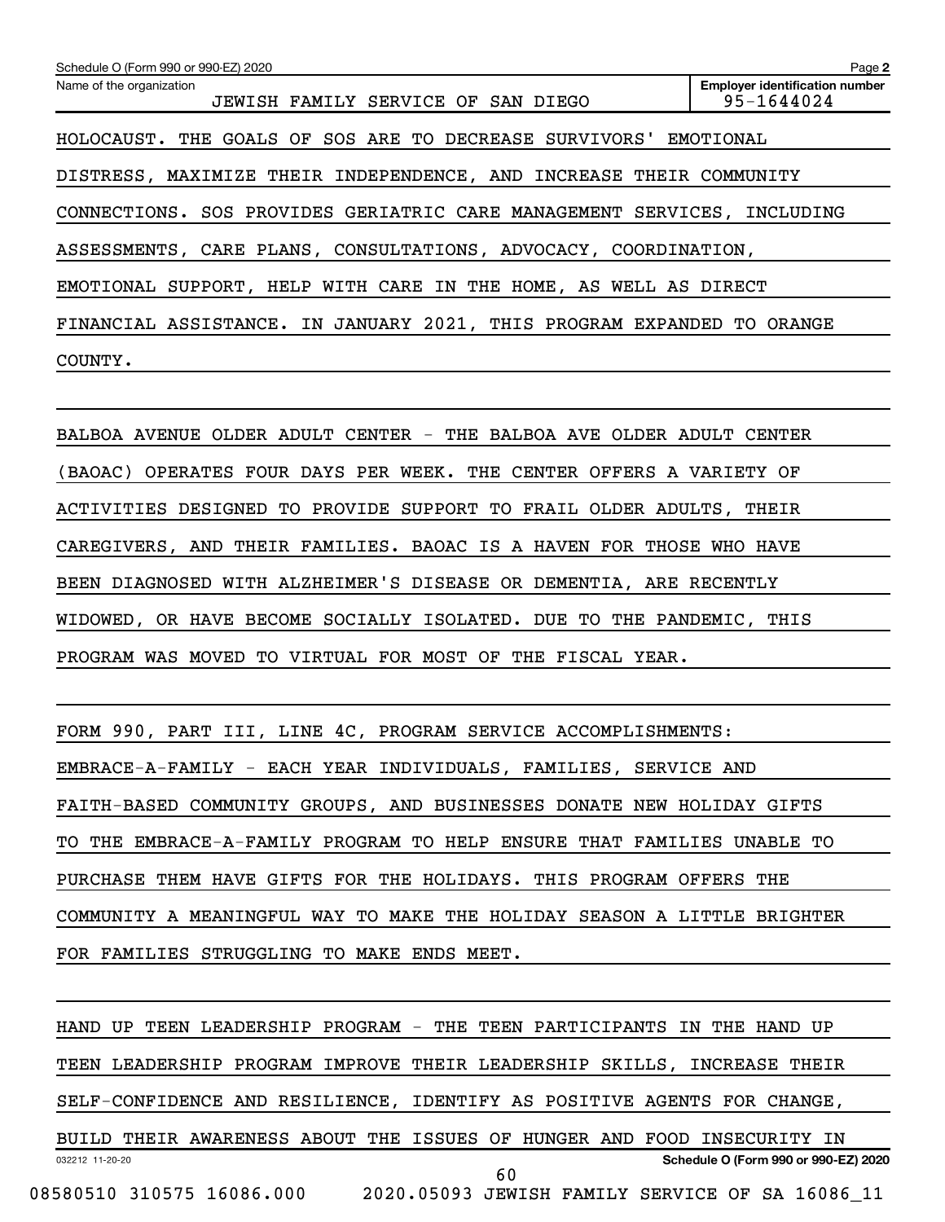HOLOCAUST. THE GOALS OF SOS ARE TO DECREASE SURVIVORS' EMOTIONAL DISTRESS, MAXIMIZE THEIR INDEPENDENCE, AND INCREASE THEIR COMMUNITY CONNECTIONS. SOS PROVIDES GERIATRIC CARE MANAGEMENT SERVICES, INCLUDING ASSESSMENTS, CARE PLANS, CONSULTATIONS, ADVOCACY, COORDINATION, EMOTIONAL SUPPORT, HELP WITH CARE IN THE HOME, AS WELL AS DIRECT FINANCIAL ASSISTANCE. IN JANUARY 2021, THIS PROGRAM EXPANDED TO ORANGE COUNTY.

BALBOA AVENUE OLDER ADULT CENTER - THE BALBOA AVE OLDER ADULT CENTER (BAOAC) OPERATES FOUR DAYS PER WEEK. THE CENTER OFFERS A VARIETY OF ACTIVITIES DESIGNED TO PROVIDE SUPPORT TO FRAIL OLDER ADULTS, THEIR CAREGIVERS, AND THEIR FAMILIES. BAOAC IS A HAVEN FOR THOSE WHO HAVE BEEN DIAGNOSED WITH ALZHEIMER'S DISEASE OR DEMENTIA, ARE RECENTLY WIDOWED, OR HAVE BECOME SOCIALLY ISOLATED. DUE TO THE PANDEMIC, THIS PROGRAM WAS MOVED TO VIRTUAL FOR MOST OF THE FISCAL YEAR.

FORM 990, PART III, LINE 4C, PROGRAM SERVICE ACCOMPLISHMENTS:
EMBRACE-A-FAMILY - EACH YEAR INDIVIDUALS, FAMILIES, SERVICE AND FAITH-BASED COMMUNITY GROUPS, AND BUSINESSES DONATE NEW HOLIDAY GIFTS TO THE EMBRACE-A-FAMILY PROGRAM TO HELP ENSURE THAT FAMILIES UNABLE TO PURCHASE THEM HAVE GIFTS FOR THE HOLIDAYS. THIS PROGRAM OFFERS THE COMMUNITY A MEANINGFUL WAY TO MAKE THE HOLIDAY SEASON A LITTLE BRIGHTER FOR FAMILIES STRUGGLING TO MAKE ENDS MEET.

HAND UP TEEN LEADERSHIP PROGRAM - THE TEEN PARTICIPANTS IN THE HAND UP TEEN LEADERSHIP PROGRAM IMPROVE THEIR LEADERSHIP SKILLS, INCREASE THEIR SELF-CONFIDENCE AND RESILIENCE, IDENTIFY AS POSITIVE AGENTS FOR CHANGE, BUILD THEIR AWARENESS ABOUT THE ISSUES OF HUNGER AND FOOD INSECURITY IN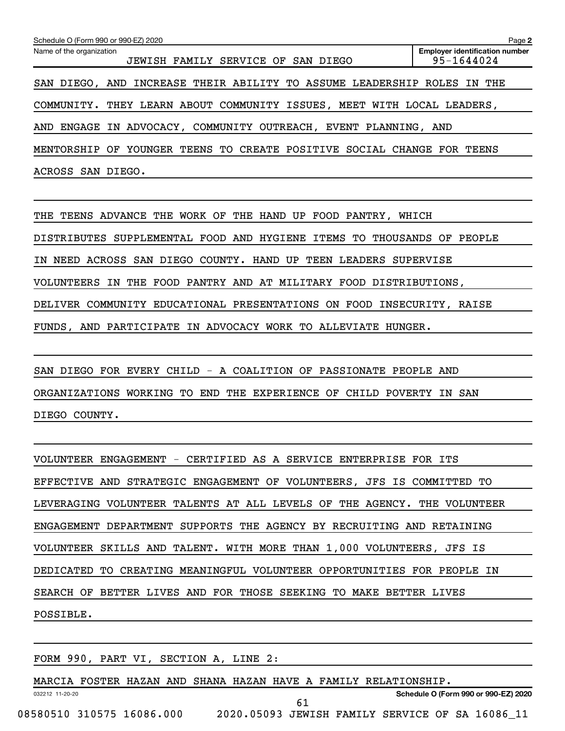Schedule O (Form 990 or 990-EZ) 2020

Name of the organization: JEWISH FAMILY SERVICE OF SAN DIEGO

Employer identification number: 95-1644024

SAN DIEGO, AND INCREASE THEIR ABILITY TO ASSUME LEADERSHIP ROLES IN THE COMMUNITY. THEY LEARN ABOUT COMMUNITY ISSUES, MEET WITH LOCAL LEADERS, AND ENGAGE IN ADVOCACY, COMMUNITY OUTREACH, EVENT PLANNING, AND MENTORSHIP OF YOUNGER TEENS TO CREATE POSITIVE SOCIAL CHANGE FOR TEENS ACROSS SAN DIEGO.

THE TEENS ADVANCE THE WORK OF THE HAND UP FOOD PANTRY, WHICH DISTRIBUTES SUPPLEMENTAL FOOD AND HYGIENE ITEMS TO THOUSANDS OF PEOPLE IN NEED ACROSS SAN DIEGO COUNTY. HAND UP TEEN LEADERS SUPERVISE VOLUNTEERS IN THE FOOD PANTRY AND AT MILITARY FOOD DISTRIBUTIONS, DELIVER COMMUNITY EDUCATIONAL PRESENTATIONS ON FOOD INSECURITY, RAISE FUNDS, AND PARTICIPATE IN ADVOCACY WORK TO ALLEVIATE HUNGER.

SAN DIEGO FOR EVERY CHILD - A COALITION OF PASSIONATE PEOPLE AND ORGANIZATIONS WORKING TO END THE EXPERIENCE OF CHILD POVERTY IN SAN DIEGO COUNTY.

VOLUNTEER ENGAGEMENT - CERTIFIED AS A SERVICE ENTERPRISE FOR ITS EFFECTIVE AND STRATEGIC ENGAGEMENT OF VOLUNTEERS, JFS IS COMMITTED TO LEVERAGING VOLUNTEER TALENTS AT ALL LEVELS OF THE AGENCY. THE VOLUNTEER ENGAGEMENT DEPARTMENT SUPPORTS THE AGENCY BY RECRUITING AND RETAINING VOLUNTEER SKILLS AND TALENT. WITH MORE THAN 1,000 VOLUNTEERS, JFS IS DEDICATED TO CREATING MEANINGFUL VOLUNTEER OPPORTUNITIES FOR PEOPLE IN SEARCH OF BETTER LIVES AND FOR THOSE SEEKING TO MAKE BETTER LIVES POSSIBLE.

FORM 990, PART VI, SECTION A, LINE 2:

MARCIA FOSTER HAZAN AND SHANA HAZAN HAVE A FAMILY RELATIONSHIP.

032212 11-20-20

Schedule O (Form 990 or 990-EZ) 2020

08580510 310575 16086.000 2020.05093 JEWISH FAMILY SERVICE OF SA 16086_11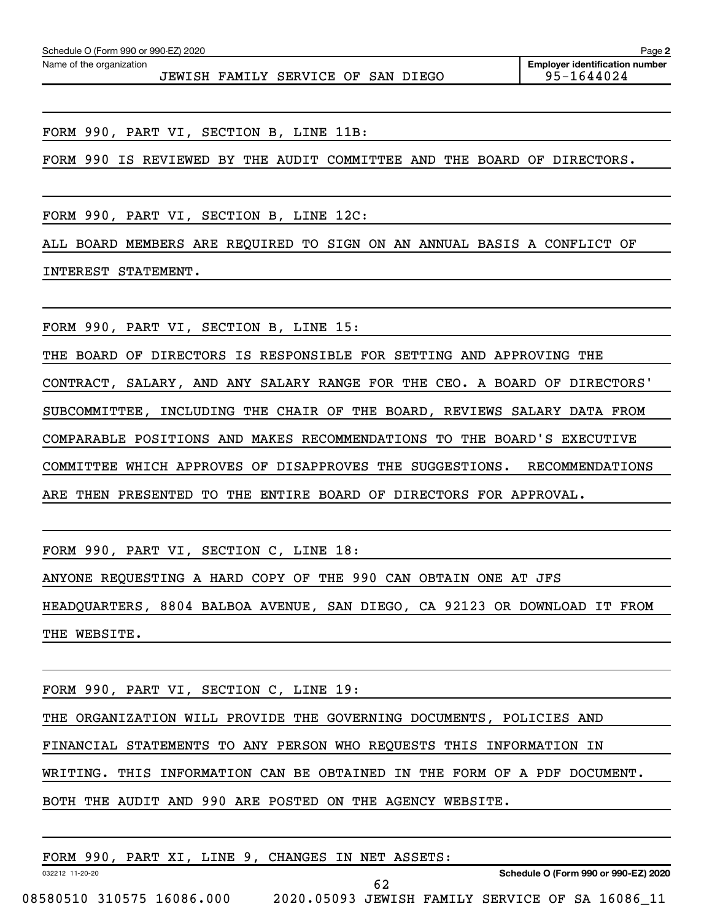Name of the organization: JEWISH FAMILY SERVICE OF SAN DIEGO

Employer identification number: 95-1644024

FORM 990, PART VI, SECTION B, LINE 11B:

FORM 990 IS REVIEWED BY THE AUDIT COMMITTEE AND THE BOARD OF DIRECTORS.

FORM 990, PART VI, SECTION B, LINE 12C:

ALL BOARD MEMBERS ARE REQUIRED TO SIGN ON AN ANNUAL BASIS A CONFLICT OF INTEREST STATEMENT.

FORM 990, PART VI, SECTION B, LINE 15:

THE BOARD OF DIRECTORS IS RESPONSIBLE FOR SETTING AND APPROVING THE CONTRACT, SALARY, AND ANY SALARY RANGE FOR THE CEO. A BOARD OF DIRECTORS' SUBCOMMITTEE, INCLUDING THE CHAIR OF THE BOARD, REVIEWS SALARY DATA FROM COMPARABLE POSITIONS AND MAKES RECOMMENDATIONS TO THE BOARD'S EXECUTIVE COMMITTEE WHICH APPROVES OF DISAPPROVES THE SUGGESTIONS. RECOMMENDATIONS ARE THEN PRESENTED TO THE ENTIRE BOARD OF DIRECTORS FOR APPROVAL.

FORM 990, PART VI, SECTION C, LINE 18:

ANYONE REQUESTING A HARD COPY OF THE 990 CAN OBTAIN ONE AT JFS HEADQUARTERS, 8804 BALBOA AVENUE, SAN DIEGO, CA 92123 OR DOWNLOAD IT FROM THE WEBSITE.

FORM 990, PART VI, SECTION C, LINE 19:

THE ORGANIZATION WILL PROVIDE THE GOVERNING DOCUMENTS, POLICIES AND FINANCIAL STATEMENTS TO ANY PERSON WHO REQUESTS THIS INFORMATION IN WRITING. THIS INFORMATION CAN BE OBTAINED IN THE FORM OF A PDF DOCUMENT. BOTH THE AUDIT AND 990 ARE POSTED ON THE AGENCY WEBSITE.

FORM 990, PART XI, LINE 9, CHANGES IN NET ASSETS: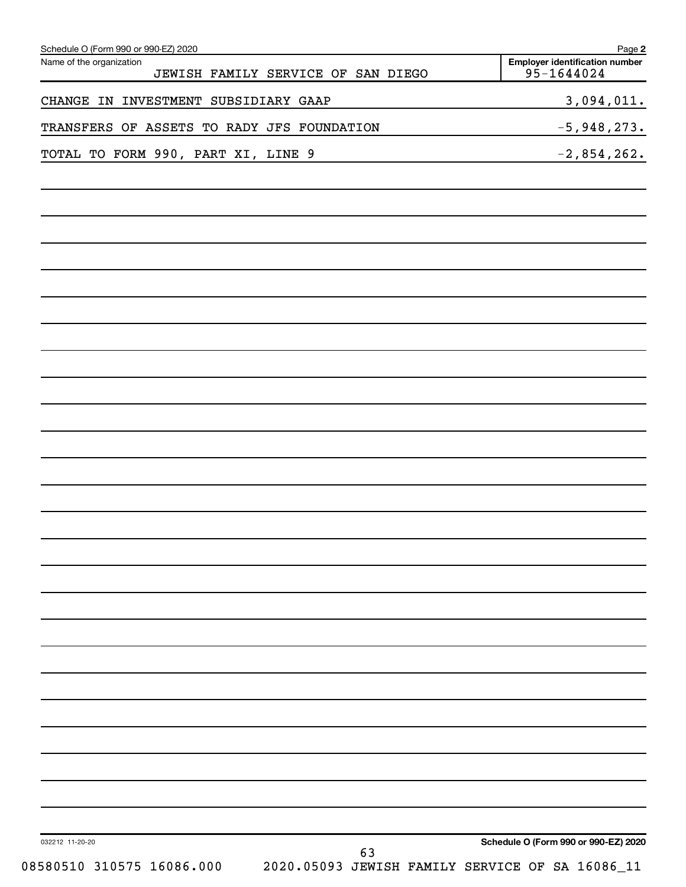Schedule O (Form 990 or 990-EZ) 2020 Page **2**

| Name of the organization | Employer identification number |
|---|---|
| JEWISH FAMILY SERVICE OF SAN DIEGO | 95-1644024 |

| | |
|---|---|
| CHANGE IN INVESTMENT SUBSIDIARY GAAP | 3,094,011. |
| TRANSFERS OF ASSETS TO RADY JFS FOUNDATION | -5,948,273. |
| TOTAL TO FORM 990, PART XI, LINE 9 | -2,854,262. |

032212 11-20-20

**Schedule O (Form 990 or 990-EZ) 2020**

08580510 310575 16086.000 2020.05093 JEWISH FAMILY SERVICE OF SA 16086_11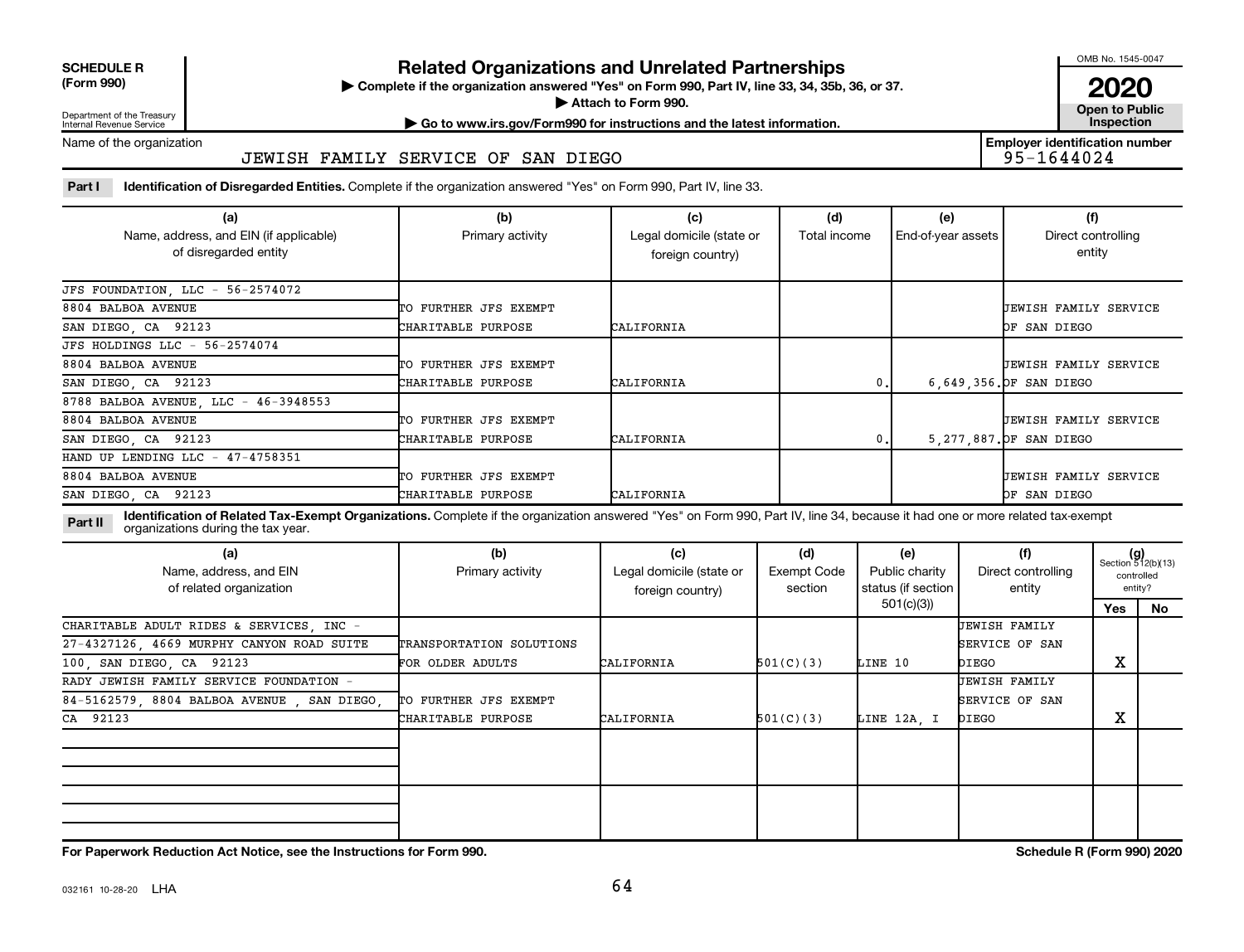**SCHEDULE R (Form 990)**

Department of the Treasury
Internal Revenue Service

# Related Organizations and Unrelated Partnerships

▶ Complete if the organization answered "Yes" on Form 990, Part IV, line 33, 34, 35b, 36, or 37.
▶ Attach to Form 990.
▶ Go to www.irs.gov/Form990 for instructions and the latest information.

OMB No. 1545-0047

**2020**

**Open to Public Inspection**

Name of the organization: JEWISH FAMILY SERVICE OF SAN DIEGO

Employer identification number: 95-1644024

**Part I** **Identification of Disregarded Entities.** Complete if the organization answered "Yes" on Form 990, Part IV, line 33.

| (a) Name, address, and EIN (if applicable) of disregarded entity | (b) Primary activity | (c) Legal domicile (state or foreign country) | (d) Total income | (e) End-of-year assets | (f) Direct controlling entity |
|---|---|---|---|---|---|
| JFS FOUNDATION, LLC - 56-2574072 8804 BALBOA AVENUE SAN DIEGO, CA 92123 | TO FURTHER JFS EXEMPT CHARITABLE PURPOSE | CALIFORNIA | | | JEWISH FAMILY SERVICE OF SAN DIEGO |
| JFS HOLDINGS LLC - 56-2574074 8804 BALBOA AVENUE SAN DIEGO, CA 92123 | TO FURTHER JFS EXEMPT CHARITABLE PURPOSE | CALIFORNIA | 0. | 6,649,356. | JEWISH FAMILY SERVICE OF SAN DIEGO |
| 8788 BALBOA AVENUE, LLC - 46-3948553 8804 BALBOA AVENUE SAN DIEGO, CA 92123 | TO FURTHER JFS EXEMPT CHARITABLE PURPOSE | CALIFORNIA | 0. | 5,277,887. | JEWISH FAMILY SERVICE OF SAN DIEGO |
| HAND UP LENDING LLC - 47-4758351 8804 BALBOA AVENUE SAN DIEGO, CA 92123 | TO FURTHER JFS EXEMPT CHARITABLE PURPOSE | CALIFORNIA | | | JEWISH FAMILY SERVICE OF SAN DIEGO |

**Part II** **Identification of Related Tax-Exempt Organizations.** Complete if the organization answered "Yes" on Form 990, Part IV, line 34, because it had one or more related tax-exempt organizations during the tax year.

| (a) Name, address, and EIN of related organization | (b) Primary activity | (c) Legal domicile (state or foreign country) | (d) Exempt Code section | (e) Public charity status (if section 501(c)(3)) | (f) Direct controlling entity | (g) Section 512(b)(13) controlled entity? Yes | No |
|---|---|---|---|---|---|---|---|
| CHARITABLE ADULT RIDES & SERVICES, INC - 27-4327126, 4669 MURPHY CANYON ROAD SUITE 100, SAN DIEGO, CA 92123 | TRANSPORTATION SOLUTIONS FOR OLDER ADULTS | CALIFORNIA | 501(C)(3) | LINE 10 | JEWISH FAMILY SERVICE OF SAN DIEGO | X | |
| RADY JEWISH FAMILY SERVICE FOUNDATION - 84-5162579, 8804 BALBOA AVENUE , SAN DIEGO, CA 92123 | TO FURTHER JFS EXEMPT CHARITABLE PURPOSE | CALIFORNIA | 501(C)(3) | LINE 12A, I | JEWISH FAMILY SERVICE OF SAN DIEGO | X | |
| | | | | | | | |
| | | | | | | | |

**For Paperwork Reduction Act Notice, see the Instructions for Form 990.** **Schedule R (Form 990) 2020**

032161 10-28-20 LHA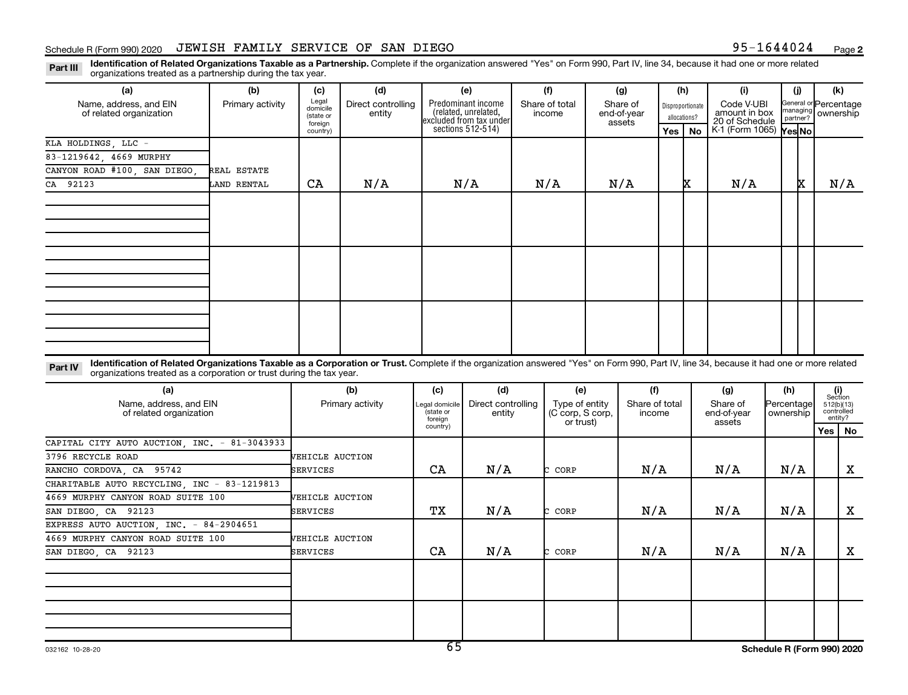Schedule R (Form 990) 2020 JEWISH FAMILY SERVICE OF SAN DIEGO 95-1644024 Page 2

**Part III** **Identification of Related Organizations Taxable as a Partnership.** Complete if the organization answered "Yes" on Form 990, Part IV, line 34, because it had one or more related organizations treated as a partnership during the tax year.

| (a) Name, address, and EIN of related organization | (b) Primary activity | (c) Legal domicile (state or foreign country) | (d) Direct controlling entity | (e) Predominant income (related, unrelated, excluded from tax under sections 512-514) | (f) Share of total income | (g) Share of end-of-year assets | (h) Disproportionate allocations? Yes | (h) No | (i) Code V-UBI amount in box 20 of Schedule K-1 (Form 1065) | (j) General or managing partner? Yes | (j) No | (k) Percentage ownership |
|---|---|---|---|---|---|---|---|---|---|---|---|---|
| KLA HOLDINGS, LLC - 83-1219642, 4669 MURPHY CANYON ROAD #100, SAN DIEGO, CA 92123 | REAL ESTATE LAND RENTAL | CA | N/A | N/A | N/A | N/A | | X | N/A | | X | N/A |

**Part IV** **Identification of Related Organizations Taxable as a Corporation or Trust.** Complete if the organization answered "Yes" on Form 990, Part IV, line 34, because it had one or more related organizations treated as a corporation or trust during the tax year.

| (a) Name, address, and EIN of related organization | (b) Primary activity | (c) Legal domicile (state or foreign country) | (d) Direct controlling entity | (e) Type of entity (C corp, S corp, or trust) | (f) Share of total income | (g) Share of end-of-year assets | (h) Percentage ownership | (i) Section 512(b)(13) controlled entity? Yes | (i) No |
|---|---|---|---|---|---|---|---|---|---|
| CAPITAL CITY AUTO AUCTION, INC. - 81-3043933, 3796 RECYCLE ROAD, RANCHO CORDOVA, CA 95742 | VEHICLE AUCTION SERVICES | CA | N/A | C CORP | N/A | N/A | N/A | | X |
| CHARITABLE AUTO RECYCLING, INC - 83-1219813, 4669 MURPHY CANYON ROAD SUITE 100, SAN DIEGO, CA 92123 | VEHICLE AUCTION SERVICES | TX | N/A | C CORP | N/A | N/A | N/A | | X |
| EXPRESS AUTO AUCTION, INC. - 84-2904651, 4669 MURPHY CANYON ROAD SUITE 100, SAN DIEGO, CA 92123 | VEHICLE AUCTION SERVICES | CA | N/A | C CORP | N/A | N/A | N/A | | X |

032162 10-28-20 **Schedule R (Form 990) 2020**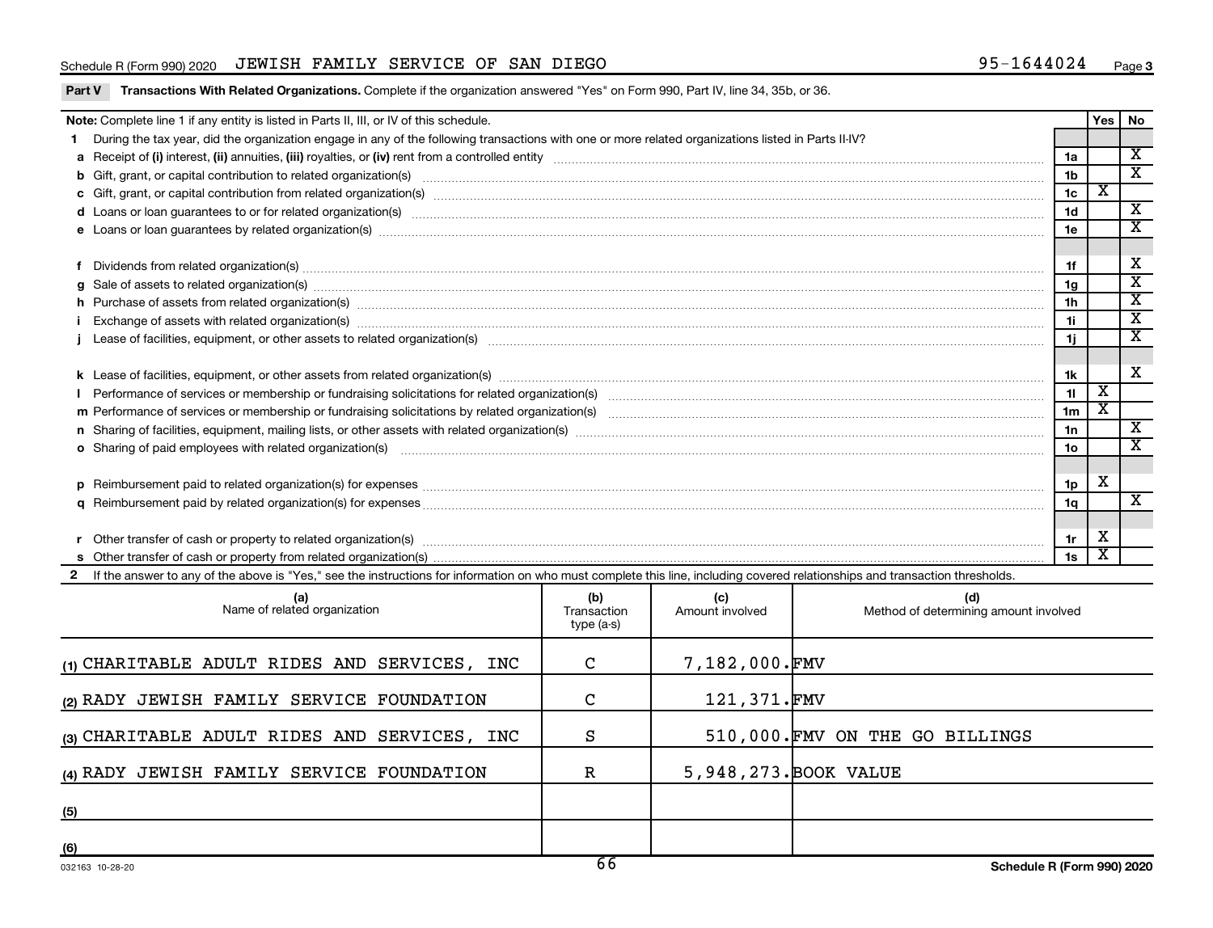Schedule R (Form 990) 2020 JEWISH FAMILY SERVICE OF SAN DIEGO 95-1644024 Page 3

**Part V Transactions With Related Organizations.** Complete if the organization answered "Yes" on Form 990, Part IV, line 34, 35b, or 36.

| **Note:** Complete line 1 if any entity is listed in Parts II, III, or IV of this schedule. | | Yes | No |
|---|---|---|---|
| **1** During the tax year, did the organization engage in any of the following transactions with one or more related organizations listed in Parts II-IV? | | | |
| **a** Receipt of **(i)** interest, **(ii)** annuities, **(iii)** royalties, or **(iv)** rent from a controlled entity | 1a | | X |
| **b** Gift, grant, or capital contribution to related organization(s) | 1b | | X |
| **c** Gift, grant, or capital contribution from related organization(s) | 1c | X | |
| **d** Loans or loan guarantees to or for related organization(s) | 1d | | X |
| **e** Loans or loan guarantees by related organization(s) | 1e | | X |
| **f** Dividends from related organization(s) | 1f | | X |
| **g** Sale of assets to related organization(s) | 1g | | X |
| **h** Purchase of assets from related organization(s) | 1h | | X |
| **i** Exchange of assets with related organization(s) | 1i | | X |
| **j** Lease of facilities, equipment, or other assets to related organization(s) | 1j | | X |
| **k** Lease of facilities, equipment, or other assets from related organization(s) | 1k | | X |
| **l** Performance of services or membership or fundraising solicitations for related organization(s) | 1l | X | |
| **m** Performance of services or membership or fundraising solicitations by related organization(s) | 1m | X | |
| **n** Sharing of facilities, equipment, mailing lists, or other assets with related organization(s) | 1n | | X |
| **o** Sharing of paid employees with related organization(s) | 1o | | X |
| **p** Reimbursement paid to related organization(s) for expenses | 1p | X | |
| **q** Reimbursement paid by related organization(s) for expenses | 1q | | X |
| **r** Other transfer of cash or property to related organization(s) | 1r | X | |
| **s** Other transfer of cash or property from related organization(s) | 1s | X | |

**2** If the answer to any of the above is "Yes," see the instructions for information on who must complete this line, including covered relationships and transaction thresholds.

| (a) Name of related organization | (b) Transaction type (a-s) | (c) Amount involved | (d) Method of determining amount involved |
|---|---|---|---|
| (1) CHARITABLE ADULT RIDES AND SERVICES, INC | C | 7,182,000. | FMV |
| (2) RADY JEWISH FAMILY SERVICE FOUNDATION | C | 121,371. | FMV |
| (3) CHARITABLE ADULT RIDES AND SERVICES, INC | S | 510,000. | FMV ON THE GO BILLINGS |
| (4) RADY JEWISH FAMILY SERVICE FOUNDATION | R | 5,948,273. | BOOK VALUE |
| (5) | | | |
| (6) | | | |

032163 10-28-20 **Schedule R (Form 990) 2020**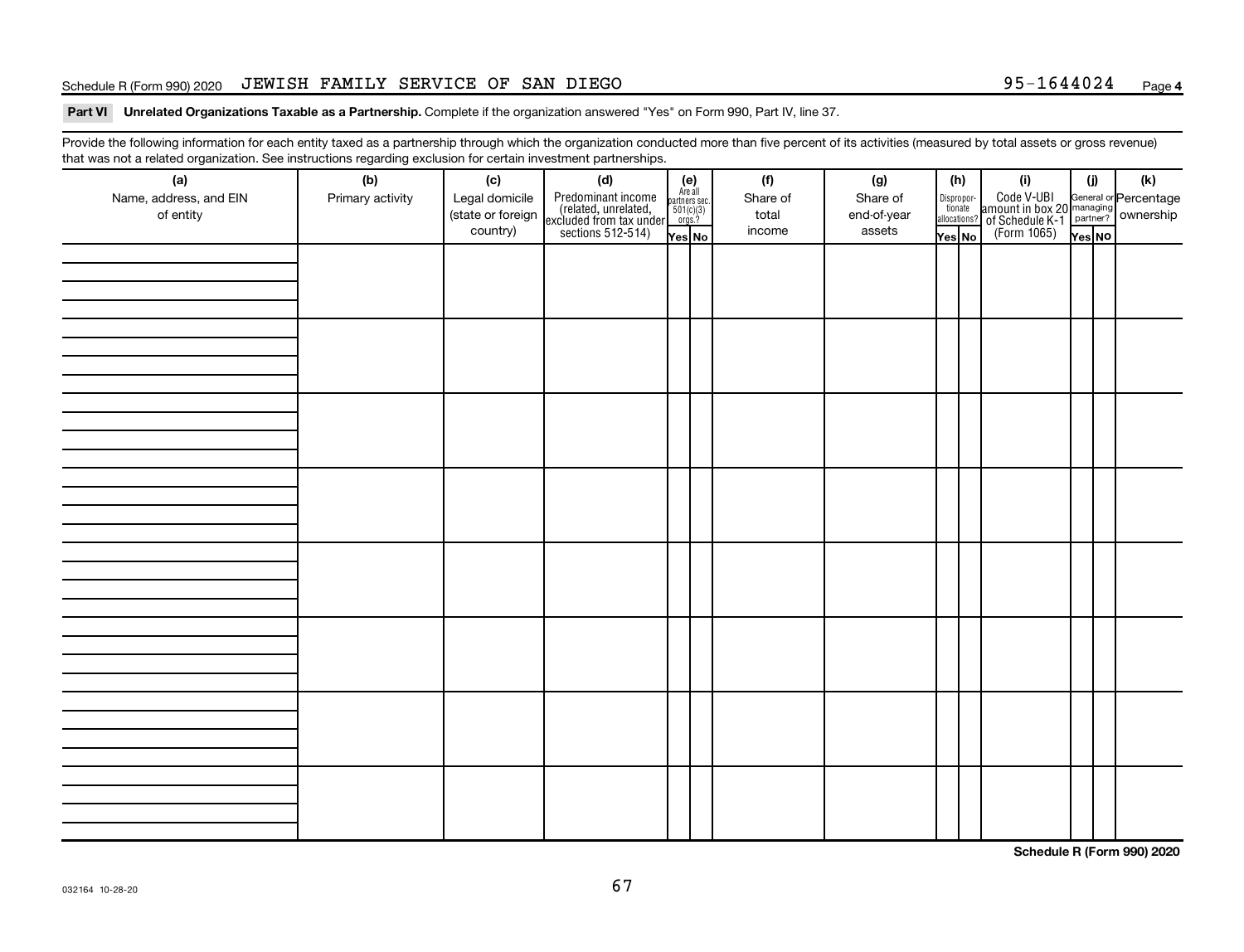**Part VI Unrelated Organizations Taxable as a Partnership.** Complete if the organization answered "Yes" on Form 990, Part IV, line 37.

Provide the following information for each entity taxed as a partnership through which the organization conducted more than five percent of its activities (measured by total assets or gross revenue) that was not a related organization. See instructions regarding exclusion for certain investment partnerships.

| (a) Name, address, and EIN of entity | (b) Primary activity | (c) Legal domicile (state or foreign country) | (d) Predominant income (related, unrelated, excluded from tax under sections 512-514) | (e) Are all partners sec. 501(c)(3) orgs.? | | (f) Share of total income | (g) Share of end-of-year assets | (h) Disproportionate allocations? | | (i) Code V-UBI amount in box 20 of Schedule K-1 (Form 1065) | (j) General or managing partner? | | (k) Percentage ownership |
|---|---|---|---|---|---|---|---|---|---|---|---|---|---|
| | | | | Yes | No | | | Yes | No | | Yes | No | |
| | | | | | | | | | | | | | |
| | | | | | | | | | | | | | |
| | | | | | | | | | | | | | |
| | | | | | | | | | | | | | |
| | | | | | | | | | | | | | |
| | | | | | | | | | | | | | |
| | | | | | | | | | | | | | |
| | | | | | | | | | | | | | |

**Schedule R (Form 990) 2020**

032164 10-28-20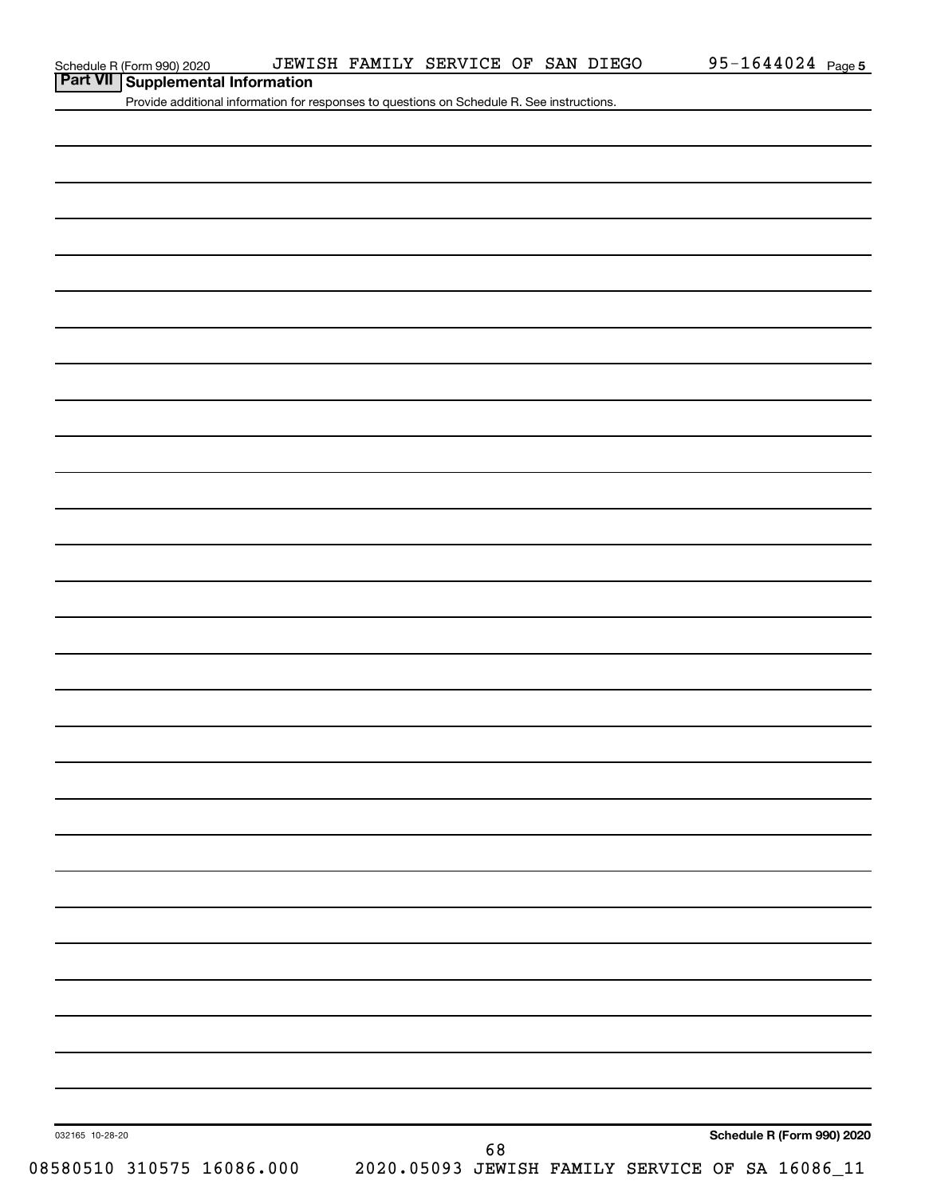## Part VII Supplemental Information

Provide additional information for responses to questions on Schedule R. See instructions.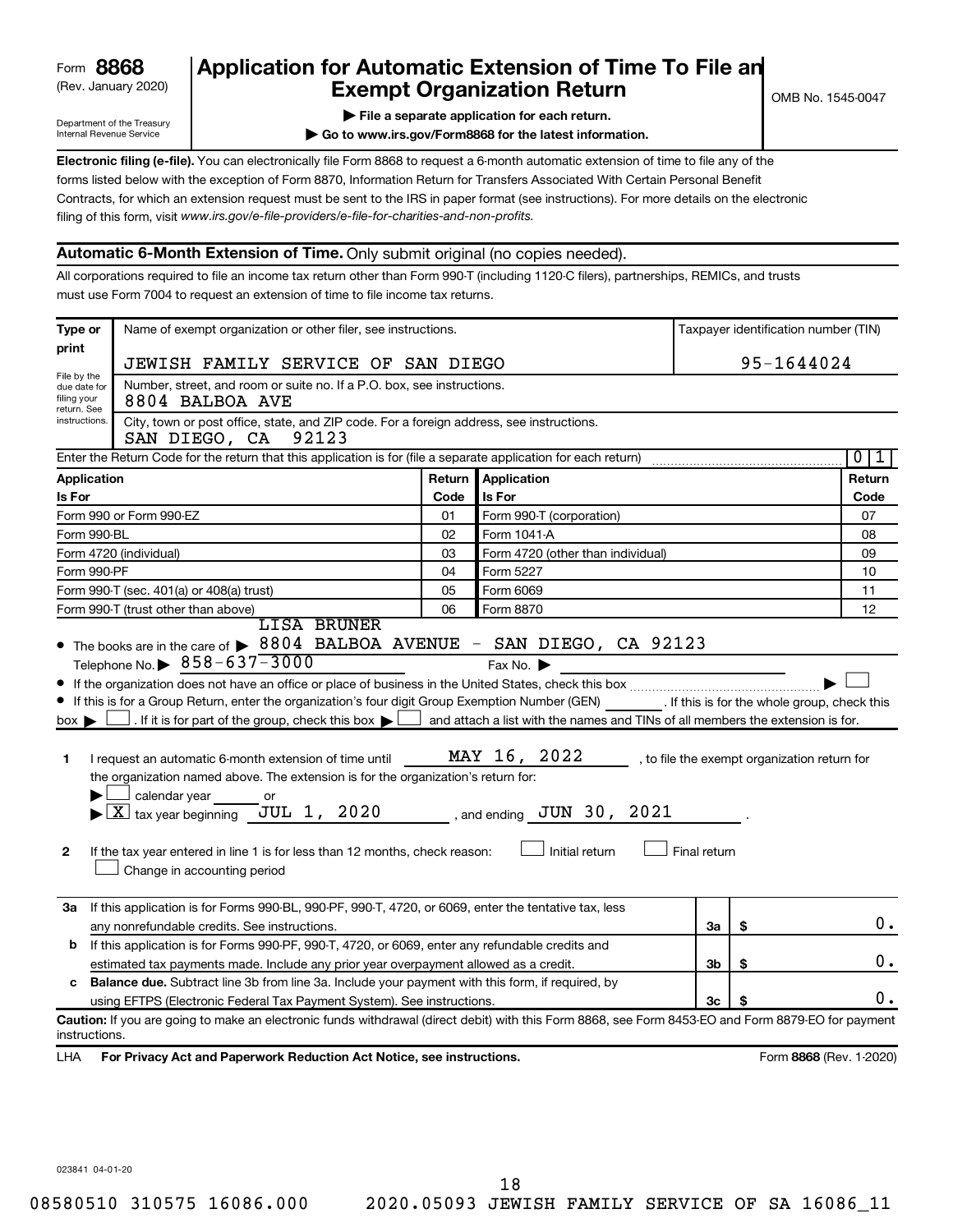Form **8868** (Rev. January 2020)

Department of the Treasury
Internal Revenue Service

# Application for Automatic Extension of Time To File an Exempt Organization Return

▶ File a separate application for each return.

▶ Go to www.irs.gov/Form8868 for the latest information.

OMB No. 1545-0047

**Electronic filing (e-file).** You can electronically file Form 8868 to request a 6-month automatic extension of time to file any of the forms listed below with the exception of Form 8870, Information Return for Transfers Associated With Certain Personal Benefit Contracts, for which an extension request must be sent to the IRS in paper format (see instructions). For more details on the electronic filing of this form, visit *www.irs.gov/e-file-providers/e-file-for-charities-and-non-profits.*

## Automatic 6-Month Extension of Time. Only submit original (no copies needed).

All corporations required to file an income tax return other than Form 990-T (including 1120-C filers), partnerships, REMICs, and trusts must use Form 7004 to request an extension of time to file income tax returns.

**Type or print** — File by the due date for filing your return. See instructions.

Name of exempt organization or other filer, see instructions: JEWISH FAMILY SERVICE OF SAN DIEGO

Taxpayer identification number (TIN): 95-1644024

Number, street, and room or suite no. If a P.O. box, see instructions: 8804 BALBOA AVE

City, town or post office, state, and ZIP code. For a foreign address, see instructions: SAN DIEGO, CA 92123

Enter the Return Code for the return that this application is for (file a separate application for each return): 0 1

| Application Is For | Return Code | Application Is For | Return Code |
|---|---|---|---|
| Form 990 or Form 990-EZ | 01 | Form 990-T (corporation) | 07 |
| Form 990-BL | 02 | Form 1041-A | 08 |
| Form 4720 (individual) | 03 | Form 4720 (other than individual) | 09 |
| Form 990-PF | 04 | Form 5227 | 10 |
| Form 990-T (sec. 401(a) or 408(a) trust) | 05 | Form 6069 | 11 |
| Form 990-T (trust other than above) | 06 | Form 8870 | 12 |

- The books are in the care of ▶ LISA BRUNER 8804 BALBOA AVENUE - SAN DIEGO, CA 92123
  Telephone No. ▶ 858-637-3000 Fax No. ▶
- If the organization does not have an office or place of business in the United States, check this box ▶ ☐
- If this is for a Group Return, enter the organization's four digit Group Exemption Number (GEN) ______. If this is for the whole group, check this box ▶ ☐. If it is for part of the group, check this box ▶ ☐ and attach a list with the names and TINs of all members the extension is for.

**1** I request an automatic 6-month extension of time until MAY 16, 2022, to file the exempt organization return for the organization named above. The extension is for the organization's return for:

▶ ☐ calendar year ______ or

▶ ☒ tax year beginning JUL 1, 2020, and ending JUN 30, 2021.

**2** If the tax year entered in line 1 is for less than 12 months, check reason: ☐ Initial return ☐ Final return ☐ Change in accounting period

| | | | |
|---|---|---|---|
| **3a** | If this application is for Forms 990-BL, 990-PF, 990-T, 4720, or 6069, enter the tentative tax, less any nonrefundable credits. See instructions. | 3a | $ 0. |
| **b** | If this application is for Forms 990-PF, 990-T, 4720, or 6069, enter any refundable credits and estimated tax payments made. Include any prior year overpayment allowed as a credit. | 3b | $ 0. |
| **c** | **Balance due.** Subtract line 3b from line 3a. Include your payment with this form, if required, by using EFTPS (Electronic Federal Tax Payment System). See instructions. | 3c | $ 0. |

**Caution:** If you are going to make an electronic funds withdrawal (direct debit) with this Form 8868, see Form 8453-EO and Form 8879-EO for payment instructions.

LHA **For Privacy Act and Paperwork Reduction Act Notice, see instructions.** Form **8868** (Rev. 1-2020)

023841 04-01-20

08580510 310575 16086.000 2020.05093 JEWISH FAMILY SERVICE OF SA 16086_11